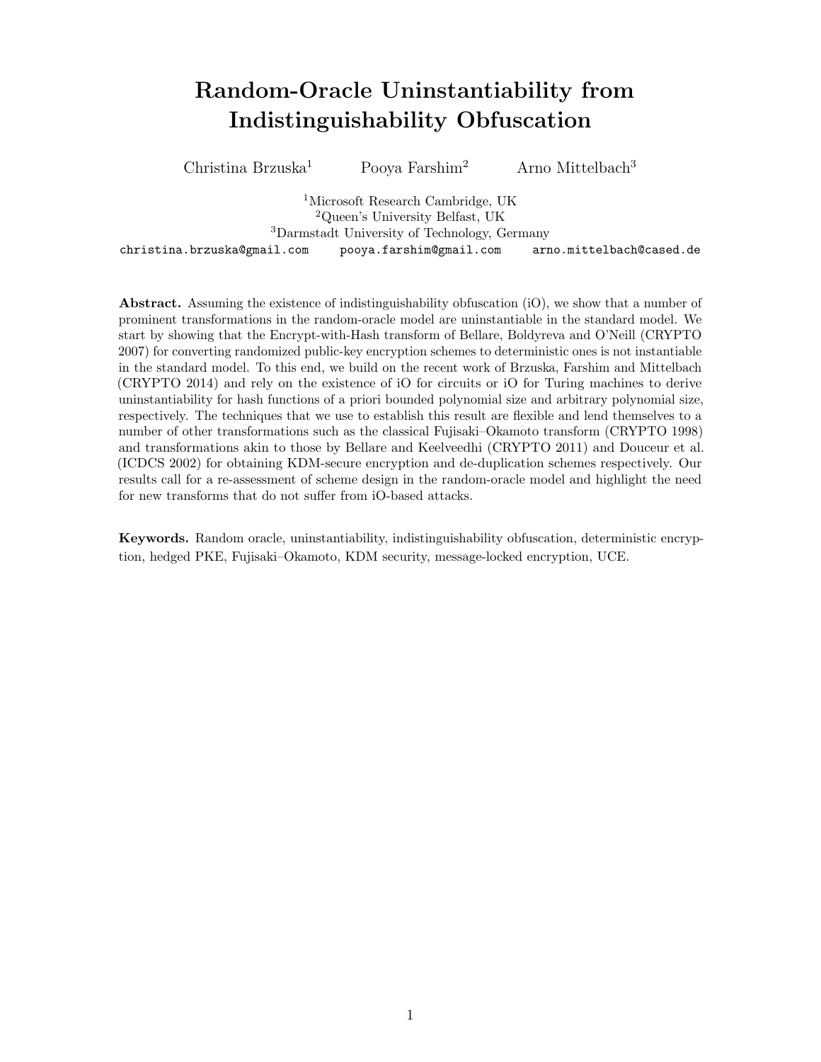# Random-Oracle Uninstantiability from Indistinguishability Obfuscation

Christina Brzuska[1] Pooya Farshim[2] Arno Mittelbach[3]

[1]Microsoft Research Cambridge, UK
[2]Queen's University Belfast, UK
[3]Darmstadt University of Technology, Germany

christina.brzuska@gmail.com pooya.farshim@gmail.com arno.mittelbach@cased.de

**Abstract.** Assuming the existence of indistinguishability obfuscation (iO), we show that a number of prominent transformations in the random-oracle model are uninstantiable in the standard model. We start by showing that the Encrypt-with-Hash transform of Bellare, Boldyreva and O'Neill (CRYPTO 2007) for converting randomized public-key encryption schemes to deterministic ones is not instantiable in the standard model. To this end, we build on the recent work of Brzuska, Farshim and Mittelbach (CRYPTO 2014) and rely on the existence of iO for circuits or iO for Turing machines to derive uninstantiability for hash functions of a priori bounded polynomial size and arbitrary polynomial size, respectively. The techniques that we use to establish this result are flexible and lend themselves to a number of other transformations such as the classical Fujisaki–Okamoto transform (CRYPTO 1998) and transformations akin to those by Bellare and Keelveedhi (CRYPTO 2011) and Douceur et al. (ICDCS 2002) for obtaining KDM-secure encryption and de-duplication schemes respectively. Our results call for a re-assessment of scheme design in the random-oracle model and highlight the need for new transforms that do not suffer from iO-based attacks.

**Keywords.** Random oracle, uninstantiability, indistinguishability obfuscation, deterministic encryption, hedged PKE, Fujisaki–Okamoto, KDM security, message-locked encryption, UCE.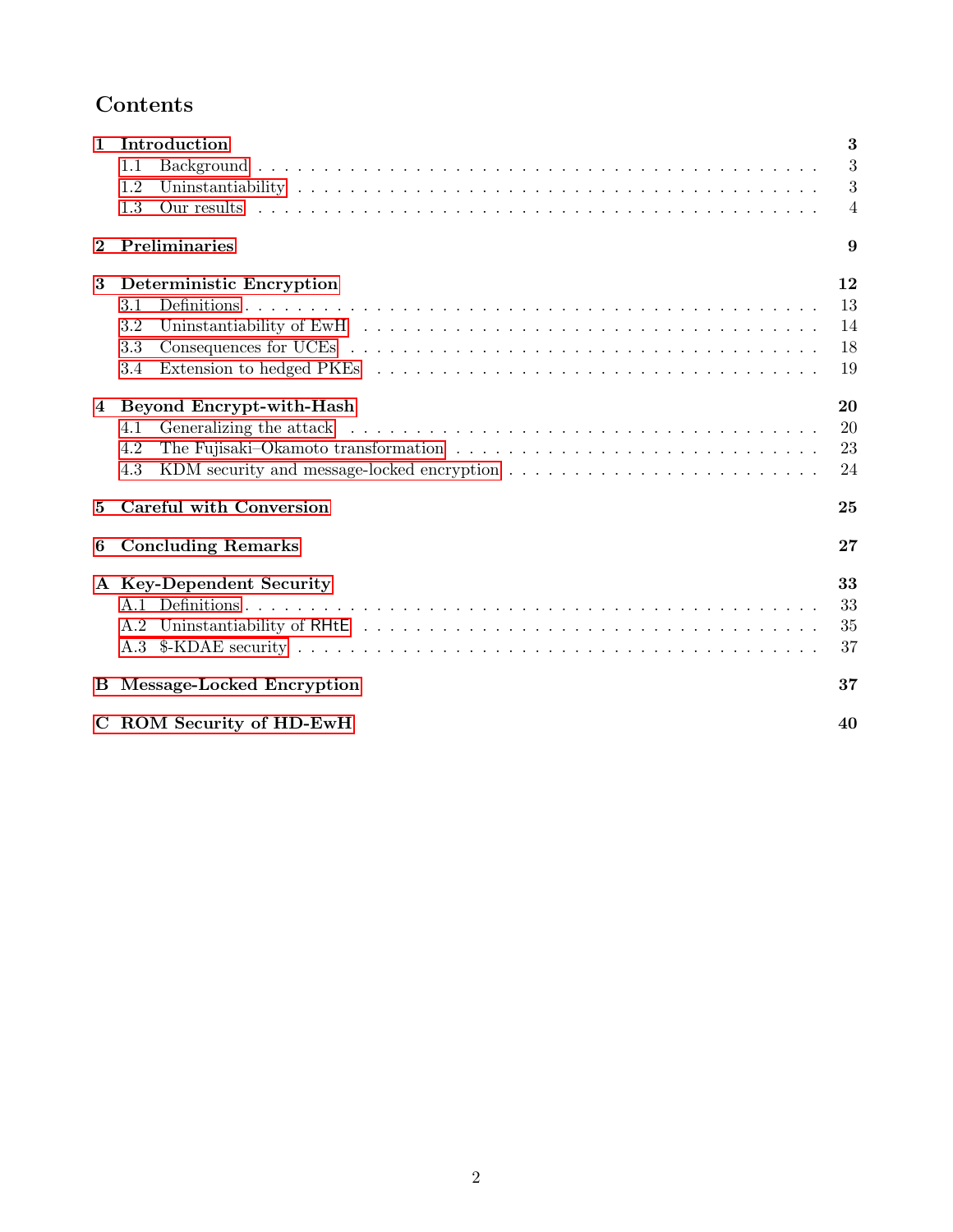# Contents

- **1 Introduction** — 3
  - 1.1 Background — 3
  - 1.2 Uninstantiability — 3
  - 1.3 Our results — 4
- **2 Preliminaries** — 9
- **3 Deterministic Encryption** — 12
  - 3.1 Definitions — 13
  - 3.2 Uninstantiability of EwH — 14
  - 3.3 Consequences for UCEs — 18
  - 3.4 Extension to hedged PKEs — 19
- **4 Beyond Encrypt-with-Hash** — 20
  - 4.1 Generalizing the attack — 20
  - 4.2 The Fujisaki–Okamoto transformation — 23
  - 4.3 KDM security and message-locked encryption — 24
- **5 Careful with Conversion** — 25
- **6 Concluding Remarks** — 27
- **A Key-Dependent Security** — 33
  - A.1 Definitions — 33
  - A.2 Uninstantiability of RHtE — 35
  - A.3 $-KDAE security — 37
- **B Message-Locked Encryption** — 37
- **C ROM Security of HD-EwH** — 40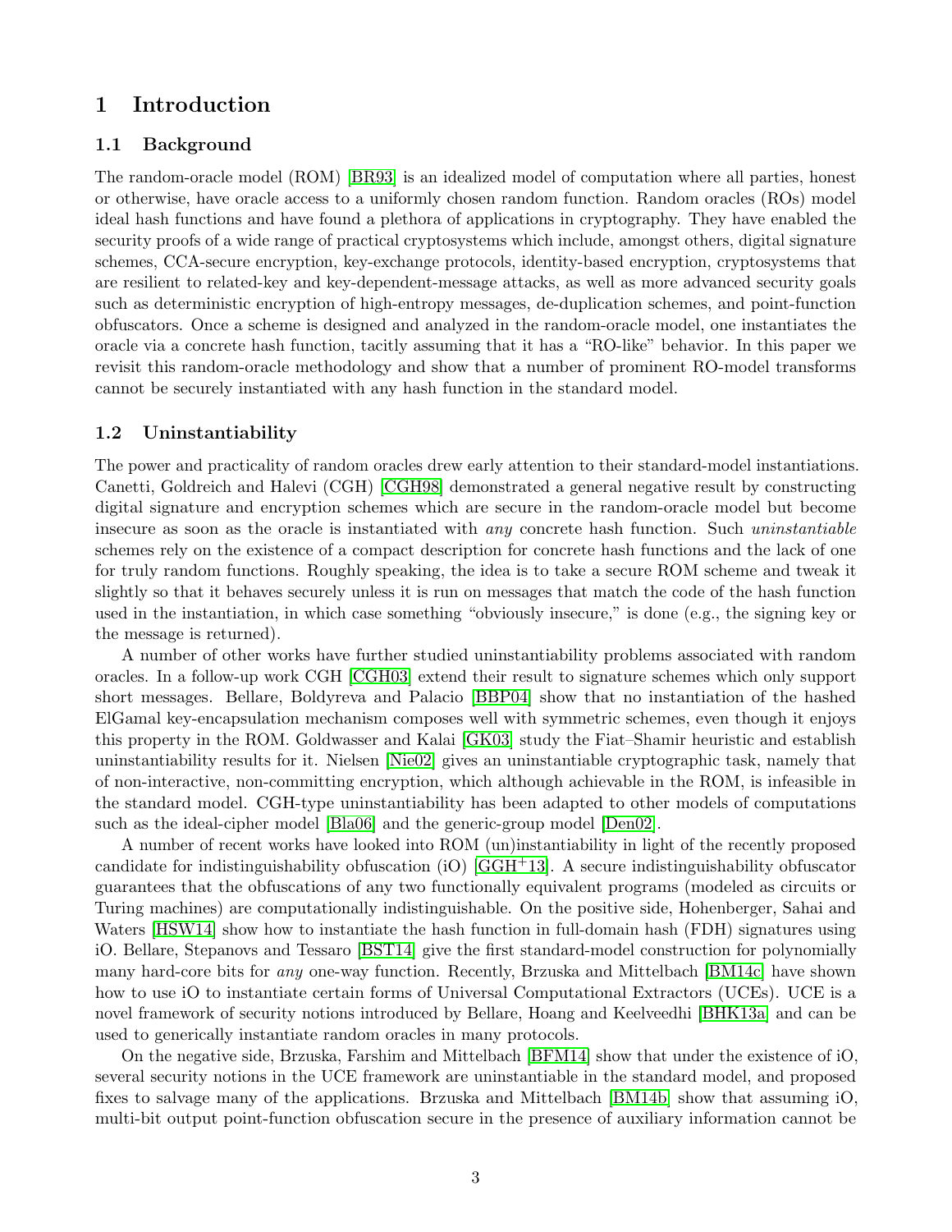# 1 Introduction

## 1.1 Background

The random-oracle model (ROM) [BR93] is an idealized model of computation where all parties, honest or otherwise, have oracle access to a uniformly chosen random function. Random oracles (ROs) model ideal hash functions and have found a plethora of applications in cryptography. They have enabled the security proofs of a wide range of practical cryptosystems which include, amongst others, digital signature schemes, CCA-secure encryption, key-exchange protocols, identity-based encryption, cryptosystems that are resilient to related-key and key-dependent-message attacks, as well as more advanced security goals such as deterministic encryption of high-entropy messages, de-duplication schemes, and point-function obfuscators. Once a scheme is designed and analyzed in the random-oracle model, one instantiates the oracle via a concrete hash function, tacitly assuming that it has a "RO-like" behavior. In this paper we revisit this random-oracle methodology and show that a number of prominent RO-model transforms cannot be securely instantiated with any hash function in the standard model.

## 1.2 Uninstantiability

The power and practicality of random oracles drew early attention to their standard-model instantiations. Canetti, Goldreich and Halevi (CGH) [CGH98] demonstrated a general negative result by constructing digital signature and encryption schemes which are secure in the random-oracle model but become insecure as soon as the oracle is instantiated with *any* concrete hash function. Such *uninstantiable* schemes rely on the existence of a compact description for concrete hash functions and the lack of one for truly random functions. Roughly speaking, the idea is to take a secure ROM scheme and tweak it slightly so that it behaves securely unless it is run on messages that match the code of the hash function used in the instantiation, in which case something "obviously insecure," is done (e.g., the signing key or the message is returned).

A number of other works have further studied uninstantiability problems associated with random oracles. In a follow-up work CGH [CGH03] extend their result to signature schemes which only support short messages. Bellare, Boldyreva and Palacio [BBP04] show that no instantiation of the hashed ElGamal key-encapsulation mechanism composes well with symmetric schemes, even though it enjoys this property in the ROM. Goldwasser and Kalai [GK03] study the Fiat–Shamir heuristic and establish uninstantiability results for it. Nielsen [Nie02] gives an uninstantiable cryptographic task, namely that of non-interactive, non-committing encryption, which although achievable in the ROM, is infeasible in the standard model. CGH-type uninstantiability has been adapted to other models of computations such as the ideal-cipher model [Bla06] and the generic-group model [Den02].

A number of recent works have looked into ROM (un)instantiability in light of the recently proposed candidate for indistinguishability obfuscation (iO) [GGH+13]. A secure indistinguishability obfuscator guarantees that the obfuscations of any two functionally equivalent programs (modeled as circuits or Turing machines) are computationally indistinguishable. On the positive side, Hohenberger, Sahai and Waters [HSW14] show how to instantiate the hash function in full-domain hash (FDH) signatures using iO. Bellare, Stepanovs and Tessaro [BST14] give the first standard-model construction for polynomially many hard-core bits for *any* one-way function. Recently, Brzuska and Mittelbach [BM14c] have shown how to use iO to instantiate certain forms of Universal Computational Extractors (UCEs). UCE is a novel framework of security notions introduced by Bellare, Hoang and Keelveedhi [BHK13a] and can be used to generically instantiate random oracles in many protocols.

On the negative side, Brzuska, Farshim and Mittelbach [BFM14] show that under the existence of iO, several security notions in the UCE framework are uninstantiable in the standard model, and proposed fixes to salvage many of the applications. Brzuska and Mittelbach [BM14b] show that assuming iO, multi-bit output point-function obfuscation secure in the presence of auxiliary information cannot be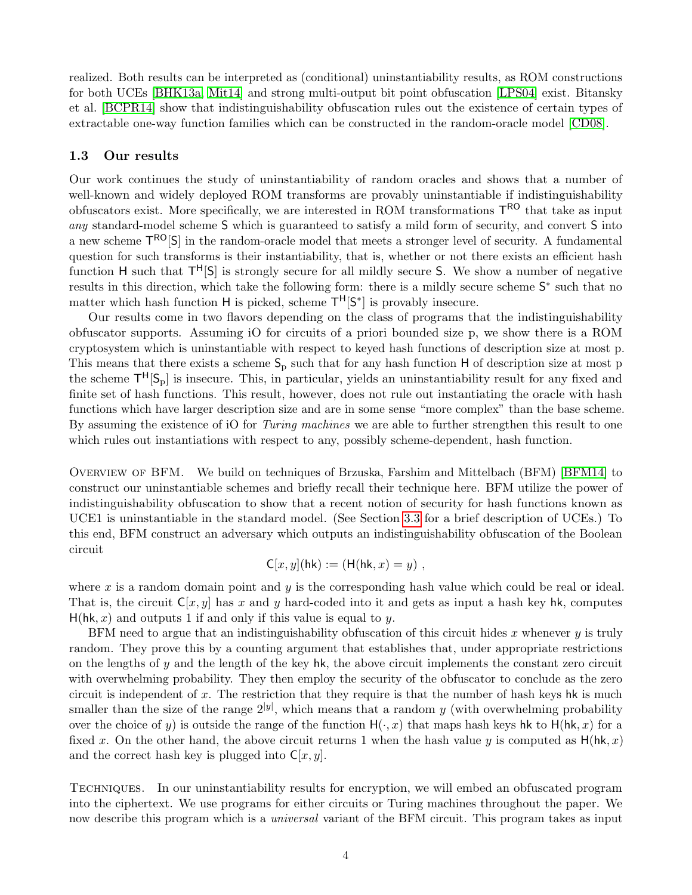realized. Both results can be interpreted as (conditional) uninstantiability results, as ROM constructions for both UCEs [BHK13a, Mit14] and strong multi-output bit point obfuscation [LPS04] exist. Bitansky et al. [BCPR14] show that indistinguishability obfuscation rules out the existence of certain types of extractable one-way function families which can be constructed in the random-oracle model [CD08].

### 1.3 Our results

Our work continues the study of uninstantiability of random oracles and shows that a number of well-known and widely deployed ROM transforms are provably uninstantiable if indistinguishability obfuscators exist. More specifically, we are interested in ROM transformations $\mathsf{T}^{\mathsf{RO}}$ that take as input *any* standard-model scheme $\mathsf{S}$ which is guaranteed to satisfy a mild form of security, and convert $\mathsf{S}$ into a new scheme $\mathsf{T}^{\mathsf{RO}}[\mathsf{S}]$ in the random-oracle model that meets a stronger level of security. A fundamental question for such transforms is their instantiability, that is, whether or not there exists an efficient hash function $\mathsf{H}$ such that $\mathsf{T}^{\mathsf{H}}[\mathsf{S}]$ is strongly secure for all mildly secure $\mathsf{S}$. We show a number of negative results in this direction, which take the following form: there is a mildly secure scheme $\mathsf{S}^*$ such that no matter which hash function $\mathsf{H}$ is picked, scheme $\mathsf{T}^{\mathsf{H}}[\mathsf{S}^*]$ is provably insecure.

Our results come in two flavors depending on the class of programs that the indistinguishability obfuscator supports. Assuming iO for circuits of a priori bounded size p, we show there is a ROM cryptosystem which is uninstantiable with respect to keyed hash functions of description size at most p. This means that there exists a scheme $\mathsf{S}_{\mathrm{p}}$ such that for any hash function $\mathsf{H}$ of description size at most p the scheme $\mathsf{T}^{\mathsf{H}}[\mathsf{S}_{\mathrm{p}}]$ is insecure. This, in particular, yields an uninstantiability result for any fixed and finite set of hash functions. This result, however, does not rule out instantiating the oracle with hash functions which have larger description size and are in some sense "more complex" than the base scheme. By assuming the existence of iO for *Turing machines* we are able to further strengthen this result to one which rules out instantiations with respect to any, possibly scheme-dependent, hash function.

Overview of BFM. We build on techniques of Brzuska, Farshim and Mittelbach (BFM) [BFM14] to construct our uninstantiable schemes and briefly recall their technique here. BFM utilize the power of indistinguishability obfuscation to show that a recent notion of security for hash functions known as UCE1 is uninstantiable in the standard model. (See Section 3.3 for a brief description of UCEs.) To this end, BFM construct an adversary which outputs an indistinguishability obfuscation of the Boolean circuit

$$\mathsf{C}[x,y](\mathsf{hk}) := (\mathsf{H}(\mathsf{hk},x) = y) \ ,$$

where $x$ is a random domain point and $y$ is the corresponding hash value which could be real or ideal. That is, the circuit $\mathsf{C}[x,y]$ has $x$ and $y$ hard-coded into it and gets as input a hash key $\mathsf{hk}$, computes $\mathsf{H}(\mathsf{hk},x)$ and outputs 1 if and only if this value is equal to $y$.

BFM need to argue that an indistinguishability obfuscation of this circuit hides $x$ whenever $y$ is truly random. They prove this by a counting argument that establishes that, under appropriate restrictions on the lengths of $y$ and the length of the key $\mathsf{hk}$, the above circuit implements the constant zero circuit with overwhelming probability. They then employ the security of the obfuscator to conclude as the zero circuit is independent of $x$. The restriction that they require is that the number of hash keys $\mathsf{hk}$ is much smaller than the size of the range $2^{|y|}$, which means that a random $y$ (with overwhelming probability over the choice of $y$) is outside the range of the function $\mathsf{H}(\cdot,x)$ that maps hash keys $\mathsf{hk}$ to $\mathsf{H}(\mathsf{hk},x)$ for a fixed $x$. On the other hand, the above circuit returns 1 when the hash value $y$ is computed as $\mathsf{H}(\mathsf{hk},x)$ and the correct hash key is plugged into $\mathsf{C}[x,y]$.

Techniques. In our uninstantiability results for encryption, we will embed an obfuscated program into the ciphertext. We use programs for either circuits or Turing machines throughout the paper. We now describe this program which is a *universal* variant of the BFM circuit. This program takes as input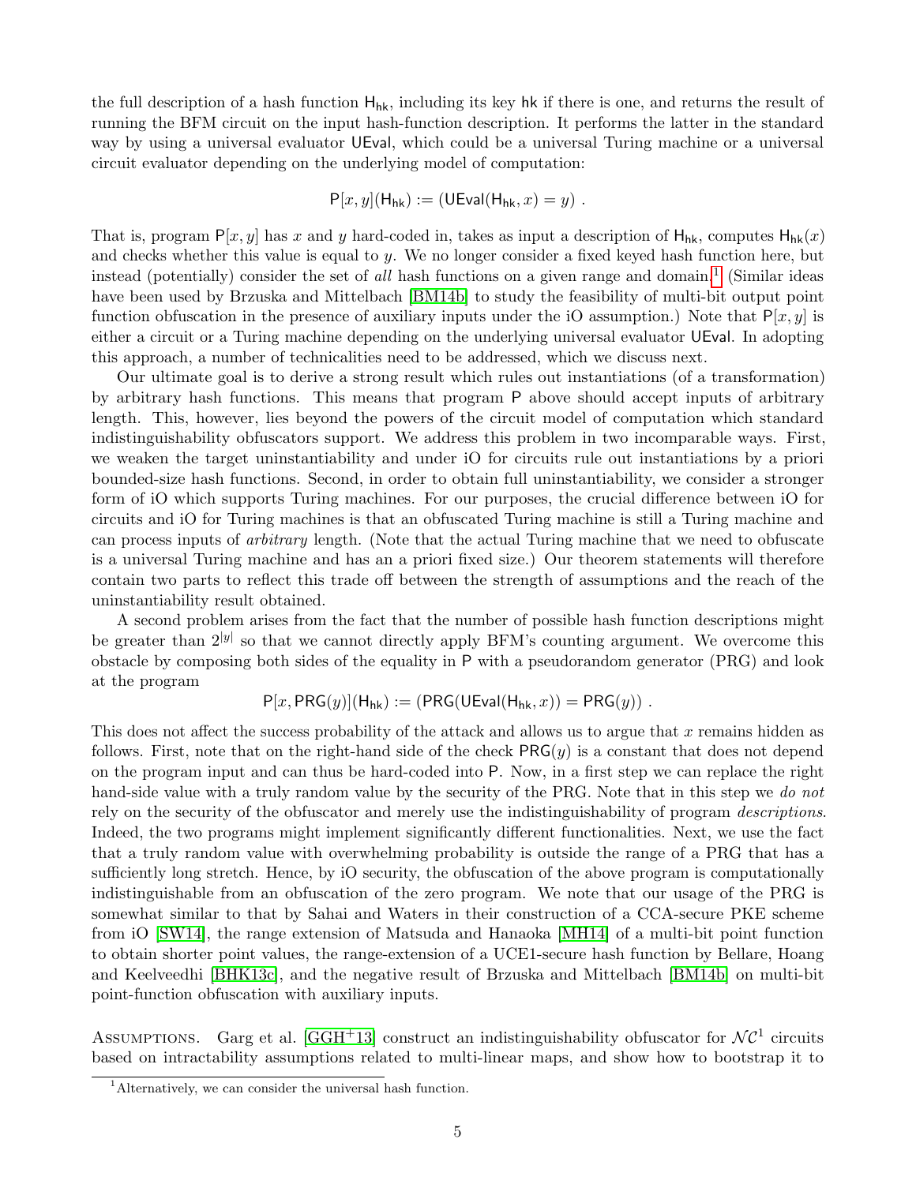the full description of a hash function $\mathsf{H}_{\mathsf{hk}}$, including its key $\mathsf{hk}$ if there is one, and returns the result of running the BFM circuit on the input hash-function description. It performs the latter in the standard way by using a universal evaluator $\mathsf{UEval}$, which could be a universal Turing machine or a universal circuit evaluator depending on the underlying model of computation:

$$\mathsf{P}[x,y](\mathsf{H}_{\mathsf{hk}}) := (\mathsf{UEval}(\mathsf{H}_{\mathsf{hk}}, x) = y) \ .$$

That is, program $\mathsf{P}[x,y]$ has $x$ and $y$ hard-coded in, takes as input a description of $\mathsf{H}_{\mathsf{hk}}$, computes $\mathsf{H}_{\mathsf{hk}}(x)$ and checks whether this value is equal to $y$. We no longer consider a fixed keyed hash function here, but instead (potentially) consider the set of *all* hash functions on a given range and domain.[1] (Similar ideas have been used by Brzuska and Mittelbach [BM14b] to study the feasibility of multi-bit output point function obfuscation in the presence of auxiliary inputs under the iO assumption.) Note that $\mathsf{P}[x,y]$ is either a circuit or a Turing machine depending on the underlying universal evaluator $\mathsf{UEval}$. In adopting this approach, a number of technicalities need to be addressed, which we discuss next.

Our ultimate goal is to derive a strong result which rules out instantiations (of a transformation) by arbitrary hash functions. This means that program $\mathsf{P}$ above should accept inputs of arbitrary length. This, however, lies beyond the powers of the circuit model of computation which standard indistinguishability obfuscators support. We address this problem in two incomparable ways. First, we weaken the target uninstantiability and under iO for circuits rule out instantiations by a priori bounded-size hash functions. Second, in order to obtain full uninstantiability, we consider a stronger form of iO which supports Turing machines. For our purposes, the crucial difference between iO for circuits and iO for Turing machines is that an obfuscated Turing machine is still a Turing machine and can process inputs of *arbitrary* length. (Note that the actual Turing machine that we need to obfuscate is a universal Turing machine and has an a priori fixed size.) Our theorem statements will therefore contain two parts to reflect this trade off between the strength of assumptions and the reach of the uninstantiability result obtained.

A second problem arises from the fact that the number of possible hash function descriptions might be greater than $2^{|y|}$ so that we cannot directly apply BFM's counting argument. We overcome this obstacle by composing both sides of the equality in $\mathsf{P}$ with a pseudorandom generator (PRG) and look at the program

$$\mathsf{P}[x,\mathsf{PRG}(y)](\mathsf{H}_{\mathsf{hk}}) := (\mathsf{PRG}(\mathsf{UEval}(\mathsf{H}_{\mathsf{hk}}, x)) = \mathsf{PRG}(y)) \ .$$

This does not affect the success probability of the attack and allows us to argue that $x$ remains hidden as follows. First, note that on the right-hand side of the check $\mathsf{PRG}(y)$ is a constant that does not depend on the program input and can thus be hard-coded into $\mathsf{P}$. Now, in a first step we can replace the right hand-side value with a truly random value by the security of the PRG. Note that in this step we *do not* rely on the security of the obfuscator and merely use the indistinguishability of program *descriptions*. Indeed, the two programs might implement significantly different functionalities. Next, we use the fact that a truly random value with overwhelming probability is outside the range of a PRG that has a sufficiently long stretch. Hence, by iO security, the obfuscation of the above program is computationally indistinguishable from an obfuscation of the zero program. We note that our usage of the PRG is somewhat similar to that by Sahai and Waters in their construction of a CCA-secure PKE scheme from iO [SW14], the range extension of Matsuda and Hanaoka [MH14] of a multi-bit point function to obtain shorter point values, the range-extension of a UCE1-secure hash function by Bellare, Hoang and Keelveedhi [BHK13c], and the negative result of Brzuska and Mittelbach [BM14b] on multi-bit point-function obfuscation with auxiliary inputs.

Assumptions. Garg et al. [GGH+13] construct an indistinguishability obfuscator for $\mathcal{NC}^1$ circuits based on intractability assumptions related to multi-linear maps, and show how to bootstrap it to

[1] Alternatively, we can consider the universal hash function.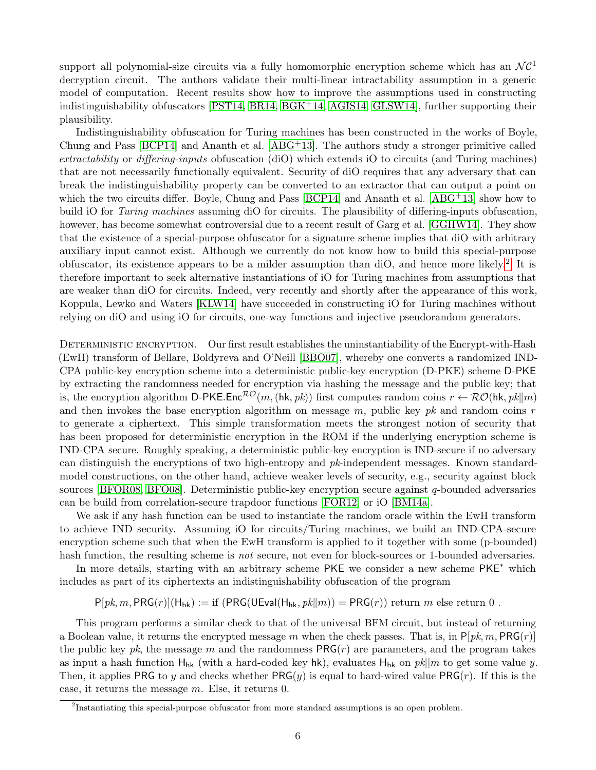support all polynomial-size circuits via a fully homomorphic encryption scheme which has an $\mathcal{NC}^1$ decryption circuit. The authors validate their multi-linear intractability assumption in a generic model of computation. Recent results show how to improve the assumptions used in constructing indistinguishability obfuscators [PST14, BR14, BGK+14, AGIS14, GLSW14], further supporting their plausibility.

Indistinguishability obfuscation for Turing machines has been constructed in the works of Boyle, Chung and Pass [BCP14] and Ananth et al. [ABG+13]. The authors study a stronger primitive called *extractability* or *differing-inputs* obfuscation (diO) which extends iO to circuits (and Turing machines) that are not necessarily functionally equivalent. Security of diO requires that any adversary that can break the indistinguishability property can be converted to an extractor that can output a point on which the two circuits differ. Boyle, Chung and Pass [BCP14] and Ananth et al. [ABG+13] show how to build iO for *Turing machines* assuming diO for circuits. The plausibility of differing-inputs obfuscation, however, has become somewhat controversial due to a recent result of Garg et al. [GGHW14]. They show that the existence of a special-purpose obfuscator for a signature scheme implies that diO with arbitrary auxiliary input cannot exist. Although we currently do not know how to build this special-purpose obfuscator, its existence appears to be a milder assumption than diO, and hence more likely.[2] It is therefore important to seek alternative instantiations of iO for Turing machines from assumptions that are weaker than diO for circuits. Indeed, very recently and shortly after the appearance of this work, Koppula, Lewko and Waters [KLW14] have succeeded in constructing iO for Turing machines without relying on diO and using iO for circuits, one-way functions and injective pseudorandom generators.

Deterministic encryption. Our first result establishes the uninstantiability of the Encrypt-with-Hash (EwH) transform of Bellare, Boldyreva and O'Neill [BBO07], whereby one converts a randomized IND-CPA public-key encryption scheme into a deterministic public-key encryption (D-PKE) scheme $\mathsf{D\text{-}PKE}$ by extracting the randomness needed for encryption via hashing the message and the public key; that is, the encryption algorithm $\mathsf{D\text{-}PKE.Enc}^{\mathcal{RO}}(m, (\mathsf{hk}, pk))$ first computes random coins $r \leftarrow \mathcal{RO}(\mathsf{hk}, pk \| m)$ and then invokes the base encryption algorithm on message $m$, public key $pk$ and random coins $r$ to generate a ciphertext. This simple transformation meets the strongest notion of security that has been proposed for deterministic encryption in the ROM if the underlying encryption scheme is IND-CPA secure. Roughly speaking, a deterministic public-key encryption is IND-secure if no adversary can distinguish the encryptions of two high-entropy and $pk$-independent messages. Known standard-model constructions, on the other hand, achieve weaker levels of security, e.g., security against block sources [BFOR08, BFO08]. Deterministic public-key encryption secure against $q$-bounded adversaries can be build from correlation-secure trapdoor functions [FOR12] or iO [BM14a].

We ask if any hash function can be used to instantiate the random oracle within the EwH transform to achieve IND security. Assuming iO for circuits/Turing machines, we build an IND-CPA-secure encryption scheme such that when the EwH transform is applied to it together with some (p-bounded) hash function, the resulting scheme is *not* secure, not even for block-sources or 1-bounded adversaries.

In more details, starting with an arbitrary scheme $\mathsf{PKE}$ we consider a new scheme $\mathsf{PKE}^*$ which includes as part of its ciphertexts an indistinguishability obfuscation of the program

$$\mathsf{P}[pk, m, \mathsf{PRG}(r)](\mathsf{H}_{\mathsf{hk}}) := \text{if } (\mathsf{PRG}(\mathsf{UEval}(\mathsf{H}_{\mathsf{hk}}, pk \| m)) = \mathsf{PRG}(r)) \text{ return } m \text{ else return } 0 \; .$$

This program performs a similar check to that of the universal BFM circuit, but instead of returning a Boolean value, it returns the encrypted message $m$ when the check passes. That is, in $\mathsf{P}[pk, m, \mathsf{PRG}(r)]$ the public key $pk$, the message $m$ and the randomness $\mathsf{PRG}(r)$ are parameters, and the program takes as input a hash function $\mathsf{H}_{\mathsf{hk}}$ (with a hard-coded key $\mathsf{hk}$), evaluates $\mathsf{H}_{\mathsf{hk}}$ on $pk \| m$ to get some value $y$. Then, it applies $\mathsf{PRG}$ to $y$ and checks whether $\mathsf{PRG}(y)$ is equal to hard-wired value $\mathsf{PRG}(r)$. If this is the case, it returns the message $m$. Else, it returns 0.

[2] Instantiating this special-purpose obfuscator from more standard assumptions is an open problem.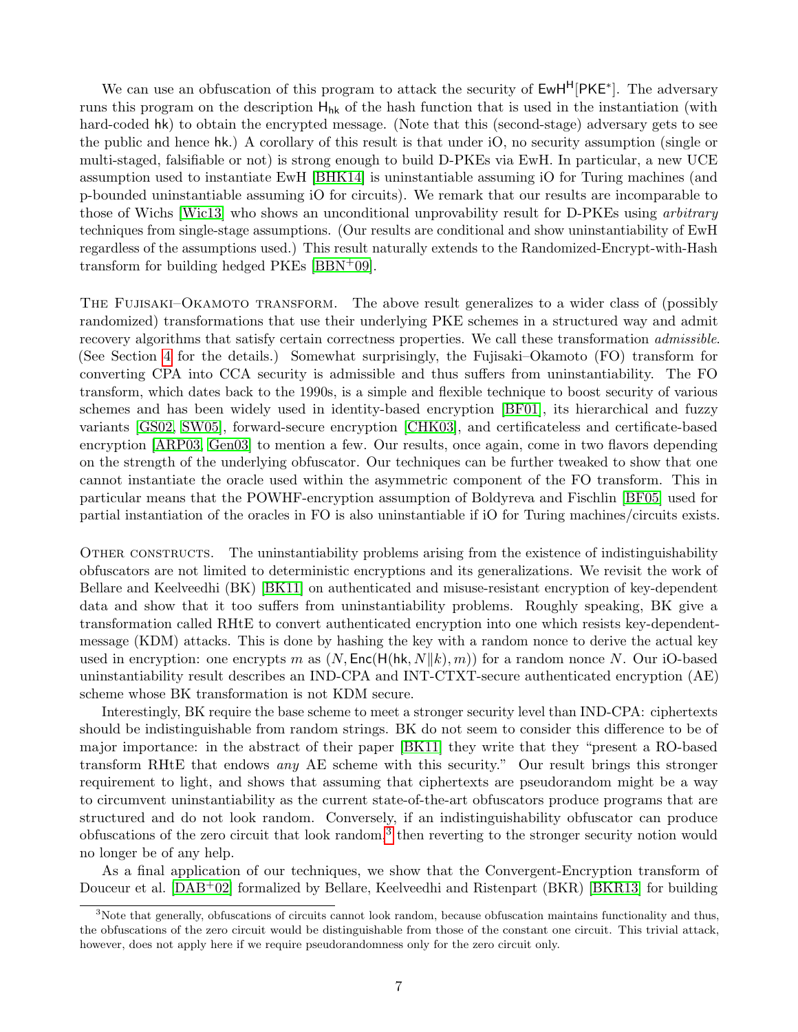We can use an obfuscation of this program to attack the security of $\mathsf{EwH}^{\mathsf{H}}[\mathsf{PKE}^*]$. The adversary runs this program on the description $\mathsf{H}_{\mathsf{hk}}$ of the hash function that is used in the instantiation (with hard-coded hk) to obtain the encrypted message. (Note that this (second-stage) adversary gets to see the public and hence hk.) A corollary of this result is that under iO, no security assumption (single or multi-staged, falsifiable or not) is strong enough to build D-PKEs via EwH. In particular, a new UCE assumption used to instantiate EwH [BHK14] is uninstantiable assuming iO for Turing machines (and p-bounded uninstantiable assuming iO for circuits). We remark that our results are incomparable to those of Wichs [Wic13] who shows an unconditional unprovability result for D-PKEs using *arbitrary* techniques from single-stage assumptions. (Our results are conditional and show uninstantiability of EwH regardless of the assumptions used.) This result naturally extends to the Randomized-Encrypt-with-Hash transform for building hedged PKEs [BBN+09].

The Fujisaki–Okamoto transform. The above result generalizes to a wider class of (possibly randomized) transformations that use their underlying PKE schemes in a structured way and admit recovery algorithms that satisfy certain correctness properties. We call these transformation *admissible*. (See Section 4 for the details.) Somewhat surprisingly, the Fujisaki–Okamoto (FO) transform for converting CPA into CCA security is admissible and thus suffers from uninstantiability. The FO transform, which dates back to the 1990s, is a simple and flexible technique to boost security of various schemes and has been widely used in identity-based encryption [BF01], its hierarchical and fuzzy variants [GS02, SW05], forward-secure encryption [CHK03], and certificateless and certificate-based encryption [ARP03, Gen03] to mention a few. Our results, once again, come in two flavors depending on the strength of the underlying obfuscator. Our techniques can be further tweaked to show that one cannot instantiate the oracle used within the asymmetric component of the FO transform. This in particular means that the POWHF-encryption assumption of Boldyreva and Fischlin [BF05] used for partial instantiation of the oracles in FO is also uninstantiable if iO for Turing machines/circuits exists.

Other constructs. The uninstantiability problems arising from the existence of indistinguishability obfuscators are not limited to deterministic encryptions and its generalizations. We revisit the work of Bellare and Keelveedhi (BK) [BK11] on authenticated and misuse-resistant encryption of key-dependent data and show that it too suffers from uninstantiability problems. Roughly speaking, BK give a transformation called RHtE to convert authenticated encryption into one which resists key-dependent-message (KDM) attacks. This is done by hashing the key with a random nonce to derive the actual key used in encryption: one encrypts $m$ as $(N, \mathsf{Enc}(\mathsf{H}(\mathsf{hk}, N\|k), m))$ for a random nonce $N$. Our iO-based uninstantiability result describes an IND-CPA and INT-CTXT-secure authenticated encryption (AE) scheme whose BK transformation is not KDM secure.

Interestingly, BK require the base scheme to meet a stronger security level than IND-CPA: ciphertexts should be indistinguishable from random strings. BK do not seem to consider this difference to be of major importance: in the abstract of their paper [BK11] they write that they "present a RO-based transform RHtE that endows *any* AE scheme with this security." Our result brings this stronger requirement to light, and shows that assuming that ciphertexts are pseudorandom might be a way to circumvent uninstantiability as the current state-of-the-art obfuscators produce programs that are structured and do not look random. Conversely, if an indistinguishability obfuscator can produce obfuscations of the zero circuit that look random,[3] then reverting to the stronger security notion would no longer be of any help.

As a final application of our techniques, we show that the Convergent-Encryption transform of Douceur et al. [DAB+02] formalized by Bellare, Keelveedhi and Ristenpart (BKR) [BKR13] for building

[3]Note that generally, obfuscations of circuits cannot look random, because obfuscation maintains functionality and thus, the obfuscations of the zero circuit would be distinguishable from those of the constant one circuit. This trivial attack, however, does not apply here if we require pseudorandomness only for the zero circuit only.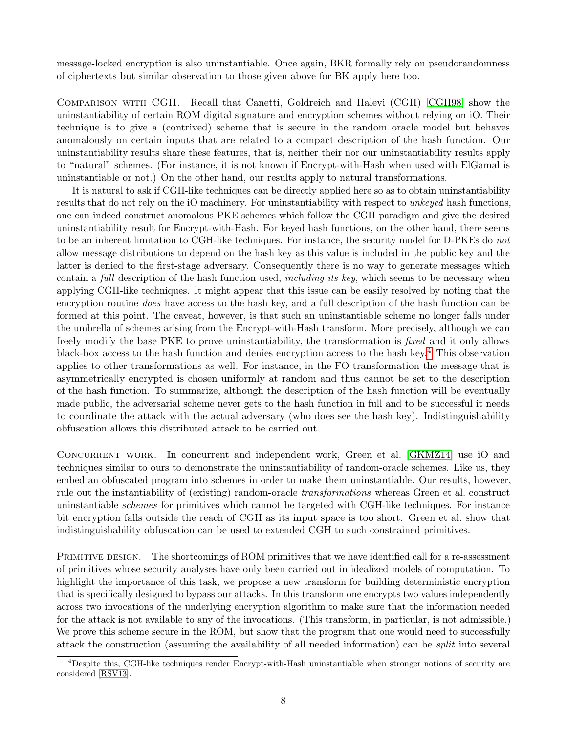message-locked encryption is also uninstantiable. Once again, BKR formally rely on pseudorandomness of ciphertexts but similar observation to those given above for BK apply here too.

Comparison with CGH. Recall that Canetti, Goldreich and Halevi (CGH) [CGH98] show the uninstantiability of certain ROM digital signature and encryption schemes without relying on iO. Their technique is to give a (contrived) scheme that is secure in the random oracle model but behaves anomalously on certain inputs that are related to a compact description of the hash function. Our uninstantiability results share these features, that is, neither their nor our uninstantiability results apply to "natural" schemes. (For instance, it is not known if Encrypt-with-Hash when used with ElGamal is uninstantiable or not.) On the other hand, our results apply to natural transformations.

It is natural to ask if CGH-like techniques can be directly applied here so as to obtain uninstantiability results that do not rely on the iO machinery. For uninstantiability with respect to *unkeyed* hash functions, one can indeed construct anomalous PKE schemes which follow the CGH paradigm and give the desired uninstantiability result for Encrypt-with-Hash. For keyed hash functions, on the other hand, there seems to be an inherent limitation to CGH-like techniques. For instance, the security model for D-PKEs do *not* allow message distributions to depend on the hash key as this value is included in the public key and the latter is denied to the first-stage adversary. Consequently there is no way to generate messages which contain a *full* description of the hash function used, *including its key*, which seems to be necessary when applying CGH-like techniques. It might appear that this issue can be easily resolved by noting that the encryption routine *does* have access to the hash key, and a full description of the hash function can be formed at this point. The caveat, however, is that such an uninstantiable scheme no longer falls under the umbrella of schemes arising from the Encrypt-with-Hash transform. More precisely, although we can freely modify the base PKE to prove uninstantiability, the transformation is *fixed* and it only allows black-box access to the hash function and denies encryption access to the hash key.[4] This observation applies to other transformations as well. For instance, in the FO transformation the message that is asymmetrically encrypted is chosen uniformly at random and thus cannot be set to the description of the hash function. To summarize, although the description of the hash function will be eventually made public, the adversarial scheme never gets to the hash function in full and to be successful it needs to coordinate the attack with the actual adversary (who does see the hash key). Indistinguishability obfuscation allows this distributed attack to be carried out.

Concurrent work. In concurrent and independent work, Green et al. [GKMZ14] use iO and techniques similar to ours to demonstrate the uninstantiability of random-oracle schemes. Like us, they embed an obfuscated program into schemes in order to make them uninstantiable. Our results, however, rule out the instantiability of (existing) random-oracle *transformations* whereas Green et al. construct uninstantiable *schemes* for primitives which cannot be targeted with CGH-like techniques. For instance bit encryption falls outside the reach of CGH as its input space is too short. Green et al. show that indistinguishability obfuscation can be used to extended CGH to such constrained primitives.

Primitive design. The shortcomings of ROM primitives that we have identified call for a re-assessment of primitives whose security analyses have only been carried out in idealized models of computation. To highlight the importance of this task, we propose a new transform for building deterministic encryption that is specifically designed to bypass our attacks. In this transform one encrypts two values independently across two invocations of the underlying encryption algorithm to make sure that the information needed for the attack is not available to any of the invocations. (This transform, in particular, is not admissible.) We prove this scheme secure in the ROM, but show that the program that one would need to successfully attack the construction (assuming the availability of all needed information) can be *split* into several

[4] Despite this, CGH-like techniques render Encrypt-with-Hash uninstantiable when stronger notions of security are considered [RSV13].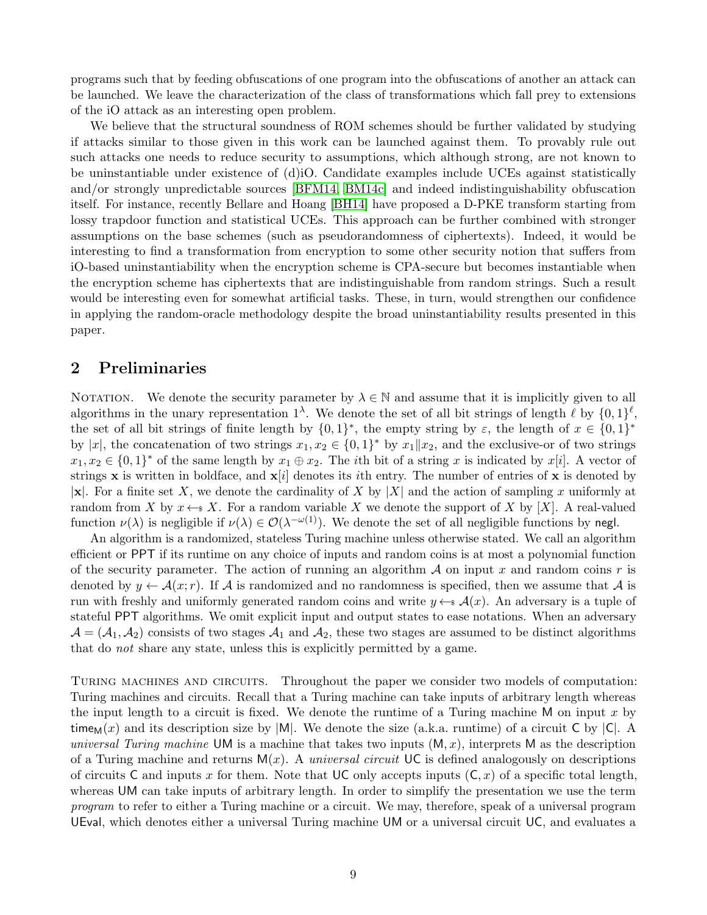programs such that by feeding obfuscations of one program into the obfuscations of another an attack can be launched. We leave the characterization of the class of transformations which fall prey to extensions of the iO attack as an interesting open problem.

We believe that the structural soundness of ROM schemes should be further validated by studying if attacks similar to those given in this work can be launched against them. To provably rule out such attacks one needs to reduce security to assumptions, which although strong, are not known to be uninstantiable under existence of (d)iO. Candidate examples include UCEs against statistically and/or strongly unpredictable sources [BFM14, BM14c] and indeed indistinguishability obfuscation itself. For instance, recently Bellare and Hoang [BH14] have proposed a D-PKE transform starting from lossy trapdoor function and statistical UCEs. This approach can be further combined with stronger assumptions on the base schemes (such as pseudorandomness of ciphertexts). Indeed, it would be interesting to find a transformation from encryption to some other security notion that suffers from iO-based uninstantiability when the encryption scheme is CPA-secure but becomes instantiable when the encryption scheme has ciphertexts that are indistinguishable from random strings. Such a result would be interesting even for somewhat artificial tasks. These, in turn, would strengthen our confidence in applying the random-oracle methodology despite the broad uninstantiability results presented in this paper.

## 2 Preliminaries

Notation. We denote the security parameter by $\lambda \in \mathbb{N}$ and assume that it is implicitly given to all algorithms in the unary representation $1^\lambda$. We denote the set of all bit strings of length $\ell$ by $\{0,1\}^\ell$, the set of all bit strings of finite length by $\{0,1\}^*$, the empty string by $\varepsilon$, the length of $x \in \{0,1\}^*$ by $|x|$, the concatenation of two strings $x_1, x_2 \in \{0,1\}^*$ by $x_1 \| x_2$, and the exclusive-or of two strings $x_1, x_2 \in \{0,1\}^*$ of the same length by $x_1 \oplus x_2$. The $i$th bit of a string $x$ is indicated by $x[i]$. A vector of strings $\mathbf{x}$ is written in boldface, and $\mathbf{x}[i]$ denotes its $i$th entry. The number of entries of $\mathbf{x}$ is denoted by $|\mathbf{x}|$. For a finite set $X$, we denote the cardinality of $X$ by $|X|$ and the action of sampling $x$ uniformly at random from $X$ by $x \leftarrow\!\!\$\; X$. For a random variable $X$ we denote the support of $X$ by $[X]$. A real-valued function $\nu(\lambda)$ is negligible if $\nu(\lambda) \in \mathcal{O}(\lambda^{-\omega(1)})$. We denote the set of all negligible functions by $\mathsf{negl}$.

An algorithm is a randomized, stateless Turing machine unless otherwise stated. We call an algorithm efficient or PPT if its runtime on any choice of inputs and random coins is at most a polynomial function of the security parameter. The action of running an algorithm $\mathcal{A}$ on input $x$ and random coins $r$ is denoted by $y \leftarrow \mathcal{A}(x; r)$. If $\mathcal{A}$ is randomized and no randomness is specified, then we assume that $\mathcal{A}$ is run with freshly and uniformly generated random coins and write $y \leftarrow\!\!\$\; \mathcal{A}(x)$. An adversary is a tuple of stateful PPT algorithms. We omit explicit input and output states to ease notations. When an adversary $\mathcal{A} = (\mathcal{A}_1, \mathcal{A}_2)$ consists of two stages $\mathcal{A}_1$ and $\mathcal{A}_2$, these two stages are assumed to be distinct algorithms that do *not* share any state, unless this is explicitly permitted by a game.

Turing machines and circuits. Throughout the paper we consider two models of computation: Turing machines and circuits. Recall that a Turing machine can take inputs of arbitrary length whereas the input length to a circuit is fixed. We denote the runtime of a Turing machine $\mathsf{M}$ on input $x$ by $\mathsf{time}_{\mathsf{M}}(x)$ and its description size by $|\mathsf{M}|$. We denote the size (a.k.a. runtime) of a circuit $\mathsf{C}$ by $|\mathsf{C}|$. A *universal Turing machine* $\mathsf{UM}$ is a machine that takes two inputs $(\mathsf{M}, x)$, interprets $\mathsf{M}$ as the description of a Turing machine and returns $\mathsf{M}(x)$. A *universal circuit* $\mathsf{UC}$ is defined analogously on descriptions of circuits $\mathsf{C}$ and inputs $x$ for them. Note that $\mathsf{UC}$ only accepts inputs $(\mathsf{C}, x)$ of a specific total length, whereas $\mathsf{UM}$ can take inputs of arbitrary length. In order to simplify the presentation we use the term *program* to refer to either a Turing machine or a circuit. We may, therefore, speak of a universal program $\mathsf{UEval}$, which denotes either a universal Turing machine $\mathsf{UM}$ or a universal circuit $\mathsf{UC}$, and evaluates a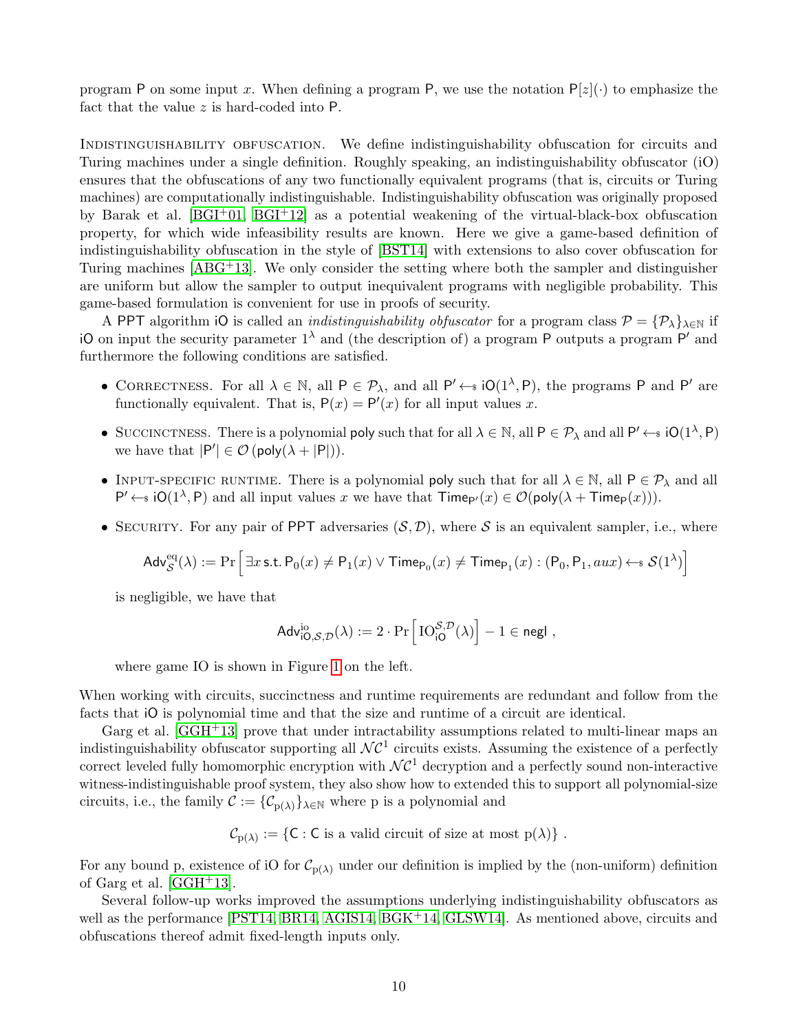program P on some input $x$. When defining a program P, we use the notation $\mathsf{P}[z](\cdot)$ to emphasize the fact that the value $z$ is hard-coded into P.

Indistinguishability obfuscation. We define indistinguishability obfuscation for circuits and Turing machines under a single definition. Roughly speaking, an indistinguishability obfuscator (iO) ensures that the obfuscations of any two functionally equivalent programs (that is, circuits or Turing machines) are computationally indistinguishable. Indistinguishability obfuscation was originally proposed by Barak et al. [BGI+01, BGI+12] as a potential weakening of the virtual-black-box obfuscation property, for which wide infeasibility results are known. Here we give a game-based definition of indistinguishability obfuscation in the style of [BST14] with extensions to also cover obfuscation for Turing machines [ABG+13]. We only consider the setting where both the sampler and distinguisher are uniform but allow the sampler to output inequivalent programs with negligible probability. This game-based formulation is convenient for use in proofs of security.

A PPT algorithm iO is called an *indistinguishability obfuscator* for a program class $\mathcal{P} = \{\mathcal{P}_\lambda\}_{\lambda\in\mathbb{N}}$ if iO on input the security parameter $1^\lambda$ and (the description of) a program P outputs a program P′ and furthermore the following conditions are satisfied.

- Correctness. For all $\lambda \in \mathbb{N}$, all $\mathsf{P} \in \mathcal{P}_\lambda$, and all $\mathsf{P}' \leftarrow_{\$} \mathsf{iO}(1^\lambda, \mathsf{P})$, the programs P and P′ are functionally equivalent. That is, $\mathsf{P}(x) = \mathsf{P}'(x)$ for all input values $x$.
- Succinctness. There is a polynomial poly such that for all $\lambda \in \mathbb{N}$, all $\mathsf{P} \in \mathcal{P}_\lambda$ and all $\mathsf{P}' \leftarrow_{\$} \mathsf{iO}(1^\lambda, \mathsf{P})$ we have that $|\mathsf{P}'| \in \mathcal{O}(\mathsf{poly}(\lambda + |\mathsf{P}|))$.
- Input-specific runtime. There is a polynomial poly such that for all $\lambda \in \mathbb{N}$, all $\mathsf{P} \in \mathcal{P}_\lambda$ and all $\mathsf{P}' \leftarrow_{\$} \mathsf{iO}(1^\lambda, \mathsf{P})$ and all input values $x$ we have that $\mathsf{Time}_{\mathsf{P}'}(x) \in \mathcal{O}(\mathsf{poly}(\lambda + \mathsf{Time}_{\mathsf{P}}(x)))$.
- Security. For any pair of PPT adversaries $(\mathcal{S}, \mathcal{D})$, where $\mathcal{S}$ is an equivalent sampler, i.e., where

$$\mathsf{Adv}^{\mathrm{eq}}_{\mathcal{S}}(\lambda) := \Pr\left[\exists x \,\mathsf{s.t.}\, \mathsf{P}_0(x) \neq \mathsf{P}_1(x) \vee \mathsf{Time}_{\mathsf{P}_0}(x) \neq \mathsf{Time}_{\mathsf{P}_1}(x) : (\mathsf{P}_0, \mathsf{P}_1, aux) \leftarrow_{\$} \mathcal{S}(1^\lambda)\right]$$

is negligible, we have that

$$\mathsf{Adv}^{\mathrm{io}}_{\mathsf{iO},\mathcal{S},\mathcal{D}}(\lambda) := 2 \cdot \Pr\left[\mathrm{IO}^{\mathcal{S},\mathcal{D}}_{\mathsf{iO}}(\lambda)\right] - 1 \in \mathsf{negl}\ ,$$

where game IO is shown in Figure 1 on the left.

When working with circuits, succinctness and runtime requirements are redundant and follow from the facts that iO is polynomial time and that the size and runtime of a circuit are identical.

Garg et al. [GGH+13] prove that under intractability assumptions related to multi-linear maps an indistinguishability obfuscator supporting all $\mathcal{NC}^1$ circuits exists. Assuming the existence of a perfectly correct leveled fully homomorphic encryption with $\mathcal{NC}^1$ decryption and a perfectly sound non-interactive witness-indistinguishable proof system, they also show how to extended this to support all polynomial-size circuits, i.e., the family $\mathcal{C} := \{\mathcal{C}_{\mathrm{p}(\lambda)}\}_{\lambda\in\mathbb{N}}$ where p is a polynomial and

$$\mathcal{C}_{\mathrm{p}(\lambda)} := \{\mathsf{C} : \mathsf{C} \text{ is a valid circuit of size at most } \mathrm{p}(\lambda)\}\ .$$

For any bound p, existence of iO for $\mathcal{C}_{\mathrm{p}(\lambda)}$ under our definition is implied by the (non-uniform) definition of Garg et al. [GGH+13].

Several follow-up works improved the assumptions underlying indistinguishability obfuscators as well as the performance [PST14, BR14, AGIS14, BGK+14, GLSW14]. As mentioned above, circuits and obfuscations thereof admit fixed-length inputs only.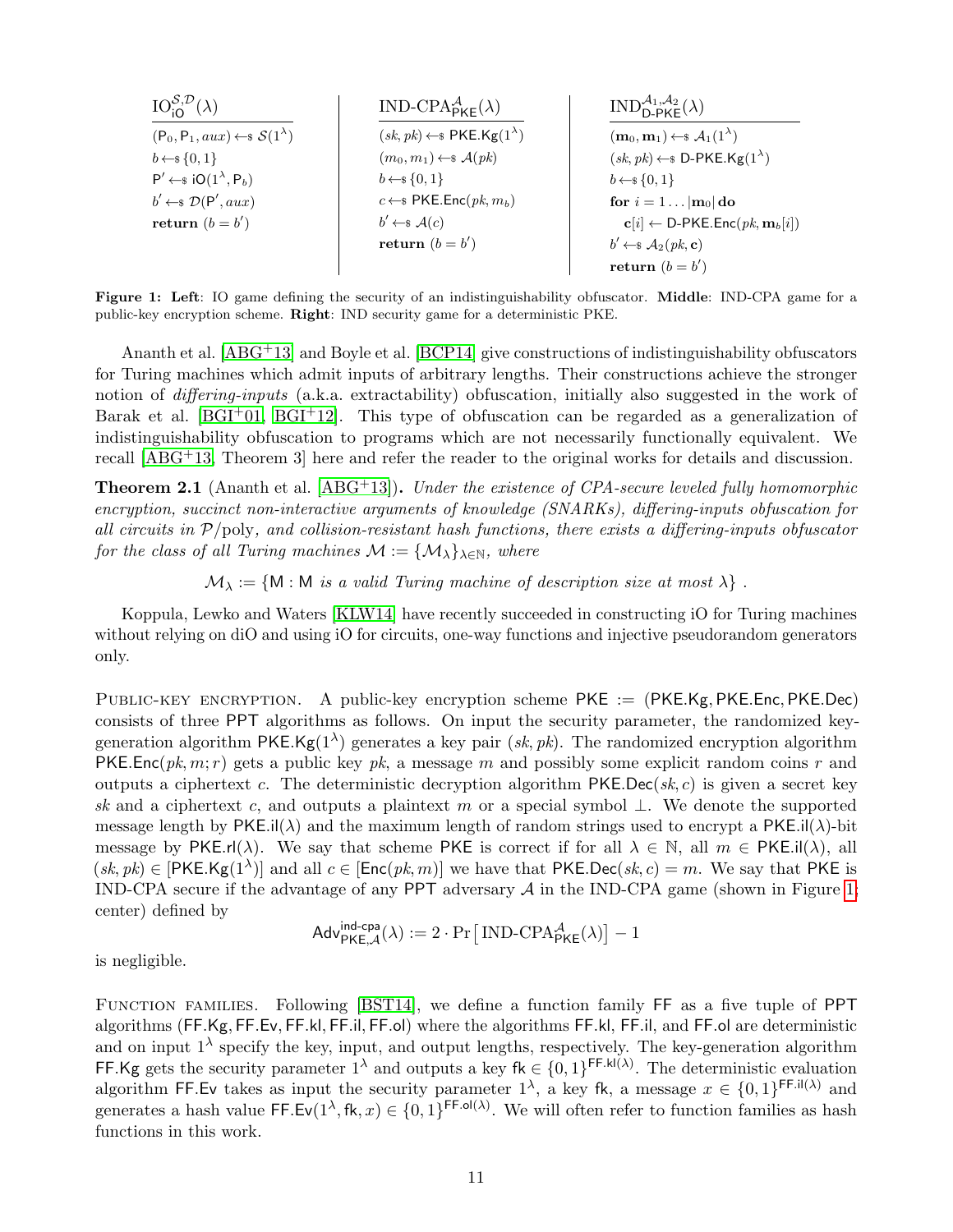| $\mathrm{IO}^{\mathcal{S},\mathcal{D}}_{\mathsf{iO}}(\lambda)$ | $\text{IND-CPA}^{\mathcal{A}}_{\mathsf{PKE}}(\lambda)$ | $\text{IND}^{\mathcal{A}_1,\mathcal{A}_2}_{\mathsf{D\text{-}PKE}}(\lambda)$ |
|---|---|---|
| $(\mathsf{P}_0, \mathsf{P}_1, aux) \leftarrow\!\$\ \mathcal{S}(1^\lambda)$ | $(sk, pk) \leftarrow\!\$\ \mathsf{PKE.Kg}(1^\lambda)$ | $(\mathbf{m}_0, \mathbf{m}_1) \leftarrow\!\$\ \mathcal{A}_1(1^\lambda)$ |
| $b \leftarrow\!\$\ \{0,1\}$ | $(m_0, m_1) \leftarrow\!\$\ \mathcal{A}(pk)$ | $(sk, pk) \leftarrow\!\$\ \mathsf{D\text{-}PKE.Kg}(1^\lambda)$ |
| $\mathsf{P}' \leftarrow\!\$\ \mathsf{iO}(1^\lambda, \mathsf{P}_b)$ | $b \leftarrow\!\$\ \{0,1\}$ | $b \leftarrow\!\$\ \{0,1\}$ |
| $b' \leftarrow\!\$\ \mathcal{D}(\mathsf{P}', aux)$ | $c \leftarrow\!\$\ \mathsf{PKE.Enc}(pk, m_b)$ | **for** $i = 1 \ldots \lvert\mathbf{m}_0\rvert$ **do** |
| **return** $(b = b')$ | $b' \leftarrow\!\$\ \mathcal{A}(c)$ | $\quad \mathbf{c}[i] \leftarrow \mathsf{D\text{-}PKE.Enc}(pk, \mathbf{m}_b[i])$ |
| | **return** $(b = b')$ | $b' \leftarrow\!\$\ \mathcal{A}_2(pk, \mathbf{c})$ |
| | | **return** $(b = b')$ |

**Figure 1: Left**: IO game defining the security of an indistinguishability obfuscator. **Middle**: IND-CPA game for a public-key encryption scheme. **Right**: IND security game for a deterministic PKE.

Ananth et al. [ABG+13] and Boyle et al. [BCP14] give constructions of indistinguishability obfuscators for Turing machines which admit inputs of arbitrary lengths. Their constructions achieve the stronger notion of *differing-inputs* (a.k.a. extractability) obfuscation, initially also suggested in the work of Barak et al. [BGI+01, BGI+12]. This type of obfuscation can be regarded as a generalization of indistinguishability obfuscation to programs which are not necessarily functionally equivalent. We recall [ABG+13, Theorem 3] here and refer the reader to the original works for details and discussion.

**Theorem 2.1** (Ananth et al. [ABG+13])**.** *Under the existence of CPA-secure leveled fully homomorphic encryption, succinct non-interactive arguments of knowledge (SNARKs), differing-inputs obfuscation for all circuits in $\mathcal{P}/\mathrm{poly}$, and collision-resistant hash functions, there exists a differing-inputs obfuscator for the class of all Turing machines $\mathcal{M} := \{\mathcal{M}_\lambda\}_{\lambda\in\mathbb{N}}$, where*

$$\mathcal{M}_\lambda := \{\mathsf{M} : \mathsf{M} \textit{ is a valid Turing machine of description size at most } \lambda\}\ .$$

Koppula, Lewko and Waters [KLW14] have recently succeeded in constructing iO for Turing machines without relying on diO and using iO for circuits, one-way functions and injective pseudorandom generators only.

Public-key encryption. A public-key encryption scheme $\mathsf{PKE} := (\mathsf{PKE.Kg}, \mathsf{PKE.Enc}, \mathsf{PKE.Dec})$ consists of three PPT algorithms as follows. On input the security parameter, the randomized key-generation algorithm $\mathsf{PKE.Kg}(1^\lambda)$ generates a key pair $(sk, pk)$. The randomized encryption algorithm $\mathsf{PKE.Enc}(pk, m; r)$ gets a public key $pk$, a message $m$ and possibly some explicit random coins $r$ and outputs a ciphertext $c$. The deterministic decryption algorithm $\mathsf{PKE.Dec}(sk, c)$ is given a secret key $sk$ and a ciphertext $c$, and outputs a plaintext $m$ or a special symbol $\perp$. We denote the supported message length by $\mathsf{PKE.il}(\lambda)$ and the maximum length of random strings used to encrypt a $\mathsf{PKE.il}(\lambda)$-bit message by $\mathsf{PKE.rl}(\lambda)$. We say that scheme $\mathsf{PKE}$ is correct if for all $\lambda \in \mathbb{N}$, all $m \in \mathsf{PKE.il}(\lambda)$, all $(sk, pk) \in [\mathsf{PKE.Kg}(1^\lambda)]$ and all $c \in [\mathsf{Enc}(pk, m)]$ we have that $\mathsf{PKE.Dec}(sk, c) = m$. We say that $\mathsf{PKE}$ is IND-CPA secure if the advantage of any PPT adversary $\mathcal{A}$ in the IND-CPA game (shown in Figure 1; center) defined by

$$\mathsf{Adv}^{\mathsf{ind\text{-}cpa}}_{\mathsf{PKE},\mathcal{A}}(\lambda) := 2 \cdot \Pr\left[\,\text{IND-CPA}^{\mathcal{A}}_{\mathsf{PKE}}(\lambda)\right] - 1$$

is negligible.

Function families. Following [BST14], we define a function family $\mathsf{FF}$ as a five tuple of PPT algorithms $(\mathsf{FF.Kg}, \mathsf{FF.Ev}, \mathsf{FF.kl}, \mathsf{FF.il}, \mathsf{FF.ol})$ where the algorithms $\mathsf{FF.kl}$, $\mathsf{FF.il}$, and $\mathsf{FF.ol}$ are deterministic and on input $1^\lambda$ specify the key, input, and output lengths, respectively. The key-generation algorithm $\mathsf{FF.Kg}$ gets the security parameter $1^\lambda$ and outputs a key $\mathsf{fk} \in \{0,1\}^{\mathsf{FF.kl}(\lambda)}$. The deterministic evaluation algorithm $\mathsf{FF.Ev}$ takes as input the security parameter $1^\lambda$, a key $\mathsf{fk}$, a message $x \in \{0,1\}^{\mathsf{FF.il}(\lambda)}$ and generates a hash value $\mathsf{FF.Ev}(1^\lambda, \mathsf{fk}, x) \in \{0,1\}^{\mathsf{FF.ol}(\lambda)}$. We will often refer to function families as hash functions in this work.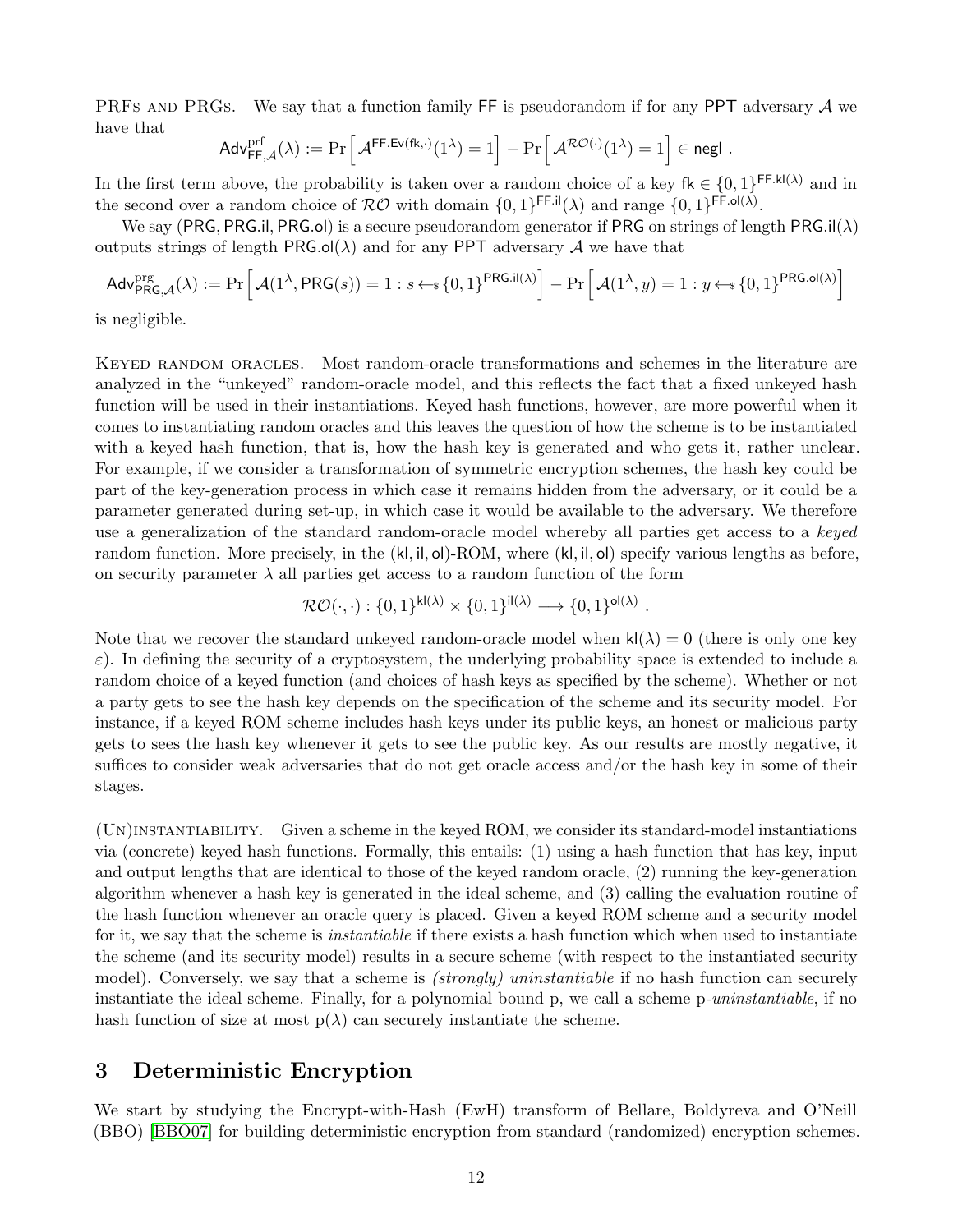**PRFs and PRGs.** We say that a function family $\mathsf{FF}$ is pseudorandom if for any $\mathsf{PPT}$ adversary $\mathcal{A}$ we have that

$$\mathsf{Adv}^{\mathrm{prf}}_{\mathsf{FF},\mathcal{A}}(\lambda) := \Pr\left[\mathcal{A}^{\mathsf{FF.Ev}(\mathsf{fk},\cdot)}(1^\lambda) = 1\right] - \Pr\left[\mathcal{A}^{\mathcal{RO}(\cdot)}(1^\lambda) = 1\right] \in \mathsf{negl} \ .$$

In the first term above, the probability is taken over a random choice of a key $\mathsf{fk} \in \{0,1\}^{\mathsf{FF.kl}(\lambda)}$ and in the second over a random choice of $\mathcal{RO}$ with domain $\{0,1\}^{\mathsf{FF.il}}(\lambda)$ and range $\{0,1\}^{\mathsf{FF.ol}(\lambda)}$.

We say $(\mathsf{PRG}, \mathsf{PRG.il}, \mathsf{PRG.ol})$ is a secure pseudorandom generator if $\mathsf{PRG}$ on strings of length $\mathsf{PRG.il}(\lambda)$ outputs strings of length $\mathsf{PRG.ol}(\lambda)$ and for any $\mathsf{PPT}$ adversary $\mathcal{A}$ we have that

$$\mathsf{Adv}^{\mathrm{prg}}_{\mathsf{PRG},\mathcal{A}}(\lambda) := \Pr\left[\mathcal{A}(1^\lambda, \mathsf{PRG}(s)) = 1 : s \leftarrow_{\$} \{0,1\}^{\mathsf{PRG.il}(\lambda)}\right] - \Pr\left[\mathcal{A}(1^\lambda, y) = 1 : y \leftarrow_{\$} \{0,1\}^{\mathsf{PRG.ol}(\lambda)}\right]$$

is negligible.

**Keyed random oracles.** Most random-oracle transformations and schemes in the literature are analyzed in the "unkeyed" random-oracle model, and this reflects the fact that a fixed unkeyed hash function will be used in their instantiations. Keyed hash functions, however, are more powerful when it comes to instantiating random oracles and this leaves the question of how the scheme is to be instantiated with a keyed hash function, that is, how the hash key is generated and who gets it, rather unclear. For example, if we consider a transformation of symmetric encryption schemes, the hash key could be part of the key-generation process in which case it remains hidden from the adversary, or it could be a parameter generated during set-up, in which case it would be available to the adversary. We therefore use a generalization of the standard random-oracle model whereby all parties get access to a *keyed* random function. More precisely, in the $(\mathsf{kl}, \mathsf{il}, \mathsf{ol})$-ROM, where $(\mathsf{kl}, \mathsf{il}, \mathsf{ol})$ specify various lengths as before, on security parameter $\lambda$ all parties get access to a random function of the form

$$\mathcal{RO}(\cdot,\cdot) : \{0,1\}^{\mathsf{kl}(\lambda)} \times \{0,1\}^{\mathsf{il}(\lambda)} \longrightarrow \{0,1\}^{\mathsf{ol}(\lambda)} \ .$$

Note that we recover the standard unkeyed random-oracle model when $\mathsf{kl}(\lambda) = 0$ (there is only one key $\varepsilon$). In defining the security of a cryptosystem, the underlying probability space is extended to include a random choice of a keyed function (and choices of hash keys as specified by the scheme). Whether or not a party gets to see the hash key depends on the specification of the scheme and its security model. For instance, if a keyed ROM scheme includes hash keys under its public keys, an honest or malicious party gets to sees the hash key whenever it gets to see the public key. As our results are mostly negative, it suffices to consider weak adversaries that do not get oracle access and/or the hash key in some of their stages.

**(Un)instantiability.** Given a scheme in the keyed ROM, we consider its standard-model instantiations via (concrete) keyed hash functions. Formally, this entails: (1) using a hash function that has key, input and output lengths that are identical to those of the keyed random oracle, (2) running the key-generation algorithm whenever a hash key is generated in the ideal scheme, and (3) calling the evaluation routine of the hash function whenever an oracle query is placed. Given a keyed ROM scheme and a security model for it, we say that the scheme is *instantiable* if there exists a hash function which when used to instantiate the scheme (and its security model) results in a secure scheme (with respect to the instantiated security model). Conversely, we say that a scheme is *(strongly) uninstantiable* if no hash function can securely instantiate the ideal scheme. Finally, for a polynomial bound p, we call a scheme p-*uninstantiable*, if no hash function of size at most $\mathrm{p}(\lambda)$ can securely instantiate the scheme.

## 3 Deterministic Encryption

We start by studying the Encrypt-with-Hash (EwH) transform of Bellare, Boldyreva and O'Neill (BBO) [BBO07] for building deterministic encryption from standard (randomized) encryption schemes.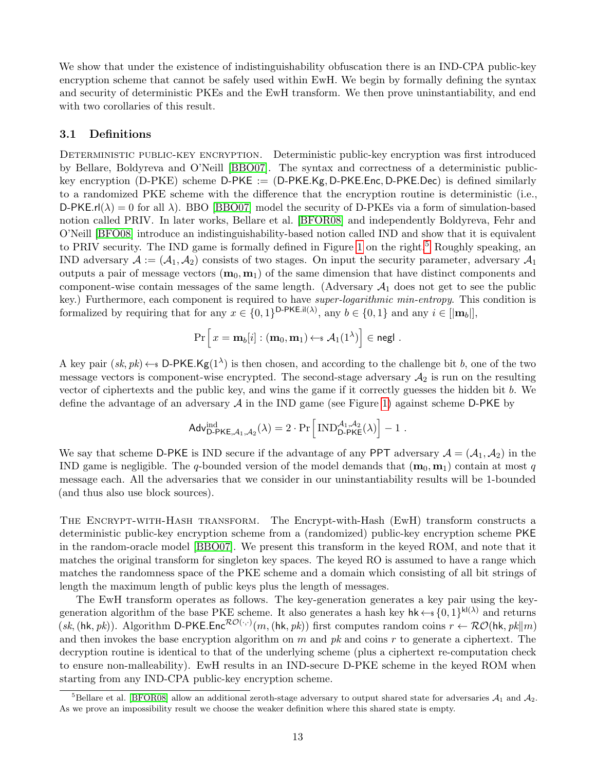We show that under the existence of indistinguishability obfuscation there is an IND-CPA public-key encryption scheme that cannot be safely used within EwH. We begin by formally defining the syntax and security of deterministic PKEs and the EwH transform. We then prove uninstantiability, and end with two corollaries of this result.

### 3.1 Definitions

Deterministic public-key encryption. Deterministic public-key encryption was first introduced by Bellare, Boldyreva and O'Neill [BBO07]. The syntax and correctness of a deterministic public-key encryption (D-PKE) scheme $\mathsf{D\text{-}PKE} := (\mathsf{D\text{-}PKE.Kg}, \mathsf{D\text{-}PKE.Enc}, \mathsf{D\text{-}PKE.Dec})$ is defined similarly to a randomized PKE scheme with the difference that the encryption routine is deterministic (i.e., $\mathsf{D\text{-}PKE.rl}(\lambda) = 0$ for all $\lambda$). BBO [BBO07] model the security of D-PKEs via a form of simulation-based notion called PRIV. In later works, Bellare et al. [BFOR08] and independently Boldyreva, Fehr and O'Neill [BFO08] introduce an indistinguishability-based notion called IND and show that it is equivalent to PRIV security. The IND game is formally defined in Figure 1 on the right.[5] Roughly speaking, an IND adversary $\mathcal{A} := (\mathcal{A}_1, \mathcal{A}_2)$ consists of two stages. On input the security parameter, adversary $\mathcal{A}_1$ outputs a pair of message vectors $(\mathbf{m}_0, \mathbf{m}_1)$ of the same dimension that have distinct components and component-wise contain messages of the same length. (Adversary $\mathcal{A}_1$ does not get to see the public key.) Furthermore, each component is required to have *super-logarithmic min-entropy*. This condition is formalized by requiring that for any $x \in \{0,1\}^{\mathsf{D\text{-}PKE.il}(\lambda)}$, any $b \in \{0,1\}$ and any $i \in [|\mathbf{m}_b|]$,

$$\Pr\left[\, x = \mathbf{m}_b[i] : (\mathbf{m}_0, \mathbf{m}_1) \leftarrow\!\!\$\; \mathcal{A}_1(1^\lambda) \right] \in \mathsf{negl} \ .$$

A key pair $(sk, pk) \leftarrow\!\!\$\; \mathsf{D\text{-}PKE.Kg}(1^\lambda)$ is then chosen, and according to the challenge bit $b$, one of the two message vectors is component-wise encrypted. The second-stage adversary $\mathcal{A}_2$ is run on the resulting vector of ciphertexts and the public key, and wins the game if it correctly guesses the hidden bit $b$. We define the advantage of an adversary $\mathcal{A}$ in the IND game (see Figure 1) against scheme D-PKE by

$$\mathsf{Adv}^{\mathrm{ind}}_{\mathsf{D\text{-}PKE},\mathcal{A}_1,\mathcal{A}_2}(\lambda) = 2 \cdot \Pr\left[\, \mathrm{IND}^{\mathcal{A}_1,\mathcal{A}_2}_{\mathsf{D\text{-}PKE}}(\lambda) \right] - 1 \ .$$

We say that scheme D-PKE is IND secure if the advantage of any PPT adversary $\mathcal{A} = (\mathcal{A}_1, \mathcal{A}_2)$ in the IND game is negligible. The $q$-bounded version of the model demands that $(\mathbf{m}_0, \mathbf{m}_1)$ contain at most $q$ message each. All the adversaries that we consider in our uninstantiability results will be 1-bounded (and thus also use block sources).

The Encrypt-with-Hash transform. The Encrypt-with-Hash (EwH) transform constructs a deterministic public-key encryption scheme from a (randomized) public-key encryption scheme PKE in the random-oracle model [BBO07]. We present this transform in the keyed ROM, and note that it matches the original transform for singleton key spaces. The keyed RO is assumed to have a range which matches the randomness space of the PKE scheme and a domain which consisting of all bit strings of length the maximum length of public keys plus the length of messages.

The EwH transform operates as follows. The key-generation generates a key pair using the key-generation algorithm of the base PKE scheme. It also generates a hash key $\mathsf{hk} \leftarrow\!\!\$\; \{0,1\}^{\mathsf{kl}(\lambda)}$ and returns $(sk, (\mathsf{hk}, pk))$. Algorithm $\mathsf{D\text{-}PKE.Enc}^{\mathcal{RO}(\cdot,\cdot)}(m, (\mathsf{hk}, pk))$ first computes random coins $r \leftarrow \mathcal{RO}(\mathsf{hk}, pk \| m)$ and then invokes the base encryption algorithm on $m$ and $pk$ and coins $r$ to generate a ciphertext. The decryption routine is identical to that of the underlying scheme (plus a ciphertext re-computation check to ensure non-malleability). EwH results in an IND-secure D-PKE scheme in the keyed ROM when starting from any IND-CPA public-key encryption scheme.

[5] Bellare et al. [BFOR08] allow an additional zeroth-stage adversary to output shared state for adversaries $\mathcal{A}_1$ and $\mathcal{A}_2$. As we prove an impossibility result we choose the weaker definition where this shared state is empty.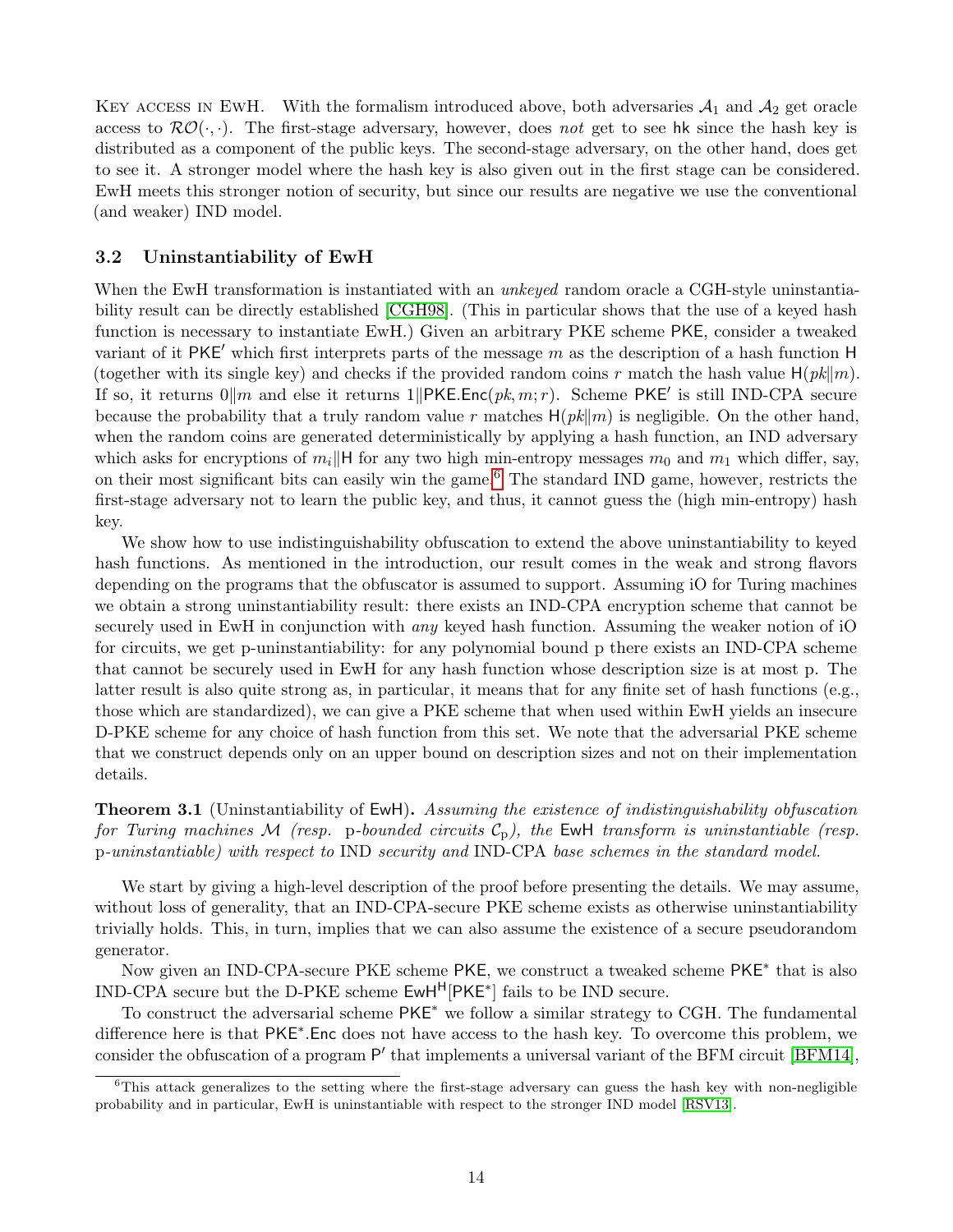Key access in EwH. With the formalism introduced above, both adversaries $\mathcal{A}_1$ and $\mathcal{A}_2$ get oracle access to $\mathcal{RO}(\cdot,\cdot)$. The first-stage adversary, however, does *not* get to see $\mathsf{hk}$ since the hash key is distributed as a component of the public keys. The second-stage adversary, on the other hand, does get to see it. A stronger model where the hash key is also given out in the first stage can be considered. EwH meets this stronger notion of security, but since our results are negative we use the conventional (and weaker) IND model.

### 3.2 Uninstantiability of EwH

When the EwH transformation is instantiated with an *unkeyed* random oracle a CGH-style uninstantiability result can be directly established [CGH98]. (This in particular shows that the use of a keyed hash function is necessary to instantiate EwH.) Given an arbitrary PKE scheme $\mathsf{PKE}$, consider a tweaked variant of it $\mathsf{PKE}'$ which first interprets parts of the message $m$ as the description of a hash function $\mathsf{H}$ (together with its single key) and checks if the provided random coins $r$ match the hash value $\mathsf{H}(pk\|m)$. If so, it returns $0\|m$ and else it returns $1\|\mathsf{PKE.Enc}(pk, m; r)$. Scheme $\mathsf{PKE}'$ is still IND-CPA secure because the probability that a truly random value $r$ matches $\mathsf{H}(pk\|m)$ is negligible. On the other hand, when the random coins are generated deterministically by applying a hash function, an IND adversary which asks for encryptions of $m_i\|\mathsf{H}$ for any two high min-entropy messages $m_0$ and $m_1$ which differ, say, on their most significant bits can easily win the game.[6] The standard IND game, however, restricts the first-stage adversary not to learn the public key, and thus, it cannot guess the (high min-entropy) hash key.

We show how to use indistinguishability obfuscation to extend the above uninstantiability to keyed hash functions. As mentioned in the introduction, our result comes in the weak and strong flavors depending on the programs that the obfuscator is assumed to support. Assuming iO for Turing machines we obtain a strong uninstantiability result: there exists an IND-CPA encryption scheme that cannot be securely used in EwH in conjunction with *any* keyed hash function. Assuming the weaker notion of iO for circuits, we get p-uninstantiability: for any polynomial bound p there exists an IND-CPA scheme that cannot be securely used in EwH for any hash function whose description size is at most p. The latter result is also quite strong as, in particular, it means that for any finite set of hash functions (e.g., those which are standardized), we can give a PKE scheme that when used within EwH yields an insecure D-PKE scheme for any choice of hash function from this set. We note that the adversarial PKE scheme that we construct depends only on an upper bound on description sizes and not on their implementation details.

**Theorem 3.1** (Uninstantiability of $\mathsf{EwH}$)**.** *Assuming the existence of indistinguishability obfuscation for Turing machines $\mathcal{M}$ (resp. p-bounded circuits $\mathcal{C}_{\mathrm{p}}$), the* $\mathsf{EwH}$ *transform is uninstantiable (resp. p-uninstantiable) with respect to* IND *security and* IND-CPA *base schemes in the standard model.*

We start by giving a high-level description of the proof before presenting the details. We may assume, without loss of generality, that an IND-CPA-secure PKE scheme exists as otherwise uninstantiability trivially holds. This, in turn, implies that we can also assume the existence of a secure pseudorandom generator.

Now given an IND-CPA-secure PKE scheme $\mathsf{PKE}$, we construct a tweaked scheme $\mathsf{PKE}^*$ that is also IND-CPA secure but the D-PKE scheme $\mathsf{EwH}^{\mathsf{H}}[\mathsf{PKE}^*]$ fails to be IND secure.

To construct the adversarial scheme $\mathsf{PKE}^*$ we follow a similar strategy to CGH. The fundamental difference here is that $\mathsf{PKE}^*.\mathsf{Enc}$ does not have access to the hash key. To overcome this problem, we consider the obfuscation of a program $\mathsf{P}'$ that implements a universal variant of the BFM circuit [BFM14],

[6] This attack generalizes to the setting where the first-stage adversary can guess the hash key with non-negligible probability and in particular, EwH is uninstantiable with respect to the stronger IND model [RSV13].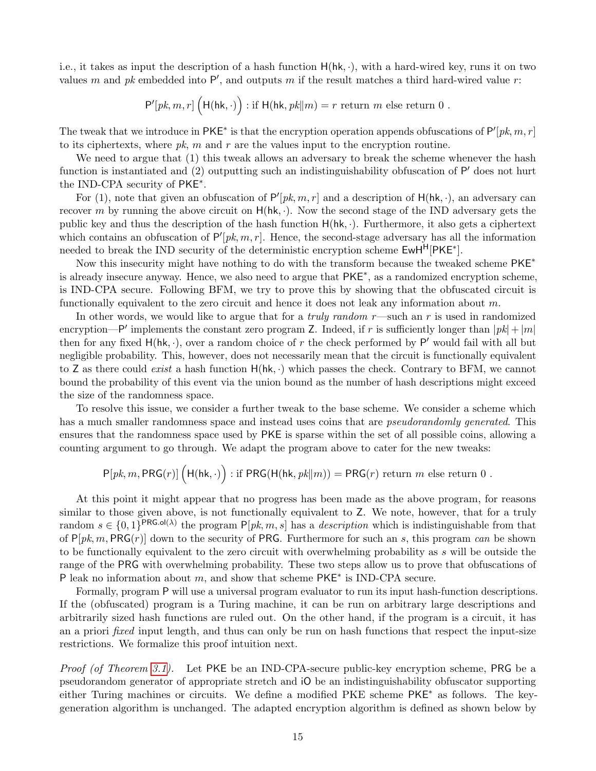i.e., it takes as input the description of a hash function $\mathsf{H}(\mathsf{hk},\cdot)$, with a hard-wired key, runs it on two values $m$ and $pk$ embedded into $\mathsf{P}'$, and outputs $m$ if the result matches a third hard-wired value $r$:

$$\mathsf{P}'[pk, m, r]\left(\mathsf{H}(\mathsf{hk},\cdot)\right) : \text{if } \mathsf{H}(\mathsf{hk}, pk\|m) = r \text{ return } m \text{ else return } 0 \; .$$

The tweak that we introduce in $\mathsf{PKE}^*$ is that the encryption operation appends obfuscations of $\mathsf{P}'[pk, m, r]$ to its ciphertexts, where $pk$, $m$ and $r$ are the values input to the encryption routine.

We need to argue that (1) this tweak allows an adversary to break the scheme whenever the hash function is instantiated and (2) outputting such an indistinguishability obfuscation of $\mathsf{P}'$ does not hurt the IND-CPA security of $\mathsf{PKE}^*$.

For (1), note that given an obfuscation of $\mathsf{P}'[pk, m, r]$ and a description of $\mathsf{H}(\mathsf{hk},\cdot)$, an adversary can recover $m$ by running the above circuit on $\mathsf{H}(\mathsf{hk},\cdot)$. Now the second stage of the IND adversary gets the public key and thus the description of the hash function $\mathsf{H}(\mathsf{hk},\cdot)$. Furthermore, it also gets a ciphertext which contains an obfuscation of $\mathsf{P}'[pk, m, r]$. Hence, the second-stage adversary has all the information needed to break the IND security of the deterministic encryption scheme $\mathsf{EwH}^{\mathsf{H}}[\mathsf{PKE}^*]$.

Now this insecurity might have nothing to do with the transform because the tweaked scheme $\mathsf{PKE}^*$ is already insecure anyway. Hence, we also need to argue that $\mathsf{PKE}^*$, as a randomized encryption scheme, is IND-CPA secure. Following BFM, we try to prove this by showing that the obfuscated circuit is functionally equivalent to the zero circuit and hence it does not leak any information about $m$.

In other words, we would like to argue that for a *truly random* $r$—such an $r$ is used in randomized encryption—$\mathsf{P}'$ implements the constant zero program $\mathsf{Z}$. Indeed, if $r$ is sufficiently longer than $|pk| + |m|$ then for any fixed $\mathsf{H}(\mathsf{hk},\cdot)$, over a random choice of $r$ the check performed by $\mathsf{P}'$ would fail with all but negligible probability. This, however, does not necessarily mean that the circuit is functionally equivalent to $\mathsf{Z}$ as there could *exist* a hash function $\mathsf{H}(\mathsf{hk},\cdot)$ which passes the check. Contrary to BFM, we cannot bound the probability of this event via the union bound as the number of hash descriptions might exceed the size of the randomness space.

To resolve this issue, we consider a further tweak to the base scheme. We consider a scheme which has a much smaller randomness space and instead uses coins that are *pseudorandomly generated*. This ensures that the randomness space used by $\mathsf{PKE}$ is sparse within the set of all possible coins, allowing a counting argument to go through. We adapt the program above to cater for the new tweaks:

$$\mathsf{P}[pk, m, \mathsf{PRG}(r)]\left(\mathsf{H}(\mathsf{hk},\cdot)\right) : \text{if } \mathsf{PRG}(\mathsf{H}(\mathsf{hk}, pk\|m)) = \mathsf{PRG}(r) \text{ return } m \text{ else return } 0 \; .$$

At this point it might appear that no progress has been made as the above program, for reasons similar to those given above, is not functionally equivalent to $\mathsf{Z}$. We note, however, that for a truly random $s \in \{0,1\}^{\mathsf{PRG.ol}(\lambda)}$ the program $\mathsf{P}[pk, m, s]$ has a *description* which is indistinguishable from that of $\mathsf{P}[pk, m, \mathsf{PRG}(r)]$ down to the security of $\mathsf{PRG}$. Furthermore for such an $s$, this program *can* be shown to be functionally equivalent to the zero circuit with overwhelming probability as $s$ will be outside the range of the $\mathsf{PRG}$ with overwhelming probability. These two steps allow us to prove that obfuscations of $\mathsf{P}$ leak no information about $m$, and show that scheme $\mathsf{PKE}^*$ is IND-CPA secure.

Formally, program $\mathsf{P}$ will use a universal program evaluator to run its input hash-function descriptions. If the (obfuscated) program is a Turing machine, it can be run on arbitrary large descriptions and arbitrarily sized hash functions are ruled out. On the other hand, if the program is a circuit, it has an a priori *fixed* input length, and thus can only be run on hash functions that respect the input-size restrictions. We formalize this proof intuition next.

*Proof (of Theorem 3.1).* Let $\mathsf{PKE}$ be an IND-CPA-secure public-key encryption scheme, $\mathsf{PRG}$ be a pseudorandom generator of appropriate stretch and $\mathsf{iO}$ be an indistinguishability obfuscator supporting either Turing machines or circuits. We define a modified PKE scheme $\mathsf{PKE}^*$ as follows. The key-generation algorithm is unchanged. The adapted encryption algorithm is defined as shown below by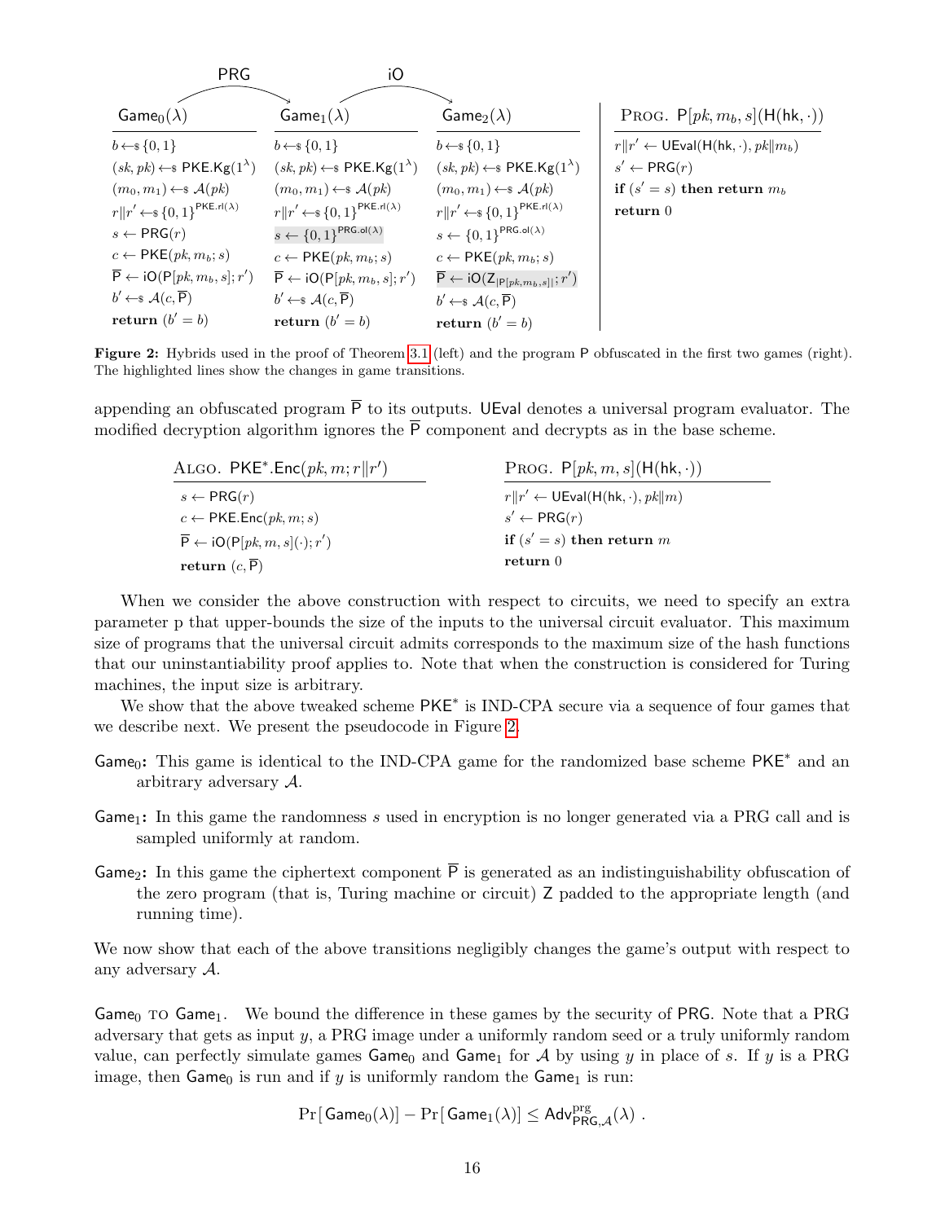| $\mathsf{Game}_0(\lambda)$ | $\mathsf{Game}_1(\lambda)$ | $\mathsf{Game}_2(\lambda)$ | PROG. $\mathsf{P}[pk, m_b, s](\mathsf{H}(\mathsf{hk}, \cdot))$ |
|---|---|---|---|
| $b \leftarrow_\$ \{0,1\}$ | $b \leftarrow_\$ \{0,1\}$ | $b \leftarrow_\$ \{0,1\}$ | $r \| r' \leftarrow \mathsf{UEval}(\mathsf{H}(\mathsf{hk}, \cdot), pk \| m_b)$ |
| $(sk, pk) \leftarrow_\$ \mathsf{PKE.Kg}(1^\lambda)$ | $(sk, pk) \leftarrow_\$ \mathsf{PKE.Kg}(1^\lambda)$ | $(sk, pk) \leftarrow_\$ \mathsf{PKE.Kg}(1^\lambda)$ | $s' \leftarrow \mathsf{PRG}(r)$ |
| $(m_0, m_1) \leftarrow_\$ \mathcal{A}(pk)$ | $(m_0, m_1) \leftarrow_\$ \mathcal{A}(pk)$ | $(m_0, m_1) \leftarrow_\$ \mathcal{A}(pk)$ | **if** $(s' = s)$ **then return** $m_b$ |
| $r \| r' \leftarrow_\$ \{0,1\}^{\mathsf{PKE.rl}(\lambda)}$ | $r \| r' \leftarrow_\$ \{0,1\}^{\mathsf{PKE.rl}(\lambda)}$ | $r \| r' \leftarrow_\$ \{0,1\}^{\mathsf{PKE.rl}(\lambda)}$ | **return** 0 |
| $s \leftarrow \mathsf{PRG}(r)$ | $s \leftarrow \{0,1\}^{\mathsf{PRG.ol}(\lambda)}$ | $s \leftarrow \{0,1\}^{\mathsf{PRG.ol}(\lambda)}$ | |
| $c \leftarrow \mathsf{PKE}(pk, m_b; s)$ | $c \leftarrow \mathsf{PKE}(pk, m_b; s)$ | $c \leftarrow \mathsf{PKE}(pk, m_b; s)$ | |
| $\overline{\mathsf{P}} \leftarrow \mathsf{iO}(\mathsf{P}[pk, m_b, s]; r')$ | $\overline{\mathsf{P}} \leftarrow \mathsf{iO}(\mathsf{P}[pk, m_b, s]; r')$ | $\overline{\mathsf{P}} \leftarrow \mathsf{iO}(\mathsf{Z}_{\lvert \mathsf{P}[pk, m_b, s] \rvert}; r')$ | |
| $b' \leftarrow_\$ \mathcal{A}(c, \overline{\mathsf{P}})$ | $b' \leftarrow_\$ \mathcal{A}(c, \overline{\mathsf{P}})$ | $b' \leftarrow_\$ \mathcal{A}(c, \overline{\mathsf{P}})$ | |
| **return** $(b' = b)$ | **return** $(b' = b)$ | **return** $(b' = b)$ | |

(Transitions: $\mathsf{Game}_0 \to \mathsf{Game}_1$: PRG; $\mathsf{Game}_1 \to \mathsf{Game}_2$: iO)

**Figure 2:** Hybrids used in the proof of Theorem 3.1 (left) and the program P obfuscated in the first two games (right). The highlighted lines show the changes in game transitions.

appending an obfuscated program $\overline{\mathsf{P}}$ to its outputs. UEval denotes a universal program evaluator. The modified decryption algorithm ignores the $\overline{\mathsf{P}}$ component and decrypts as in the base scheme.

| ALGO. $\mathsf{PKE}^*.\mathsf{Enc}(pk, m; r \| r')$ | PROG. $\mathsf{P}[pk, m, s](\mathsf{H}(\mathsf{hk}, \cdot))$ |
|---|---|
| $s \leftarrow \mathsf{PRG}(r)$ | $r \| r' \leftarrow \mathsf{UEval}(\mathsf{H}(\mathsf{hk}, \cdot), pk \| m)$ |
| $c \leftarrow \mathsf{PKE.Enc}(pk, m; s)$ | $s' \leftarrow \mathsf{PRG}(r)$ |
| $\overline{\mathsf{P}} \leftarrow \mathsf{iO}(\mathsf{P}[pk, m, s](\cdot); r')$ | **if** $(s' = s)$ **then return** $m$ |
| **return** $(c, \overline{\mathsf{P}})$ | **return** 0 |

When we consider the above construction with respect to circuits, we need to specify an extra parameter p that upper-bounds the size of the inputs to the universal circuit evaluator. This maximum size of programs that the universal circuit admits corresponds to the maximum size of the hash functions that our uninstantiability proof applies to. Note that when the construction is considered for Turing machines, the input size is arbitrary.

We show that the above tweaked scheme $\mathsf{PKE}^*$ is IND-CPA secure via a sequence of four games that we describe next. We present the pseudocode in Figure 2.

**$\mathsf{Game}_0$:** This game is identical to the IND-CPA game for the randomized base scheme $\mathsf{PKE}^*$ and an arbitrary adversary $\mathcal{A}$.

**$\mathsf{Game}_1$:** In this game the randomness $s$ used in encryption is no longer generated via a PRG call and is sampled uniformly at random.

**$\mathsf{Game}_2$:** In this game the ciphertext component $\overline{\mathsf{P}}$ is generated as an indistinguishability obfuscation of the zero program (that is, Turing machine or circuit) Z padded to the appropriate length (and running time).

We now show that each of the above transitions negligibly changes the game's output with respect to any adversary $\mathcal{A}$.

$\mathsf{Game}_0$ TO $\mathsf{Game}_1$. We bound the difference in these games by the security of PRG. Note that a PRG adversary that gets as input $y$, a PRG image under a uniformly random seed or a truly uniformly random value, can perfectly simulate games $\mathsf{Game}_0$ and $\mathsf{Game}_1$ for $\mathcal{A}$ by using $y$ in place of $s$. If $y$ is a PRG image, then $\mathsf{Game}_0$ is run and if $y$ is uniformly random the $\mathsf{Game}_1$ is run:

$$\Pr[\mathsf{Game}_0(\lambda)] - \Pr[\mathsf{Game}_1(\lambda)] \leq \mathsf{Adv}^{\mathrm{prg}}_{\mathsf{PRG},\mathcal{A}}(\lambda) .$$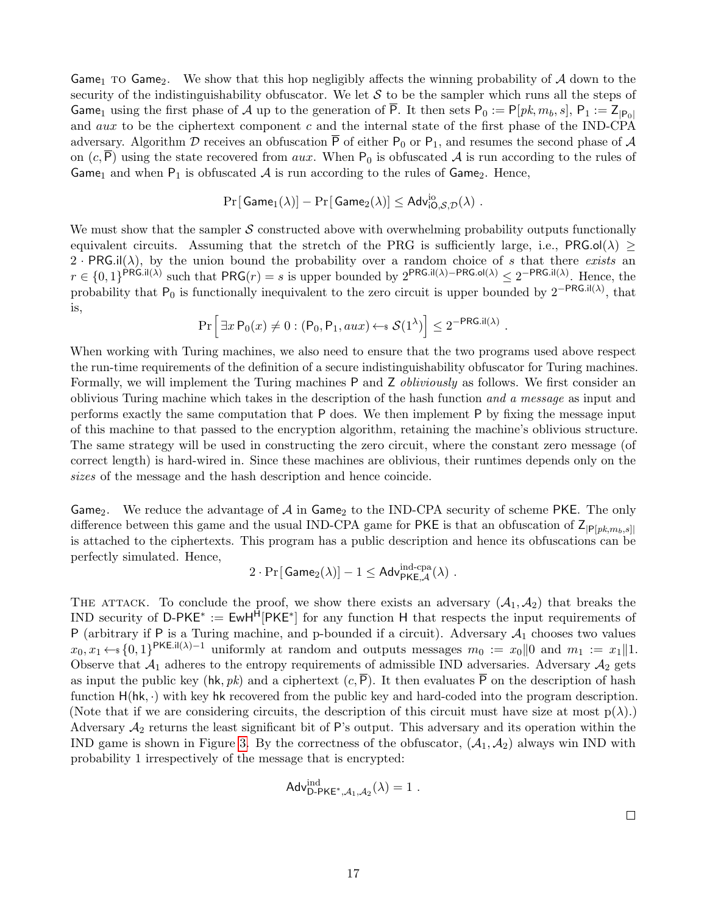Game$_1$ TO Game$_2$. We show that this hop negligibly affects the winning probability of $\mathcal{A}$ down to the security of the indistinguishability obfuscator. We let $\mathcal{S}$ to be the sampler which runs all the steps of Game$_1$ using the first phase of $\mathcal{A}$ up to the generation of $\overline{\mathsf{P}}$. It then sets $\mathsf{P}_0 := \mathsf{P}[pk, m_b, s]$, $\mathsf{P}_1 := \mathsf{Z}_{|\mathsf{P}_0|}$ and $aux$ to be the ciphertext component $c$ and the internal state of the first phase of the IND-CPA adversary. Algorithm $\mathcal{D}$ receives an obfuscation $\overline{\mathsf{P}}$ of either $\mathsf{P}_0$ or $\mathsf{P}_1$, and resumes the second phase of $\mathcal{A}$ on $(c, \overline{\mathsf{P}})$ using the state recovered from $aux$. When $\mathsf{P}_0$ is obfuscated $\mathcal{A}$ is run according to the rules of Game$_1$ and when $\mathsf{P}_1$ is obfuscated $\mathcal{A}$ is run according to the rules of Game$_2$. Hence,

$$\Pr[\,\mathsf{Game}_1(\lambda)] - \Pr[\,\mathsf{Game}_2(\lambda)] \le \mathsf{Adv}^{\mathrm{io}}_{\mathsf{iO},\mathcal{S},\mathcal{D}}(\lambda)\ .$$

We must show that the sampler $\mathcal{S}$ constructed above with overwhelming probability outputs functionally equivalent circuits. Assuming that the stretch of the PRG is sufficiently large, i.e., $\mathsf{PRG.ol}(\lambda) \ge 2 \cdot \mathsf{PRG.il}(\lambda)$, by the union bound the probability over a random choice of $s$ that there *exists* an $r \in \{0,1\}^{\mathsf{PRG.il}(\lambda)}$ such that $\mathsf{PRG}(r) = s$ is upper bounded by $2^{\mathsf{PRG.il}(\lambda)-\mathsf{PRG.ol}(\lambda)} \le 2^{-\mathsf{PRG.il}(\lambda)}$. Hence, the probability that $\mathsf{P}_0$ is functionally inequivalent to the zero circuit is upper bounded by $2^{-\mathsf{PRG.il}(\lambda)}$, that is,

$$\Pr\Big[\,\exists x\, \mathsf{P}_0(x) \neq 0 : (\mathsf{P}_0, \mathsf{P}_1, aux) \leftarrow\!\!\$\ \mathcal{S}(1^\lambda)\Big] \le 2^{-\mathsf{PRG.il}(\lambda)}\ .$$

When working with Turing machines, we also need to ensure that the two programs used above respect the run-time requirements of the definition of a secure indistinguishability obfuscator for Turing machines. Formally, we will implement the Turing machines $\mathsf{P}$ and $\mathsf{Z}$ *obliviously* as follows. We first consider an oblivious Turing machine which takes in the description of the hash function *and a message* as input and performs exactly the same computation that $\mathsf{P}$ does. We then implement $\mathsf{P}$ by fixing the message input of this machine to that passed to the encryption algorithm, retaining the machine's oblivious structure. The same strategy will be used in constructing the zero circuit, where the constant zero message (of correct length) is hard-wired in. Since these machines are oblivious, their runtimes depends only on the *sizes* of the message and the hash description and hence coincide.

Game$_2$. We reduce the advantage of $\mathcal{A}$ in Game$_2$ to the IND-CPA security of scheme PKE. The only difference between this game and the usual IND-CPA game for PKE is that an obfuscation of $\mathsf{Z}_{|\mathsf{P}[pk,m_b,s]|}$ is attached to the ciphertexts. This program has a public description and hence its obfuscations can be perfectly simulated. Hence,

$$2 \cdot \Pr[\,\mathsf{Game}_2(\lambda)] - 1 \le \mathsf{Adv}^{\text{ind-cpa}}_{\mathsf{PKE},\mathcal{A}}(\lambda)\ .$$

THE ATTACK. To conclude the proof, we show there exists an adversary $(\mathcal{A}_1, \mathcal{A}_2)$ that breaks the IND security of $\mathsf{D\text{-}PKE}^* := \mathsf{EwH}^{\mathsf{H}}[\mathsf{PKE}^*]$ for any function $\mathsf{H}$ that respects the input requirements of $\mathsf{P}$ (arbitrary if $\mathsf{P}$ is a Turing machine, and p-bounded if a circuit). Adversary $\mathcal{A}_1$ chooses two values $x_0, x_1 \leftarrow\!\!\$\ \{0,1\}^{\mathsf{PKE.il}(\lambda)-1}$ uniformly at random and outputs messages $m_0 := x_0\|0$ and $m_1 := x_1\|1$. Observe that $\mathcal{A}_1$ adheres to the entropy requirements of admissible IND adversaries. Adversary $\mathcal{A}_2$ gets as input the public key $(\mathsf{hk}, pk)$ and a ciphertext $(c, \overline{\mathsf{P}})$. It then evaluates $\overline{\mathsf{P}}$ on the description of hash function $\mathsf{H}(\mathsf{hk}, \cdot)$ with key $\mathsf{hk}$ recovered from the public key and hard-coded into the program description. (Note that if we are considering circuits, the description of this circuit must have size at most $\mathrm{p}(\lambda)$.) Adversary $\mathcal{A}_2$ returns the least significant bit of $\mathsf{P}$'s output. This adversary and its operation within the IND game is shown in Figure 3. By the correctness of the obfuscator, $(\mathcal{A}_1, \mathcal{A}_2)$ always win IND with probability 1 irrespectively of the message that is encrypted:

$$\mathsf{Adv}^{\mathrm{ind}}_{\mathsf{D\text{-}PKE}^*,\mathcal{A}_1,\mathcal{A}_2}(\lambda) = 1\ .$$

□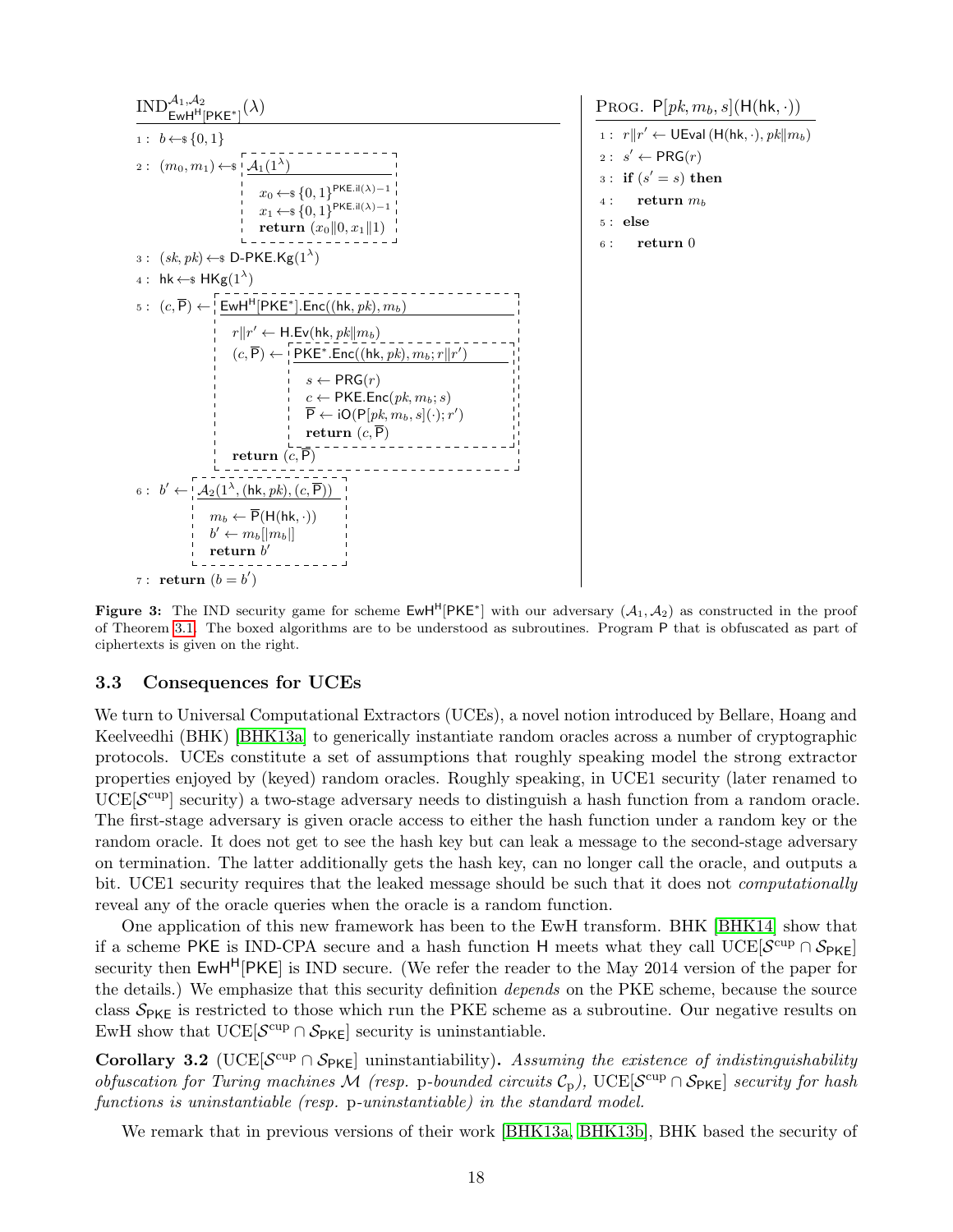$\text{IND}^{\mathcal{A}_1,\mathcal{A}_2}_{\mathsf{EwH}^{\mathsf{H}}[\mathsf{PKE}^*]}(\lambda)$

```
1 : b ←$ {0,1}
2 : (m_0, m_1) ←$ [ A_1(1^λ)
                     x_0 ←$ {0,1}^{PKE.il(λ)−1}
                     x_1 ←$ {0,1}^{PKE.il(λ)−1}
                     return (x_0‖0, x_1‖1) ]
3 : (sk, pk) ←$ D-PKE.Kg(1^λ)
4 : hk ←$ HKg(1^λ)
5 : (c, P̄) ← [ EwH^H[PKE*].Enc((hk, pk), m_b)
                 r‖r' ← H.Ev(hk, pk‖m_b)
                 (c, P̄) ← [ PKE*.Enc((hk, pk), m_b; r‖r')
                              s ← PRG(r)
                              c ← PKE.Enc(pk, m_b; s)
                              P̄ ← iO(P[pk, m_b, s](·); r')
                              return (c, P̄) ]
                 return (c, P̄) ]
6 : b' ← [ A_2(1^λ, (hk, pk), (c, P̄))
             m_b ← P̄(H(hk, ·))
             b' ← m_b[|m_b|]
             return b' ]
7 : return (b = b')
```

PROG. $\mathsf{P}[pk, m_b, s](\mathsf{H}(\mathsf{hk}, \cdot))$

```
1 : r‖r' ← UEval(H(hk, ·), pk‖m_b)
2 : s' ← PRG(r)
3 : if (s' = s) then
4 :    return m_b
5 : else
6 :    return 0
```

**Figure 3:** The IND security game for scheme $\mathsf{EwH}^{\mathsf{H}}[\mathsf{PKE}^*]$ with our adversary $(\mathcal{A}_1, \mathcal{A}_2)$ as constructed in the proof of Theorem 3.1. The boxed algorithms are to be understood as subroutines. Program $\mathsf{P}$ that is obfuscated as part of ciphertexts is given on the right.

### 3.3 Consequences for UCEs

We turn to Universal Computational Extractors (UCEs), a novel notion introduced by Bellare, Hoang and Keelveedhi (BHK) [BHK13a] to generically instantiate random oracles across a number of cryptographic protocols. UCEs constitute a set of assumptions that roughly speaking model the strong extractor properties enjoyed by (keyed) random oracles. Roughly speaking, in UCE1 security (later renamed to UCE[$\mathcal{S}^{\text{cup}}$] security) a two-stage adversary needs to distinguish a hash function from a random oracle. The first-stage adversary is given oracle access to either the hash function under a random key or the random oracle. It does not get to see the hash key but can leak a message to the second-stage adversary on termination. The latter additionally gets the hash key, can no longer call the oracle, and outputs a bit. UCE1 security requires that the leaked message should be such that it does not *computationally* reveal any of the oracle queries when the oracle is a random function.

One application of this new framework has been to the EwH transform. BHK [BHK14] show that if a scheme PKE is IND-CPA secure and a hash function H meets what they call UCE[$\mathcal{S}^{\text{cup}} \cap \mathcal{S}_{\mathsf{PKE}}$] security then $\mathsf{EwH}^{\mathsf{H}}[\mathsf{PKE}]$ is IND secure. (We refer the reader to the May 2014 version of the paper for the details.) We emphasize that this security definition *depends* on the PKE scheme, because the source class $\mathcal{S}_{\mathsf{PKE}}$ is restricted to those which run the PKE scheme as a subroutine. Our negative results on EwH show that UCE[$\mathcal{S}^{\text{cup}} \cap \mathcal{S}_{\mathsf{PKE}}$] security is uninstantiable.

**Corollary 3.2** (UCE[$\mathcal{S}^{\text{cup}} \cap \mathcal{S}_{\mathsf{PKE}}$] uninstantiability)**.** *Assuming the existence of indistinguishability obfuscation for Turing machines $\mathcal{M}$ (resp.* p*-bounded circuits $\mathcal{C}_{\text{p}}$), UCE[$\mathcal{S}^{\text{cup}} \cap \mathcal{S}_{\mathsf{PKE}}$] security for hash functions is uninstantiable (resp.* p*-uninstantiable) in the standard model.*

We remark that in previous versions of their work [BHK13a, BHK13b], BHK based the security of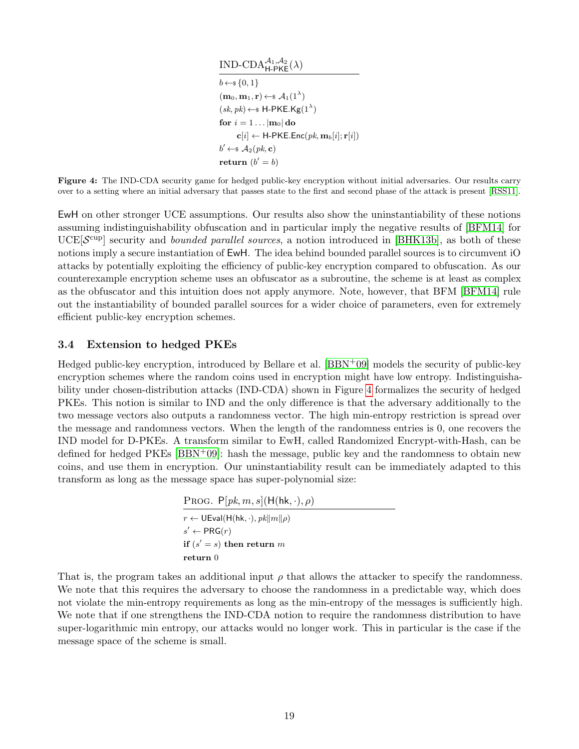$\text{IND-CDA}^{\mathcal{A}_1,\mathcal{A}_2}_{\mathsf{H\text{-}PKE}}(\lambda)$

$b \leftarrow\!\!\$\ \{0,1\}$
$(\mathbf{m}_0, \mathbf{m}_1, \mathbf{r}) \leftarrow\!\!\$\ \mathcal{A}_1(1^\lambda)$
$(sk, pk) \leftarrow\!\!\$\ \mathsf{H\text{-}PKE.Kg}(1^\lambda)$
**for** $i = 1 \ldots |\mathbf{m}_0|$ **do**
  $\mathbf{c}[i] \leftarrow \mathsf{H\text{-}PKE.Enc}(pk, \mathbf{m}_b[i]; \mathbf{r}[i])$
$b' \leftarrow\!\!\$\ \mathcal{A}_2(pk, \mathbf{c})$
**return** $(b' = b)$

**Figure 4:** The IND-CDA security game for hedged public-key encryption without initial adversaries. Our results carry over to a setting where an initial adversary that passes state to the first and second phase of the attack is present [RSS11].

EwH on other stronger UCE assumptions. Our results also show the uninstantiability of these notions assuming indistinguishability obfuscation and in particular imply the negative results of [BFM14] for UCE[$\mathcal{S}^{\text{cup}}$] security and *bounded parallel sources*, a notion introduced in [BHK13b], as both of these notions imply a secure instantiation of EwH. The idea behind bounded parallel sources is to circumvent iO attacks by potentially exploiting the efficiency of public-key encryption compared to obfuscation. As our counterexample encryption scheme uses an obfuscator as a subroutine, the scheme is at least as complex as the obfuscator and this intuition does not apply anymore. Note, however, that BFM [BFM14] rule out the instantiability of bounded parallel sources for a wider choice of parameters, even for extremely efficient public-key encryption schemes.

### 3.4 Extension to hedged PKEs

Hedged public-key encryption, introduced by Bellare et al. [BBN+09] models the security of public-key encryption schemes where the random coins used in encryption might have low entropy. Indistinguishability under chosen-distribution attacks (IND-CDA) shown in Figure 4 formalizes the security of hedged PKEs. This notion is similar to IND and the only difference is that the adversary additionally to the two message vectors also outputs a randomness vector. The high min-entropy restriction is spread over the message and randomness vectors. When the length of the randomness entries is 0, one recovers the IND model for D-PKEs. A transform similar to EwH, called Randomized Encrypt-with-Hash, can be defined for hedged PKEs [BBN+09]: hash the message, public key and the randomness to obtain new coins, and use them in encryption. Our uninstantiability result can be immediately adapted to this transform as long as the message space has super-polynomial size:

Prog. $\mathsf{P}[pk, m, s](\mathsf{H}(\mathsf{hk}, \cdot), \rho)$

$r \leftarrow \mathsf{UEval}(\mathsf{H}(\mathsf{hk}, \cdot), pk\|m\|\rho)$
$s' \leftarrow \mathsf{PRG}(r)$
**if** $(s' = s)$ **then return** $m$
**return** $0$

That is, the program takes an additional input $\rho$ that allows the attacker to specify the randomness. We note that this requires the adversary to choose the randomness in a predictable way, which does not violate the min-entropy requirements as long as the min-entropy of the messages is sufficiently high. We note that if one strengthens the IND-CDA notion to require the randomness distribution to have super-logarithmic min entropy, our attacks would no longer work. This in particular is the case if the message space of the scheme is small.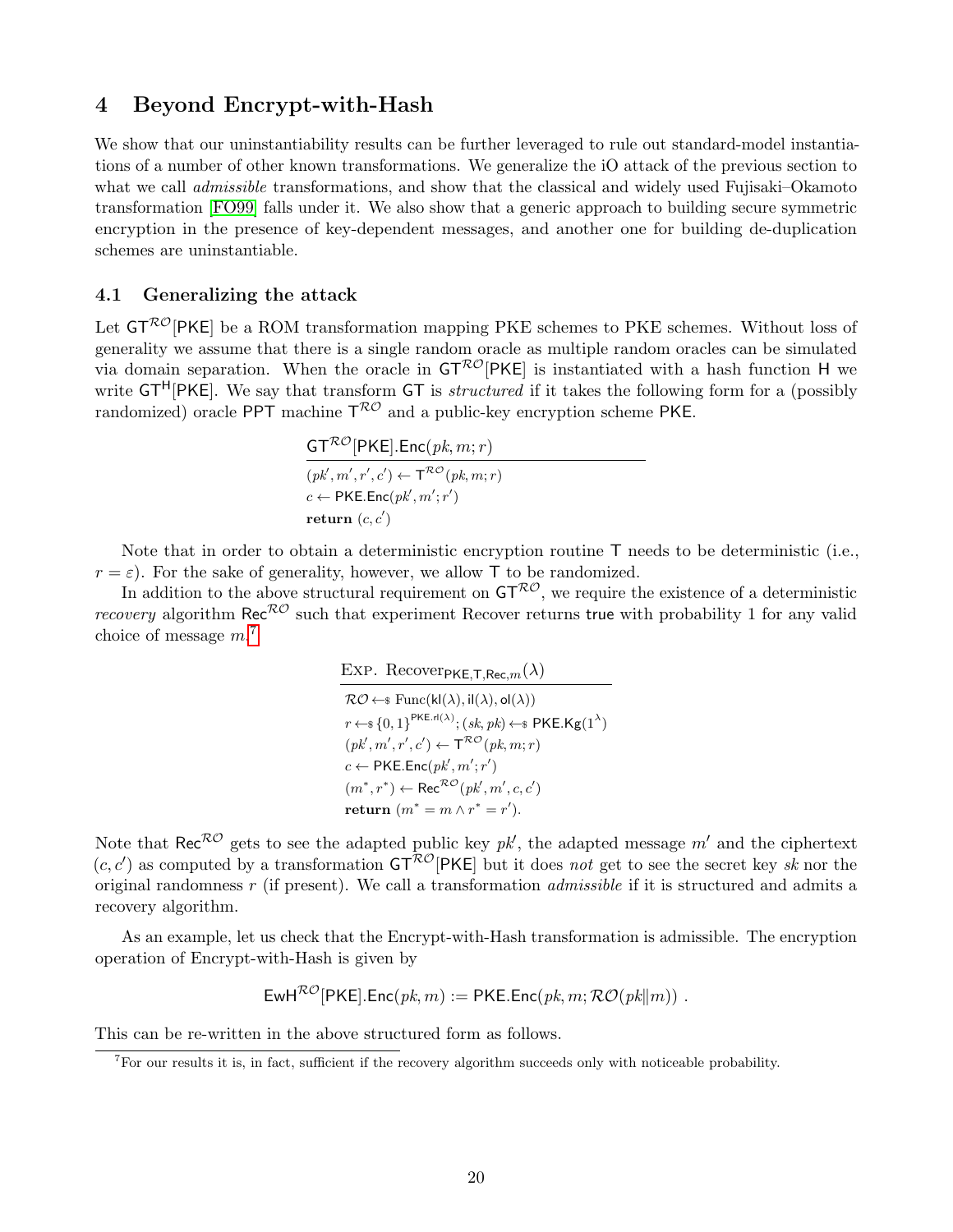## 4 Beyond Encrypt-with-Hash

We show that our uninstantiability results can be further leveraged to rule out standard-model instantiations of a number of other known transformations. We generalize the iO attack of the previous section to what we call *admissible* transformations, and show that the classical and widely used Fujisaki–Okamoto transformation [FO99] falls under it. We also show that a generic approach to building secure symmetric encryption in the presence of key-dependent messages, and another one for building de-duplication schemes are uninstantiable.

### 4.1 Generalizing the attack

Let $\mathsf{GT}^{\mathcal{RO}}[\mathsf{PKE}]$ be a ROM transformation mapping PKE schemes to PKE schemes. Without loss of generality we assume that there is a single random oracle as multiple random oracles can be simulated via domain separation. When the oracle in $\mathsf{GT}^{\mathcal{RO}}[\mathsf{PKE}]$ is instantiated with a hash function $\mathsf{H}$ we write $\mathsf{GT}^{\mathsf{H}}[\mathsf{PKE}]$. We say that transform $\mathsf{GT}$ is *structured* if it takes the following form for a (possibly randomized) oracle PPT machine $\mathsf{T}^{\mathcal{RO}}$ and a public-key encryption scheme $\mathsf{PKE}$.

$\mathsf{GT}^{\mathcal{RO}}[\mathsf{PKE}].\mathsf{Enc}(pk, m; r)$

$(pk', m', r', c') \leftarrow \mathsf{T}^{\mathcal{RO}}(pk, m; r)$
$c \leftarrow \mathsf{PKE}.\mathsf{Enc}(pk', m'; r')$
**return** $(c, c')$

Note that in order to obtain a deterministic encryption routine $\mathsf{T}$ needs to be deterministic (i.e., $r = \varepsilon$). For the sake of generality, however, we allow $\mathsf{T}$ to be randomized.

In addition to the above structural requirement on $\mathsf{GT}^{\mathcal{RO}}$, we require the existence of a deterministic *recovery* algorithm $\mathsf{Rec}^{\mathcal{RO}}$ such that experiment Recover returns true with probability 1 for any valid choice of message $m$.[7]

EXP. $\mathrm{Recover}_{\mathsf{PKE},\mathsf{T},\mathsf{Rec},m}(\lambda)$

$\mathcal{RO} \leftarrow_{\$} \mathrm{Func}(\mathsf{kl}(\lambda), \mathsf{il}(\lambda), \mathsf{ol}(\lambda))$
$r \leftarrow_{\$} \{0,1\}^{\mathsf{PKE}.\mathsf{rl}(\lambda)}; (sk, pk) \leftarrow_{\$} \mathsf{PKE}.\mathsf{Kg}(1^{\lambda})$
$(pk', m', r', c') \leftarrow \mathsf{T}^{\mathcal{RO}}(pk, m; r)$
$c \leftarrow \mathsf{PKE}.\mathsf{Enc}(pk', m'; r')$
$(m^*, r^*) \leftarrow \mathsf{Rec}^{\mathcal{RO}}(pk', m', c, c')$
**return** $(m^* = m \wedge r^* = r')$.

Note that $\mathsf{Rec}^{\mathcal{RO}}$ gets to see the adapted public key $pk'$, the adapted message $m'$ and the ciphertext $(c, c')$ as computed by a transformation $\mathsf{GT}^{\mathcal{RO}}[\mathsf{PKE}]$ but it does *not* get to see the secret key $sk$ nor the original randomness $r$ (if present). We call a transformation *admissible* if it is structured and admits a recovery algorithm.

As an example, let us check that the Encrypt-with-Hash transformation is admissible. The encryption operation of Encrypt-with-Hash is given by

$$\mathsf{EwH}^{\mathcal{RO}}[\mathsf{PKE}].\mathsf{Enc}(pk, m) := \mathsf{PKE}.\mathsf{Enc}(pk, m; \mathcal{RO}(pk\|m)) .$$

This can be re-written in the above structured form as follows.

[7] For our results it is, in fact, sufficient if the recovery algorithm succeeds only with noticeable probability.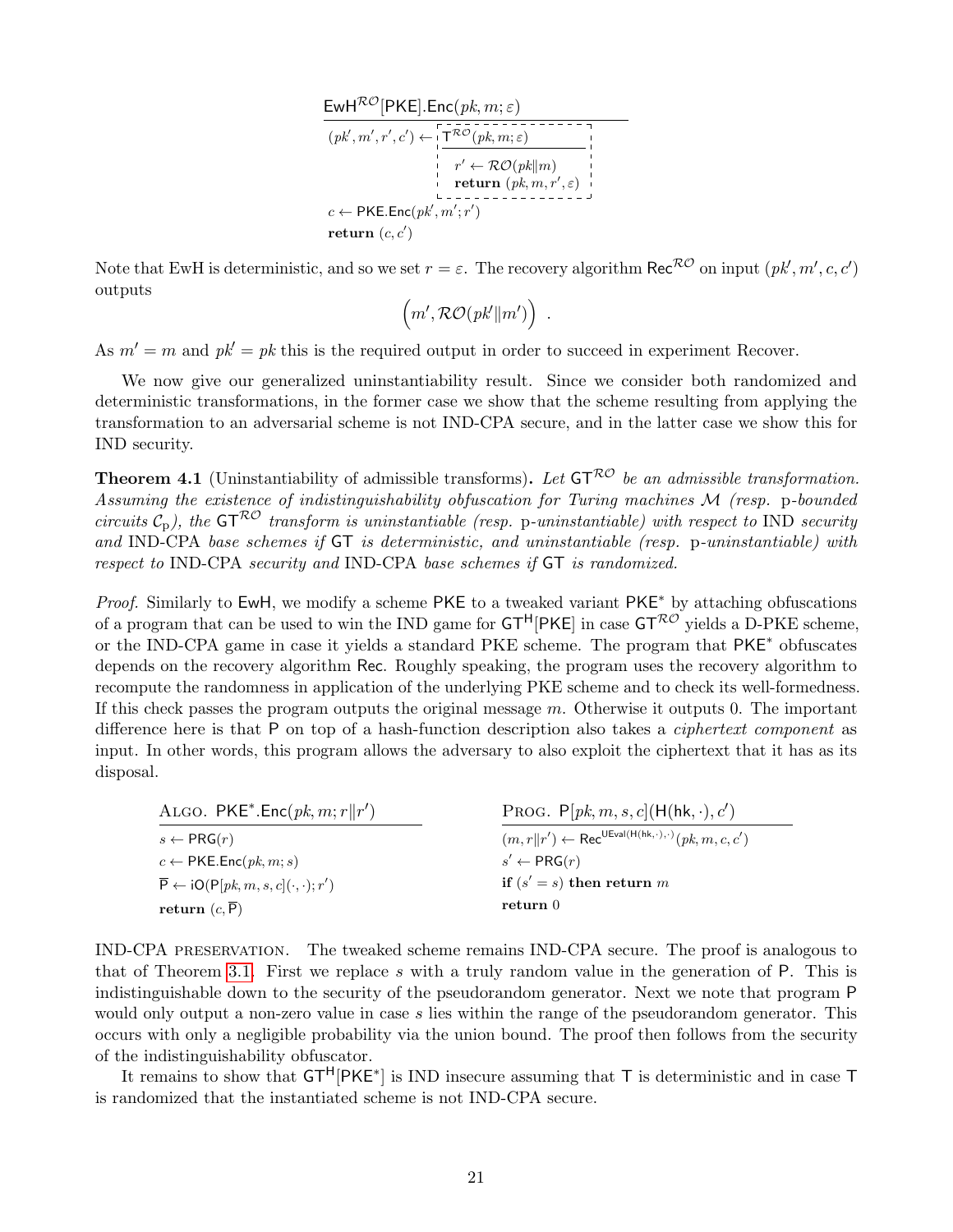$\mathsf{EwH}^{\mathcal{RO}}[\mathsf{PKE}].\mathsf{Enc}(pk, m; \varepsilon)$

```
(pk', m', r', c') ← | T^RO(pk, m; ε)          |
                    | r' ← RO(pk||m)          |
                    | return (pk, m, r', ε)   |
c ← PKE.Enc(pk', m'; r')
return (c, c')
```

Note that EwH is deterministic, and so we set $r = \varepsilon$. The recovery algorithm $\mathsf{Rec}^{\mathcal{RO}}$ on input $(pk', m', c, c')$ outputs

$$\left(m', \mathcal{RO}(pk' \| m')\right) \ .$$

As $m' = m$ and $pk' = pk$ this is the required output in order to succeed in experiment Recover.

We now give our generalized uninstantiability result. Since we consider both randomized and deterministic transformations, in the former case we show that the scheme resulting from applying the transformation to an adversarial scheme is not IND-CPA secure, and in the latter case we show this for IND security.

**Theorem 4.1** (Uninstantiability of admissible transforms)**.** *Let $\mathsf{GT}^{\mathcal{RO}}$ be an admissible transformation. Assuming the existence of indistinguishability obfuscation for Turing machines $\mathcal{M}$ (resp. p-bounded circuits $\mathcal{C}_{\mathrm{p}}$), the $\mathsf{GT}^{\mathcal{RO}}$ transform is uninstantiable (resp. p-uninstantiable) with respect to* IND *security and* IND-CPA *base schemes if* $\mathsf{GT}$ *is deterministic, and uninstantiable (resp. p-uninstantiable) with respect to* IND-CPA *security and* IND-CPA *base schemes if* $\mathsf{GT}$ *is randomized.*

*Proof.* Similarly to $\mathsf{EwH}$, we modify a scheme $\mathsf{PKE}$ to a tweaked variant $\mathsf{PKE}^*$ by attaching obfuscations of a program that can be used to win the IND game for $\mathsf{GT}^{\mathsf{H}}[\mathsf{PKE}]$ in case $\mathsf{GT}^{\mathcal{RO}}$ yields a D-PKE scheme, or the IND-CPA game in case it yields a standard PKE scheme. The program that $\mathsf{PKE}^*$ obfuscates depends on the recovery algorithm $\mathsf{Rec}$. Roughly speaking, the program uses the recovery algorithm to recompute the randomness in application of the underlying PKE scheme and to check its well-formedness. If this check passes the program outputs the original message $m$. Otherwise it outputs 0. The important difference here is that $\mathsf{P}$ on top of a hash-function description also takes a *ciphertext component* as input. In other words, this program allows the adversary to also exploit the ciphertext that it has as its disposal.

ALGO. $\mathsf{PKE}^*.\mathsf{Enc}(pk, m; r \| r')$

```
s ← PRG(r)
c ← PKE.Enc(pk, m; s)
P̄ ← iO(P[pk, m, s, c](·,·); r')
return (c, P̄)
```

PROG. $\mathsf{P}[pk, m, s, c](\mathsf{H}(\mathsf{hk}, \cdot), c')$

```
(m, r||r') ← Rec^{UEval(H(hk,·),·)}(pk, m, c, c')
s' ← PRG(r)
if (s' = s) then return m
return 0
```

IND-CPA PRESERVATION. The tweaked scheme remains IND-CPA secure. The proof is analogous to that of Theorem 3.1. First we replace $s$ with a truly random value in the generation of $\mathsf{P}$. This is indistinguishable down to the security of the pseudorandom generator. Next we note that program $\mathsf{P}$ would only output a non-zero value in case $s$ lies within the range of the pseudorandom generator. This occurs with only a negligible probability via the union bound. The proof then follows from the security of the indistinguishability obfuscator.

It remains to show that $\mathsf{GT}^{\mathsf{H}}[\mathsf{PKE}^*]$ is IND insecure assuming that $\mathsf{T}$ is deterministic and in case $\mathsf{T}$ is randomized that the instantiated scheme is not IND-CPA secure.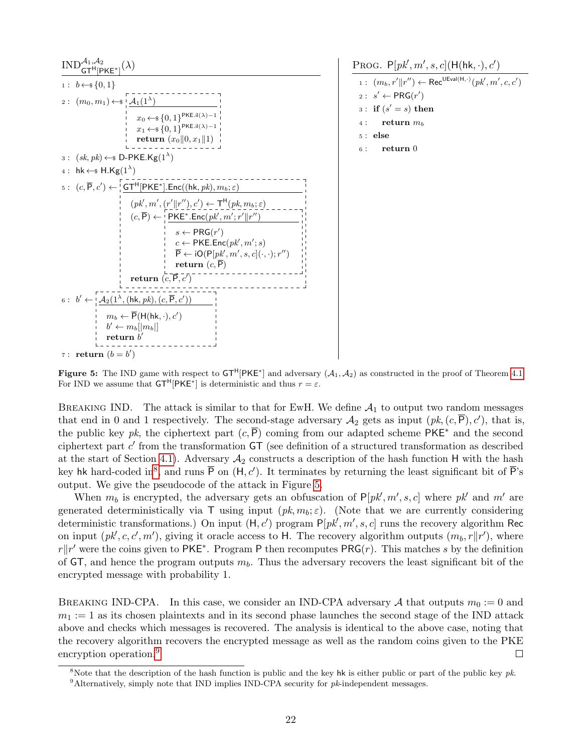```
IND^{A1,A2}_{GT^H[PKE*]}(λ)
1: b ←$ {0,1}
2: (m0, m1) ←$ A1(1^λ)
       x0 ←$ {0,1}^{PKE.il(λ)−1}
       x1 ←$ {0,1}^{PKE.il(λ)−1}
       return (x0‖0, x1‖1)
3: (sk, pk) ←$ D-PKE.Kg(1^λ)
4: hk ←$ H.Kg(1^λ)
5: (c, P̄, c') ← GT^H[PKE*].Enc((hk, pk), m_b; ε)
       (pk', m', (r'‖r''), c') ← T^H(pk, m_b; ε)
       (c, P̄) ← PKE*.Enc(pk', m'; r'‖r'')
              s ← PRG(r')
              c ← PKE.Enc(pk', m'; s)
              P̄ ← iO(P[pk', m', s, c](·,·); r'')
              return (c, P̄)
       return (c, P̄, c')
6: b' ← A2(1^λ, (hk, pk), (c, P̄, c'))
       m_b ← P̄(H(hk,·), c')
       b' ← m_b[|m_b|]
       return b'
7: return (b = b')
```

```
PROG. P[pk', m', s, c](H(hk,·), c')
1: (m_b, r'‖r'') ← Rec^{UEval(H,·)}(pk', m', c, c')
2: s' ← PRG(r')
3: if (s' = s) then
4:     return m_b
5: else
6:     return 0
```

**Figure 5:** The IND game with respect to $\mathsf{GT}^{\mathsf{H}}[\mathsf{PKE}^*]$ and adversary $(\mathcal{A}_1, \mathcal{A}_2)$ as constructed in the proof of Theorem 4.1. For IND we assume that $\mathsf{GT}^{\mathsf{H}}[\mathsf{PKE}^*]$ is deterministic and thus $r = \varepsilon$.

Breaking IND. The attack is similar to that for EwH. We define $\mathcal{A}_1$ to output two random messages that end in 0 and 1 respectively. The second-stage adversary $\mathcal{A}_2$ gets as input $(pk, (c, \overline{\mathsf{P}}), c')$, that is, the public key $pk$, the ciphertext part $(c, \overline{\mathsf{P}})$ coming from our adapted scheme $\mathsf{PKE}^*$ and the second ciphertext part $c'$ from the transformation $\mathsf{GT}$ (see definition of a structured transformation as described at the start of Section 4.1). Adversary $\mathcal{A}_2$ constructs a description of the hash function $\mathsf{H}$ with the hash key $\mathsf{hk}$ hard-coded in[8], and runs $\overline{\mathsf{P}}$ on $(\mathsf{H}, c')$. It terminates by returning the least significant bit of $\overline{\mathsf{P}}$'s output. We give the pseudocode of the attack in Figure 5.

When $m_b$ is encrypted, the adversary gets an obfuscation of $\mathsf{P}[pk', m', s, c]$ where $pk'$ and $m'$ are generated deterministically via $\mathsf{T}$ using input $(pk, m_b; \varepsilon)$. (Note that we are currently considering deterministic transformations.) On input $(\mathsf{H}, c')$ program $\mathsf{P}[pk', m', s, c]$ runs the recovery algorithm $\mathsf{Rec}$ on input $(pk', c, c', m')$, giving it oracle access to $\mathsf{H}$. The recovery algorithm outputs $(m_b, r\|r')$, where $r\|r'$ were the coins given to $\mathsf{PKE}^*$. Program $\mathsf{P}$ then recomputes $\mathsf{PRG}(r)$. This matches $s$ by the definition of $\mathsf{GT}$, and hence the program outputs $m_b$. Thus the adversary recovers the least significant bit of the encrypted message with probability 1.

Breaking IND-CPA. In this case, we consider an IND-CPA adversary $\mathcal{A}$ that outputs $m_0 := 0$ and $m_1 := 1$ as its chosen plaintexts and in its second phase launches the second stage of the IND attack above and checks which messages is recovered. The analysis is identical to the above case, noting that the recovery algorithm recovers the encrypted message as well as the random coins given to the PKE encryption operation.[9] □

[8] Note that the description of the hash function is public and the key $\mathsf{hk}$ is either public or part of the public key $pk$.

[9] Alternatively, simply note that IND implies IND-CPA security for $pk$-independent messages.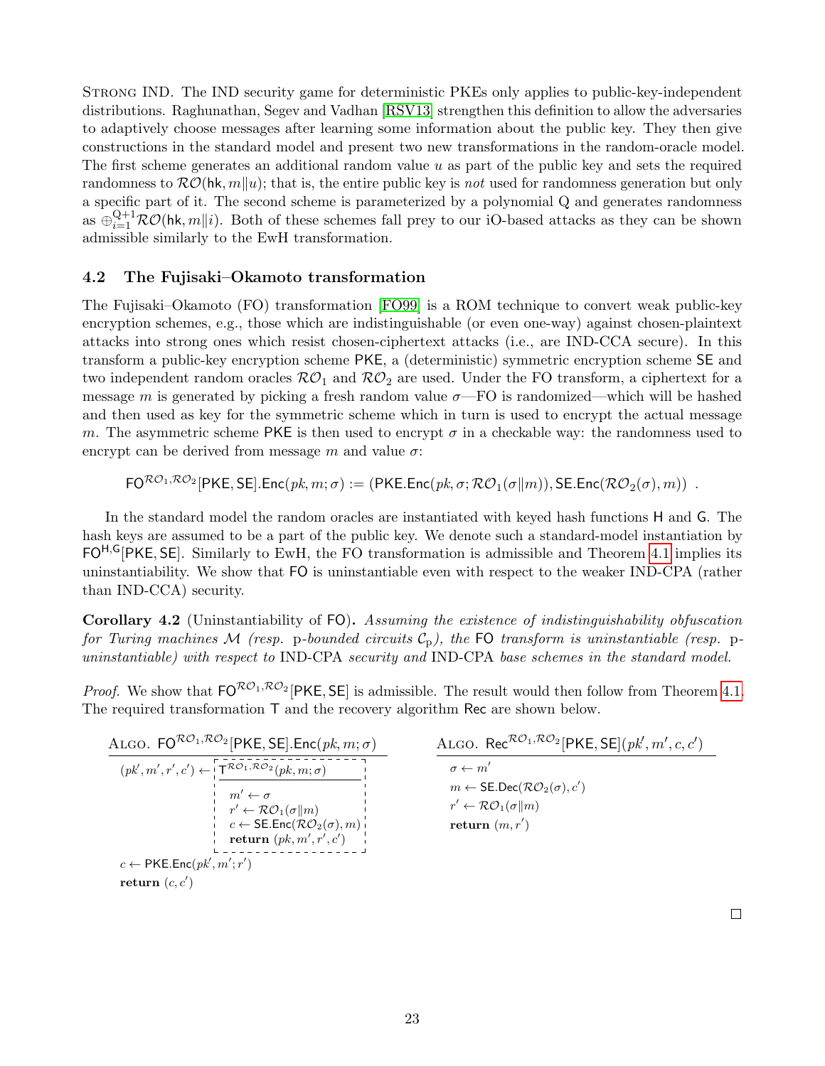Strong IND. The IND security game for deterministic PKEs only applies to public-key-independent distributions. Raghunathan, Segev and Vadhan [RSV13] strengthen this definition to allow the adversaries to adaptively choose messages after learning some information about the public key. They then give constructions in the standard model and present two new transformations in the random-oracle model. The first scheme generates an additional random value $u$ as part of the public key and sets the required randomness to $\mathcal{RO}(\mathsf{hk}, m\|u)$; that is, the entire public key is *not* used for randomness generation but only a specific part of it. The second scheme is parameterized by a polynomial $\mathsf{Q}$ and generates randomness as $\oplus_{i=1}^{\mathsf{Q}+1}\mathcal{RO}(\mathsf{hk}, m\|i)$. Both of these schemes fall prey to our iO-based attacks as they can be shown admissible similarly to the EwH transformation.

### 4.2 The Fujisaki–Okamoto transformation

The Fujisaki–Okamoto (FO) transformation [FO99] is a ROM technique to convert weak public-key encryption schemes, e.g., those which are indistinguishable (or even one-way) against chosen-plaintext attacks into strong ones which resist chosen-ciphertext attacks (i.e., are IND-CCA secure). In this transform a public-key encryption scheme $\mathsf{PKE}$, a (deterministic) symmetric encryption scheme $\mathsf{SE}$ and two independent random oracles $\mathcal{RO}_1$ and $\mathcal{RO}_2$ are used. Under the FO transform, a ciphertext for a message $m$ is generated by picking a fresh random value $\sigma$—FO is randomized—which will be hashed and then used as key for the symmetric scheme which in turn is used to encrypt the actual message $m$. The asymmetric scheme $\mathsf{PKE}$ is then used to encrypt $\sigma$ in a checkable way: the randomness used to encrypt can be derived from message $m$ and value $\sigma$:

$$\mathsf{FO}^{\mathcal{RO}_1,\mathcal{RO}_2}[\mathsf{PKE},\mathsf{SE}].\mathsf{Enc}(pk, m; \sigma) := (\mathsf{PKE}.\mathsf{Enc}(pk, \sigma; \mathcal{RO}_1(\sigma\|m)), \mathsf{SE}.\mathsf{Enc}(\mathcal{RO}_2(\sigma), m)) \ .$$

In the standard model the random oracles are instantiated with keyed hash functions $\mathsf{H}$ and $\mathsf{G}$. The hash keys are assumed to be a part of the public key. We denote such a standard-model instantiation by $\mathsf{FO}^{\mathsf{H},\mathsf{G}}[\mathsf{PKE},\mathsf{SE}]$. Similarly to EwH, the FO transformation is admissible and Theorem 4.1 implies its uninstantiability. We show that $\mathsf{FO}$ is uninstantiable even with respect to the weaker IND-CPA (rather than IND-CCA) security.

**Corollary 4.2** (Uninstantiability of $\mathsf{FO}$)**.** *Assuming the existence of indistinguishability obfuscation for Turing machines $\mathcal{M}$ (resp. $\mathrm{p}$-bounded circuits $\mathcal{C}_\mathrm{p}$), the $\mathsf{FO}$ transform is uninstantiable (resp. $\mathrm{p}$-uninstantiable) with respect to* IND-CPA *security and* IND-CPA *base schemes in the standard model.*

*Proof.* We show that $\mathsf{FO}^{\mathcal{RO}_1,\mathcal{RO}_2}[\mathsf{PKE},\mathsf{SE}]$ is admissible. The result would then follow from Theorem 4.1. The required transformation $\mathsf{T}$ and the recovery algorithm $\mathsf{Rec}$ are shown below.

```
Algo. FO^{RO_1,RO_2}[PKE,SE].Enc(pk, m; σ)
  (pk', m', r', c') ← T^{RO_1,RO_2}(pk, m; σ)
                        m' ← σ
                        r' ← RO_1(σ‖m)
                        c ← SE.Enc(RO_2(σ), m)
                        return (pk, m', r', c')
  c ← PKE.Enc(pk', m'; r')
  return (c, c')

Algo. Rec^{RO_1,RO_2}[PKE,SE](pk', m', c, c')
  σ ← m'
  m ← SE.Dec(RO_2(σ), c')
  r' ← RO_1(σ‖m)
  return (m, r')
```

□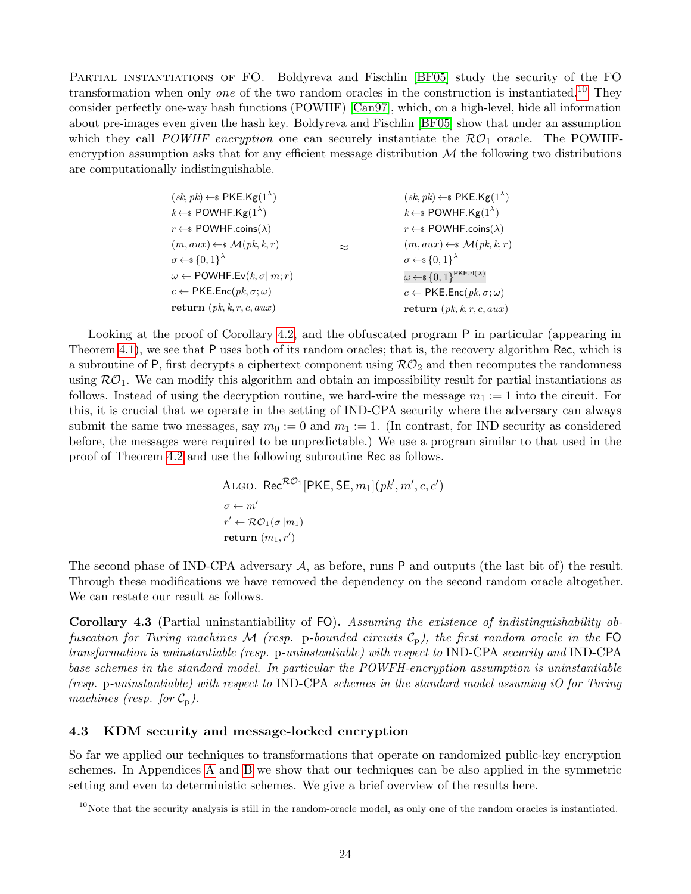Partial instantiations of FO. Boldyreva and Fischlin [BF05] study the security of the FO transformation when only *one* of the two random oracles in the construction is instantiated.[10] They consider perfectly one-way hash functions (POWHF) [Can97], which, on a high-level, hide all information about pre-images even given the hash key. Boldyreva and Fischlin [BF05] show that under an assumption which they call *POWHF encryption* one can securely instantiate the $\mathcal{RO}_1$ oracle. The POWHF-encryption assumption asks that for any efficient message distribution $\mathcal{M}$ the following two distributions are computationally indistinguishable.

| | | |
|---|---|---|
| $(sk, pk) \leftarrow\$ \ \mathsf{PKE.Kg}(1^\lambda)$ | | $(sk, pk) \leftarrow\$ \ \mathsf{PKE.Kg}(1^\lambda)$ |
| $k \leftarrow\$ \ \mathsf{POWHF.Kg}(1^\lambda)$ | | $k \leftarrow\$ \ \mathsf{POWHF.Kg}(1^\lambda)$ |
| $r \leftarrow\$ \ \mathsf{POWHF.coins}(\lambda)$ | | $r \leftarrow\$ \ \mathsf{POWHF.coins}(\lambda)$ |
| $(m, aux) \leftarrow\$ \ \mathcal{M}(pk, k, r)$ | $\approx$ | $(m, aux) \leftarrow\$ \ \mathcal{M}(pk, k, r)$ |
| $\sigma \leftarrow\$ \ \{0,1\}^\lambda$ | | $\sigma \leftarrow\$ \ \{0,1\}^\lambda$ |
| $\omega \leftarrow \mathsf{POWHF.Ev}(k, \sigma \| m; r)$ | | $\omega \leftarrow\$ \ \{0,1\}^{\mathsf{PKE.rl}(\lambda)}$ |
| $c \leftarrow \mathsf{PKE.Enc}(pk, \sigma; \omega)$ | | $c \leftarrow \mathsf{PKE.Enc}(pk, \sigma; \omega)$ |
| **return** $(pk, k, r, c, aux)$ | | **return** $(pk, k, r, c, aux)$ |

Looking at the proof of Corollary 4.2, and the obfuscated program $\mathsf{P}$ in particular (appearing in Theorem 4.1), we see that $\mathsf{P}$ uses both of its random oracles; that is, the recovery algorithm $\mathsf{Rec}$, which is a subroutine of $\mathsf{P}$, first decrypts a ciphertext component using $\mathcal{RO}_2$ and then recomputes the randomness using $\mathcal{RO}_1$. We can modify this algorithm and obtain an impossibility result for partial instantiations as follows. Instead of using the decryption routine, we hard-wire the message $m_1 := 1$ into the circuit. For this, it is crucial that we operate in the setting of IND-CPA security where the adversary can always submit the same two messages, say $m_0 := 0$ and $m_1 := 1$. (In contrast, for IND security as considered before, the messages were required to be unpredictable.) We use a program similar to that used in the proof of Theorem 4.2 and use the following subroutine $\mathsf{Rec}$ as follows.

Algo. $\mathsf{Rec}^{\mathcal{RO}_1}[\mathsf{PKE}, \mathsf{SE}, m_1](pk', m', c, c')$

$\sigma \leftarrow m'$
$r' \leftarrow \mathcal{RO}_1(\sigma \| m_1)$
**return** $(m_1, r')$

The second phase of IND-CPA adversary $\mathcal{A}$, as before, runs $\overline{\mathsf{P}}$ and outputs (the last bit of) the result. Through these modifications we have removed the dependency on the second random oracle altogether. We can restate our result as follows.

**Corollary 4.3** (Partial uninstantiability of $\mathsf{FO}$)**.** *Assuming the existence of indistinguishability obfuscation for Turing machines $\mathcal{M}$ (resp. p-bounded circuits $\mathcal{C}_\mathrm{p}$), the first random oracle in the* $\mathsf{FO}$ *transformation is uninstantiable (resp. p-uninstantiable) with respect to* IND-CPA *security and* IND-CPA *base schemes in the standard model. In particular the POWFH-encryption assumption is uninstantiable (resp. p-uninstantiable) with respect to* IND-CPA *schemes in the standard model assuming iO for Turing machines (resp. for $\mathcal{C}_\mathrm{p}$).*

### 4.3 KDM security and message-locked encryption

So far we applied our techniques to transformations that operate on randomized public-key encryption schemes. In Appendices A and B we show that our techniques can be also applied in the symmetric setting and even to deterministic schemes. We give a brief overview of the results here.

[10] Note that the security analysis is still in the random-oracle model, as only one of the random oracles is instantiated.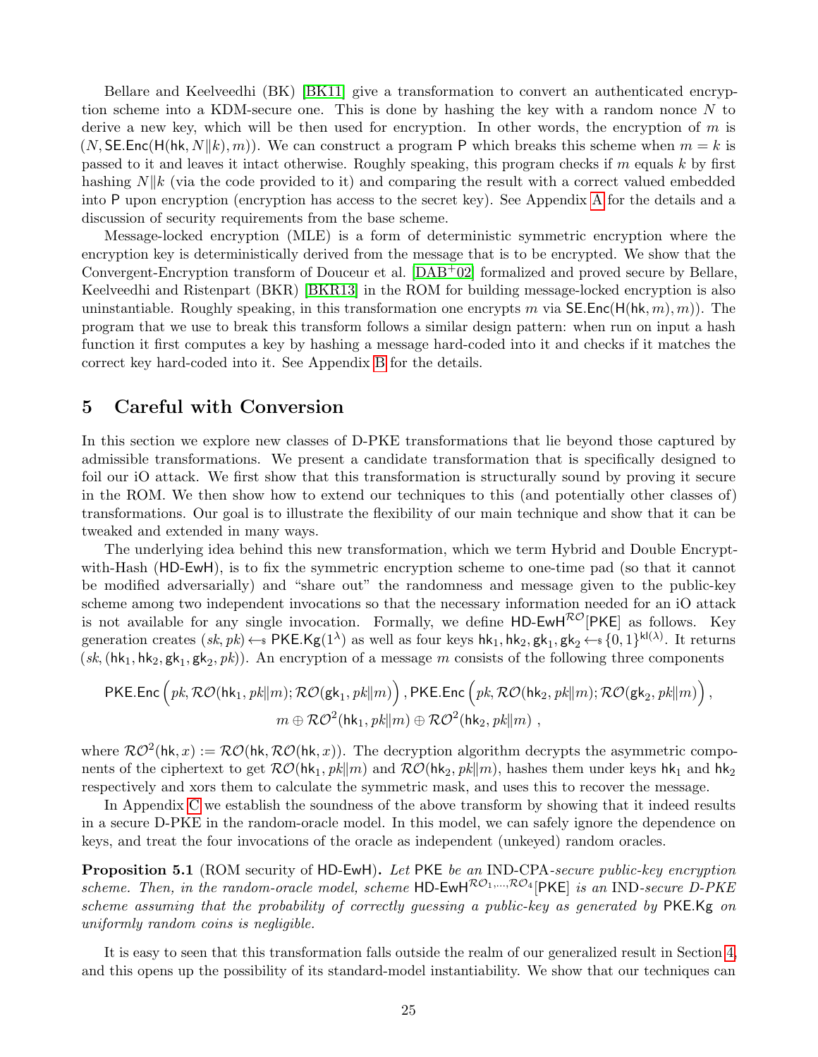Bellare and Keelveedhi (BK) [BK11] give a transformation to convert an authenticated encryption scheme into a KDM-secure one. This is done by hashing the key with a random nonce $N$ to derive a new key, which will be then used for encryption. In other words, the encryption of $m$ is $(N, \mathsf{SE.Enc}(\mathsf{H}(\mathsf{hk}, N\|k), m))$. We can construct a program $\mathsf{P}$ which breaks this scheme when $m = k$ is passed to it and leaves it intact otherwise. Roughly speaking, this program checks if $m$ equals $k$ by first hashing $N\|k$ (via the code provided to it) and comparing the result with a correct valued embedded into $\mathsf{P}$ upon encryption (encryption has access to the secret key). See Appendix A for the details and a discussion of security requirements from the base scheme.

Message-locked encryption (MLE) is a form of deterministic symmetric encryption where the encryption key is deterministically derived from the message that is to be encrypted. We show that the Convergent-Encryption transform of Douceur et al. [DAB+02] formalized and proved secure by Bellare, Keelveedhi and Ristenpart (BKR) [BKR13] in the ROM for building message-locked encryption is also uninstantiable. Roughly speaking, in this transformation one encrypts $m$ via $\mathsf{SE.Enc}(\mathsf{H}(\mathsf{hk}, m), m))$. The program that we use to break this transform follows a similar design pattern: when run on input a hash function it first computes a key by hashing a message hard-coded into it and checks if it matches the correct key hard-coded into it. See Appendix B for the details.

# 5 Careful with Conversion

In this section we explore new classes of D-PKE transformations that lie beyond those captured by admissible transformations. We present a candidate transformation that is specifically designed to foil our iO attack. We first show that this transformation is structurally sound by proving it secure in the ROM. We then show how to extend our techniques to this (and potentially other classes of) transformations. Our goal is to illustrate the flexibility of our main technique and show that it can be tweaked and extended in many ways.

The underlying idea behind this new transformation, which we term Hybrid and Double Encrypt-with-Hash (HD-EwH), is to fix the symmetric encryption scheme to one-time pad (so that it cannot be modified adversarially) and "share out" the randomness and message given to the public-key scheme among two independent invocations so that the necessary information needed for an iO attack is not available for any single invocation. Formally, we define $\mathsf{HD\text{-}EwH}^{\mathcal{RO}}[\mathsf{PKE}]$ as follows. Key generation creates $(sk, pk) \leftarrow_{\$} \mathsf{PKE.Kg}(1^\lambda)$ as well as four keys $\mathsf{hk}_1, \mathsf{hk}_2, \mathsf{gk}_1, \mathsf{gk}_2 \leftarrow_{\$} \{0,1\}^{\mathsf{kl}(\lambda)}$. It returns $(sk, (\mathsf{hk}_1, \mathsf{hk}_2, \mathsf{gk}_1, \mathsf{gk}_2, pk))$. An encryption of a message $m$ consists of the following three components

$$\mathsf{PKE.Enc}\left(pk, \mathcal{RO}(\mathsf{hk}_1, pk\|m); \mathcal{RO}(\mathsf{gk}_1, pk\|m)\right), \mathsf{PKE.Enc}\left(pk, \mathcal{RO}(\mathsf{hk}_2, pk\|m); \mathcal{RO}(\mathsf{gk}_2, pk\|m)\right),$$
$$m \oplus \mathcal{RO}^2(\mathsf{hk}_1, pk\|m) \oplus \mathcal{RO}^2(\mathsf{hk}_2, pk\|m)\ ,$$

where $\mathcal{RO}^2(\mathsf{hk}, x) := \mathcal{RO}(\mathsf{hk}, \mathcal{RO}(\mathsf{hk}, x))$. The decryption algorithm decrypts the asymmetric components of the ciphertext to get $\mathcal{RO}(\mathsf{hk}_1, pk\|m)$ and $\mathcal{RO}(\mathsf{hk}_2, pk\|m)$, hashes them under keys $\mathsf{hk}_1$ and $\mathsf{hk}_2$ respectively and xors them to calculate the symmetric mask, and uses this to recover the message.

In Appendix C we establish the soundness of the above transform by showing that it indeed results in a secure D-PKE in the random-oracle model. In this model, we can safely ignore the dependence on keys, and treat the four invocations of the oracle as independent (unkeyed) random oracles.

**Proposition 5.1** (ROM security of HD-EwH)**.** *Let* PKE *be an* IND-CPA*-secure public-key encryption scheme. Then, in the random-oracle model, scheme* $\mathsf{HD\text{-}EwH}^{\mathcal{RO}_1,\ldots,\mathcal{RO}_4}[\mathsf{PKE}]$ *is an* IND*-secure D-PKE scheme assuming that the probability of correctly guessing a public-key as generated by* PKE.Kg *on uniformly random coins is negligible.*

It is easy to seen that this transformation falls outside the realm of our generalized result in Section 4, and this opens up the possibility of its standard-model instantiability. We show that our techniques can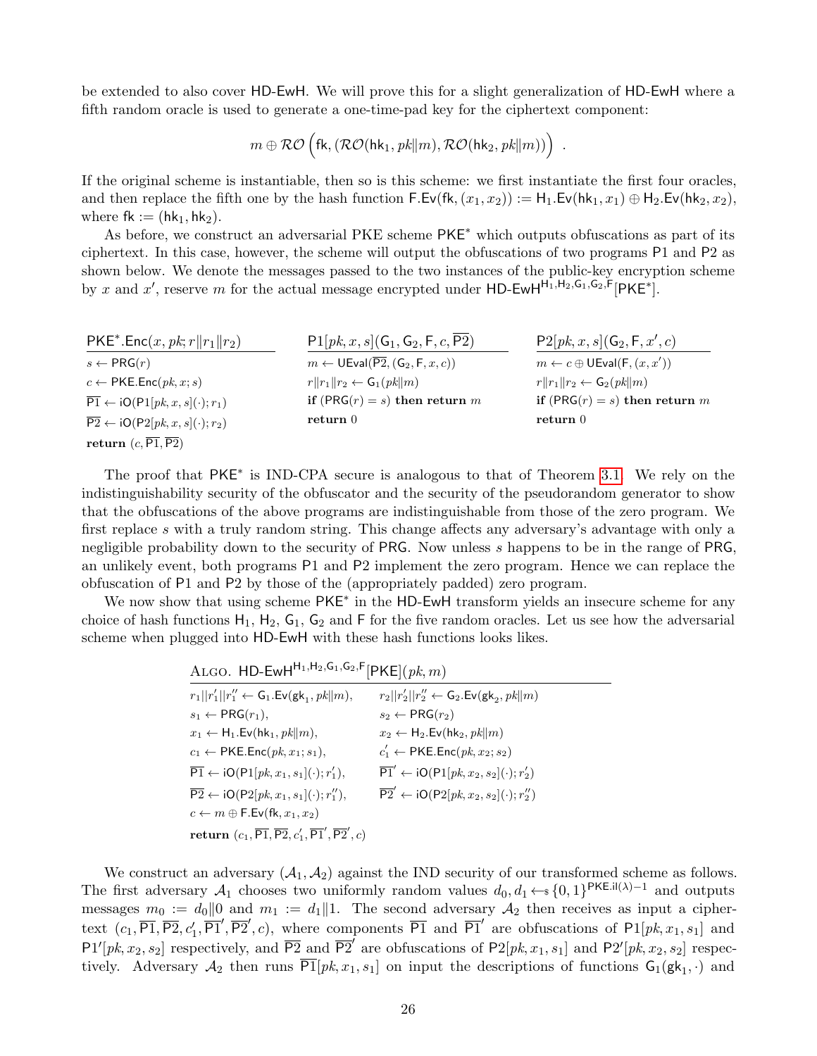be extended to also cover HD-EwH. We will prove this for a slight generalization of HD-EwH where a fifth random oracle is used to generate a one-time-pad key for the ciphertext component:

$$m \oplus \mathcal{RO}\left(\mathsf{fk}, (\mathcal{RO}(\mathsf{hk}_1, pk\|m), \mathcal{RO}(\mathsf{hk}_2, pk\|m))\right) .$$

If the original scheme is instantiable, then so is this scheme: we first instantiate the first four oracles, and then replace the fifth one by the hash function $\mathsf{F.Ev}(\mathsf{fk}, (x_1, x_2)) := \mathsf{H}_1.\mathsf{Ev}(\mathsf{hk}_1, x_1) \oplus \mathsf{H}_2.\mathsf{Ev}(\mathsf{hk}_2, x_2)$, where $\mathsf{fk} := (\mathsf{hk}_1, \mathsf{hk}_2)$.

As before, we construct an adversarial PKE scheme $\mathsf{PKE}^*$ which outputs obfuscations as part of its ciphertext. In this case, however, the scheme will output the obfuscations of two programs P1 and P2 as shown below. We denote the messages passed to the two instances of the public-key encryption scheme by $x$ and $x'$, reserve $m$ for the actual message encrypted under $\mathsf{HD\text{-}EwH}^{\mathsf{H}_1,\mathsf{H}_2,\mathsf{G}_1,\mathsf{G}_2,\mathsf{F}}[\mathsf{PKE}^*]$.

```
PKE*.Enc(x, pk; r||r1||r2)
  s ← PRG(r)
  c ← PKE.Enc(pk, x; s)
  P1‾ ← iO(P1[pk, x, s](·); r1)
  P2‾ ← iO(P2[pk, x, s](·); r2)
  return (c, P1‾, P2‾)

P1[pk, x, s](G1, G2, F, c, P2‾)
  m ← UEval(P2‾, (G2, F, x, c))
  r||r1||r2 ← G1(pk||m)
  if (PRG(r) = s) then return m
  return 0

P2[pk, x, s](G2, F, x', c)
  m ← c ⊕ UEval(F, (x, x'))
  r||r1||r2 ← G2(pk||m)
  if (PRG(r) = s) then return m
  return 0
```

The proof that $\mathsf{PKE}^*$ is IND-CPA secure is analogous to that of Theorem 3.1. We rely on the indistinguishability security of the obfuscator and the security of the pseudorandom generator to show that the obfuscations of the above programs are indistinguishable from those of the zero program. We first replace $s$ with a truly random string. This change affects any adversary's advantage with only a negligible probability down to the security of PRG. Now unless $s$ happens to be in the range of PRG, an unlikely event, both programs P1 and P2 implement the zero program. Hence we can replace the obfuscation of P1 and P2 by those of the (appropriately padded) zero program.

We now show that using scheme $\mathsf{PKE}^*$ in the HD-EwH transform yields an insecure scheme for any choice of hash functions $\mathsf{H}_1$, $\mathsf{H}_2$, $\mathsf{G}_1$, $\mathsf{G}_2$ and F for the five random oracles. Let us see how the adversarial scheme when plugged into HD-EwH with these hash functions looks likes.

```
Algo. HD-EwH^{H1,H2,G1,G2,F}[PKE](pk, m)
  r1||r1'||r1'' ← G1.Ev(gk1, pk||m),      r2||r2'||r2'' ← G2.Ev(gk2, pk||m)
  s1 ← PRG(r1),                          s2 ← PRG(r2)
  x1 ← H1.Ev(hk1, pk||m),                x2 ← H2.Ev(hk2, pk||m)
  c1 ← PKE.Enc(pk, x1; s1),              c1' ← PKE.Enc(pk, x2; s2)
  P1‾ ← iO(P1[pk, x1, s1](·); r1'),      P1‾' ← iO(P1[pk, x2, s2](·); r2')
  P2‾ ← iO(P2[pk, x1, s1](·); r1''),     P2‾' ← iO(P2[pk, x2, s2](·); r2'')
  c ← m ⊕ F.Ev(fk, x1, x2)
  return (c1, P1‾, P2‾, c1', P1‾', P2‾', c)
```

We construct an adversary $(\mathcal{A}_1, \mathcal{A}_2)$ against the IND security of our transformed scheme as follows. The first adversary $\mathcal{A}_1$ chooses two uniformly random values $d_0, d_1 \leftarrow_{\$} \{0,1\}^{\mathsf{PKE.il}(\lambda)-1}$ and outputs messages $m_0 := d_0\|0$ and $m_1 := d_1\|1$. The second adversary $\mathcal{A}_2$ then receives as input a ciphertext $(c_1, \overline{\mathsf{P1}}, \overline{\mathsf{P2}}, c_1', \overline{\mathsf{P1}}', \overline{\mathsf{P2}}', c)$, where components $\overline{\mathsf{P1}}$ and $\overline{\mathsf{P1}}'$ are obfuscations of $\mathsf{P1}[pk, x_1, s_1]$ and $\mathsf{P1}'[pk, x_2, s_2]$ respectively, and $\overline{\mathsf{P2}}$ and $\overline{\mathsf{P2}}'$ are obfuscations of $\mathsf{P2}[pk, x_1, s_1]$ and $\mathsf{P2}'[pk, x_2, s_2]$ respectively. Adversary $\mathcal{A}_2$ then runs $\overline{\mathsf{P1}}[pk, x_1, s_1]$ on input the descriptions of functions $\mathsf{G}_1(\mathsf{gk}_1, \cdot)$ and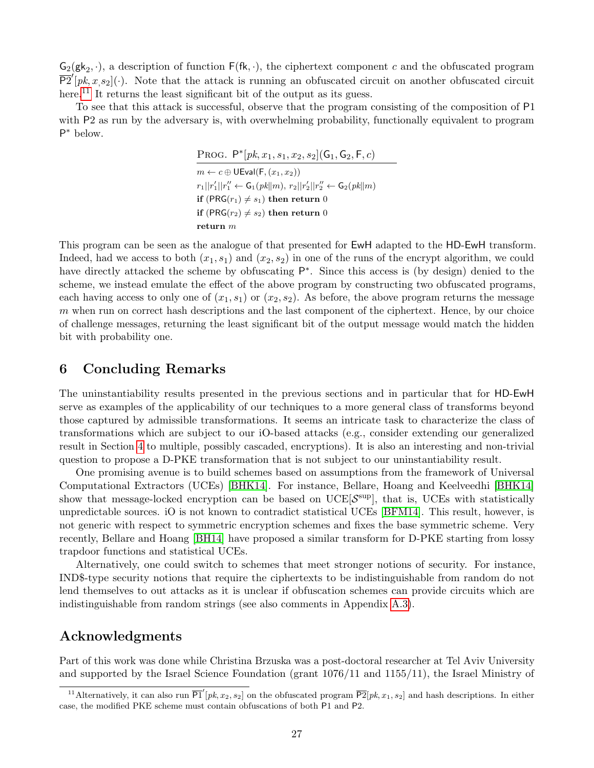$\mathsf{G}_2(\mathsf{gk}_2, \cdot)$, a description of function $\mathsf{F}(\mathsf{fk}, \cdot)$, the ciphertext component $c$ and the obfuscated program $\overline{\mathsf{P2}}'[pk, x, s_2](\cdot)$. Note that the attack is running an obfuscated circuit on another obfuscated circuit here.[11] It returns the least significant bit of the output as its guess.

To see that this attack is successful, observe that the program consisting of the composition of P1 with P2 as run by the adversary is, with overwhelming probability, functionally equivalent to program $\mathsf{P}^*$ below.

```
PROG. P*[pk, x1, s1, x2, s2](G1, G2, F, c)
---------------------------------------------
m ← c ⊕ UEval(F, (x1, x2))
r1||r1'||r1'' ← G1(pk||m), r2||r2'||r2'' ← G2(pk||m)
if (PRG(r1) ≠ s1) then return 0
if (PRG(r2) ≠ s2) then return 0
return m
```

This program can be seen as the analogue of that presented for EwH adapted to the HD-EwH transform. Indeed, had we access to both $(x_1, s_1)$ and $(x_2, s_2)$ in one of the runs of the encrypt algorithm, we could have directly attacked the scheme by obfuscating $\mathsf{P}^*$. Since this access is (by design) denied to the scheme, we instead emulate the effect of the above program by constructing two obfuscated programs, each having access to only one of $(x_1, s_1)$ or $(x_2, s_2)$. As before, the above program returns the message $m$ when run on correct hash descriptions and the last component of the ciphertext. Hence, by our choice of challenge messages, returning the least significant bit of the output message would match the hidden bit with probability one.

## 6 Concluding Remarks

The uninstantiability results presented in the previous sections and in particular that for HD-EwH serve as examples of the applicability of our techniques to a more general class of transforms beyond those captured by admissible transformations. It seems an intricate task to characterize the class of transformations which are subject to our iO-based attacks (e.g., consider extending our generalized result in Section 4 to multiple, possibly cascaded, encryptions). It is also an interesting and non-trivial question to propose a D-PKE transformation that is not subject to our uninstantiability result.

One promising avenue is to build schemes based on assumptions from the framework of Universal Computational Extractors (UCEs) [BHK14]. For instance, Bellare, Hoang and Keelveedhi [BHK14] show that message-locked encryption can be based on UCE[$\mathcal{S}^{\mathrm{sup}}$], that is, UCEs with statistically unpredictable sources. iO is not known to contradict statistical UCEs [BFM14]. This result, however, is not generic with respect to symmetric encryption schemes and fixes the base symmetric scheme. Very recently, Bellare and Hoang [BH14] have proposed a similar transform for D-PKE starting from lossy trapdoor functions and statistical UCEs.

Alternatively, one could switch to schemes that meet stronger notions of security. For instance, IND\$-type security notions that require the ciphertexts to be indistinguishable from random do not lend themselves to out attacks as it is unclear if obfuscation schemes can provide circuits which are indistinguishable from random strings (see also comments in Appendix A.3).

## Acknowledgments

Part of this work was done while Christina Brzuska was a post-doctoral researcher at Tel Aviv University and supported by the Israel Science Foundation (grant 1076/11 and 1155/11), the Israel Ministry of

[11] Alternatively, it can also run $\overline{\mathsf{P1}}'[pk, x_2, s_2]$ on the obfuscated program $\overline{\mathsf{P2}}[pk, x_1, s_2]$ and hash descriptions. In either case, the modified PKE scheme must contain obfuscations of both P1 and P2.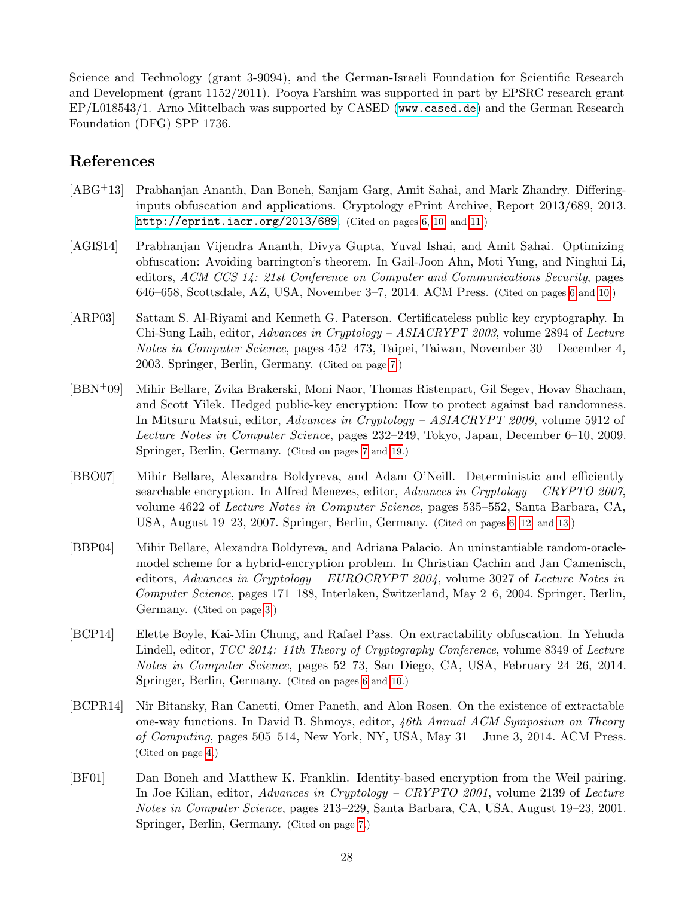Science and Technology (grant 3-9094), and the German-Israeli Foundation for Scientific Research and Development (grant 1152/2011). Pooya Farshim was supported in part by EPSRC research grant EP/L018543/1. Arno Mittelbach was supported by CASED (www.cased.de) and the German Research Foundation (DFG) SPP 1736.

## References

[ABG+13] Prabhanjan Ananth, Dan Boneh, Sanjam Garg, Amit Sahai, and Mark Zhandry. Differing-inputs obfuscation and applications. Cryptology ePrint Archive, Report 2013/689, 2013. http://eprint.iacr.org/2013/689. (Cited on pages 6, 10, and 11.)

[AGIS14] Prabhanjan Vijendra Ananth, Divya Gupta, Yuval Ishai, and Amit Sahai. Optimizing obfuscation: Avoiding barrington's theorem. In Gail-Joon Ahn, Moti Yung, and Ninghui Li, editors, *ACM CCS 14: 21st Conference on Computer and Communications Security*, pages 646–658, Scottsdale, AZ, USA, November 3–7, 2014. ACM Press. (Cited on pages 6 and 10.)

[ARP03] Sattam S. Al-Riyami and Kenneth G. Paterson. Certificateless public key cryptography. In Chi-Sung Laih, editor, *Advances in Cryptology – ASIACRYPT 2003*, volume 2894 of *Lecture Notes in Computer Science*, pages 452–473, Taipei, Taiwan, November 30 – December 4, 2003. Springer, Berlin, Germany. (Cited on page 7.)

[BBN+09] Mihir Bellare, Zvika Brakerski, Moni Naor, Thomas Ristenpart, Gil Segev, Hovav Shacham, and Scott Yilek. Hedged public-key encryption: How to protect against bad randomness. In Mitsuru Matsui, editor, *Advances in Cryptology – ASIACRYPT 2009*, volume 5912 of *Lecture Notes in Computer Science*, pages 232–249, Tokyo, Japan, December 6–10, 2009. Springer, Berlin, Germany. (Cited on pages 7 and 19.)

[BBO07] Mihir Bellare, Alexandra Boldyreva, and Adam O'Neill. Deterministic and efficiently searchable encryption. In Alfred Menezes, editor, *Advances in Cryptology – CRYPTO 2007*, volume 4622 of *Lecture Notes in Computer Science*, pages 535–552, Santa Barbara, CA, USA, August 19–23, 2007. Springer, Berlin, Germany. (Cited on pages 6, 12, and 13.)

[BBP04] Mihir Bellare, Alexandra Boldyreva, and Adriana Palacio. An uninstantiable random-oracle-model scheme for a hybrid-encryption problem. In Christian Cachin and Jan Camenisch, editors, *Advances in Cryptology – EUROCRYPT 2004*, volume 3027 of *Lecture Notes in Computer Science*, pages 171–188, Interlaken, Switzerland, May 2–6, 2004. Springer, Berlin, Germany. (Cited on page 3.)

[BCP14] Elette Boyle, Kai-Min Chung, and Rafael Pass. On extractability obfuscation. In Yehuda Lindell, editor, *TCC 2014: 11th Theory of Cryptography Conference*, volume 8349 of *Lecture Notes in Computer Science*, pages 52–73, San Diego, CA, USA, February 24–26, 2014. Springer, Berlin, Germany. (Cited on pages 6 and 10.)

[BCPR14] Nir Bitansky, Ran Canetti, Omer Paneth, and Alon Rosen. On the existence of extractable one-way functions. In David B. Shmoys, editor, *46th Annual ACM Symposium on Theory of Computing*, pages 505–514, New York, NY, USA, May 31 – June 3, 2014. ACM Press. (Cited on page 4.)

[BF01] Dan Boneh and Matthew K. Franklin. Identity-based encryption from the Weil pairing. In Joe Kilian, editor, *Advances in Cryptology – CRYPTO 2001*, volume 2139 of *Lecture Notes in Computer Science*, pages 213–229, Santa Barbara, CA, USA, August 19–23, 2001. Springer, Berlin, Germany. (Cited on page 7.)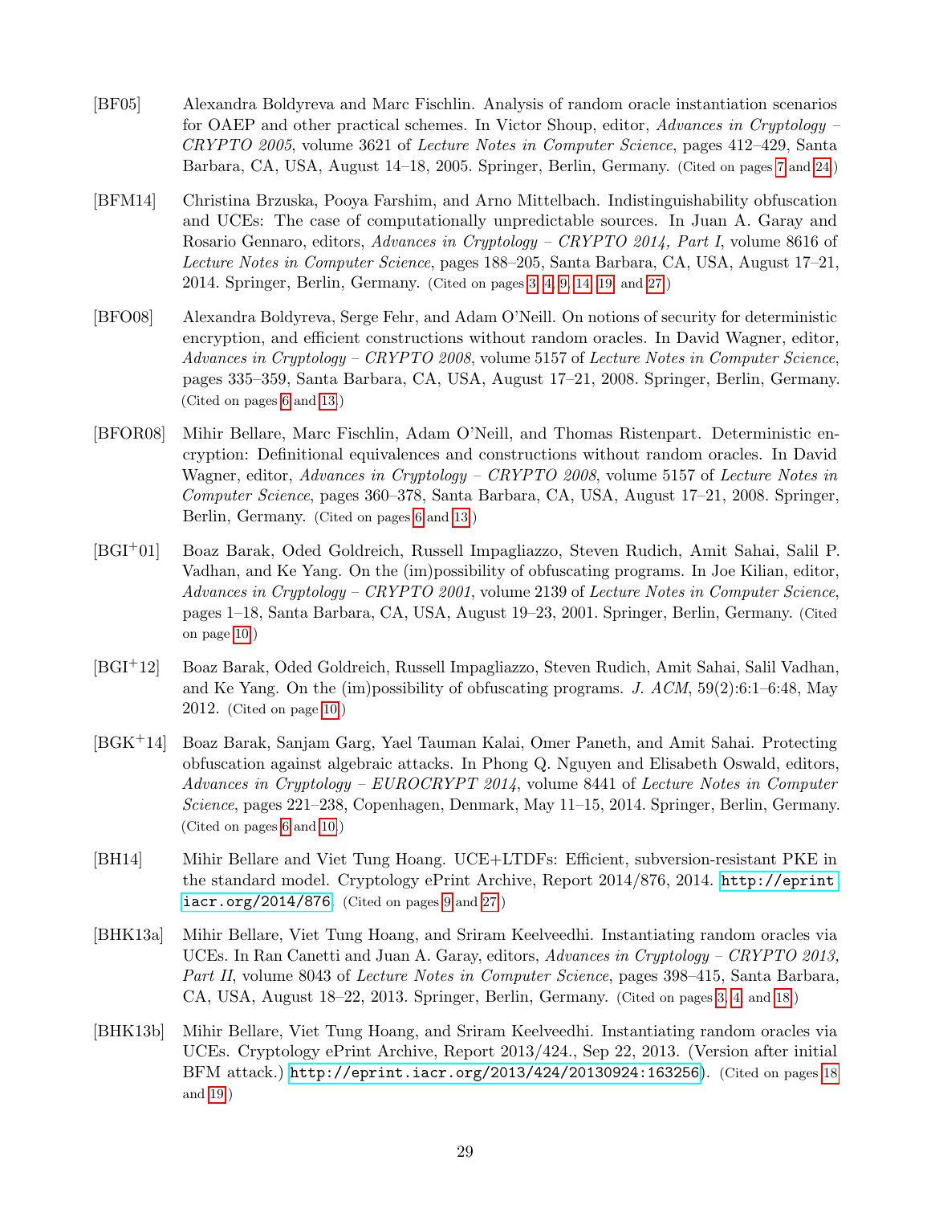[BF05] Alexandra Boldyreva and Marc Fischlin. Analysis of random oracle instantiation scenarios for OAEP and other practical schemes. In Victor Shoup, editor, *Advances in Cryptology – CRYPTO 2005*, volume 3621 of *Lecture Notes in Computer Science*, pages 412–429, Santa Barbara, CA, USA, August 14–18, 2005. Springer, Berlin, Germany. (Cited on pages 7 and 24.)

[BFM14] Christina Brzuska, Pooya Farshim, and Arno Mittelbach. Indistinguishability obfuscation and UCEs: The case of computationally unpredictable sources. In Juan A. Garay and Rosario Gennaro, editors, *Advances in Cryptology – CRYPTO 2014, Part I*, volume 8616 of *Lecture Notes in Computer Science*, pages 188–205, Santa Barbara, CA, USA, August 17–21, 2014. Springer, Berlin, Germany. (Cited on pages 3, 4, 9, 14, 19, and 27.)

[BFO08] Alexandra Boldyreva, Serge Fehr, and Adam O'Neill. On notions of security for deterministic encryption, and efficient constructions without random oracles. In David Wagner, editor, *Advances in Cryptology – CRYPTO 2008*, volume 5157 of *Lecture Notes in Computer Science*, pages 335–359, Santa Barbara, CA, USA, August 17–21, 2008. Springer, Berlin, Germany. (Cited on pages 6 and 13.)

[BFOR08] Mihir Bellare, Marc Fischlin, Adam O'Neill, and Thomas Ristenpart. Deterministic encryption: Definitional equivalences and constructions without random oracles. In David Wagner, editor, *Advances in Cryptology – CRYPTO 2008*, volume 5157 of *Lecture Notes in Computer Science*, pages 360–378, Santa Barbara, CA, USA, August 17–21, 2008. Springer, Berlin, Germany. (Cited on pages 6 and 13.)

[BGI+01] Boaz Barak, Oded Goldreich, Russell Impagliazzo, Steven Rudich, Amit Sahai, Salil P. Vadhan, and Ke Yang. On the (im)possibility of obfuscating programs. In Joe Kilian, editor, *Advances in Cryptology – CRYPTO 2001*, volume 2139 of *Lecture Notes in Computer Science*, pages 1–18, Santa Barbara, CA, USA, August 19–23, 2001. Springer, Berlin, Germany. (Cited on page 10.)

[BGI+12] Boaz Barak, Oded Goldreich, Russell Impagliazzo, Steven Rudich, Amit Sahai, Salil Vadhan, and Ke Yang. On the (im)possibility of obfuscating programs. *J. ACM*, 59(2):6:1–6:48, May 2012. (Cited on page 10.)

[BGK+14] Boaz Barak, Sanjam Garg, Yael Tauman Kalai, Omer Paneth, and Amit Sahai. Protecting obfuscation against algebraic attacks. In Phong Q. Nguyen and Elisabeth Oswald, editors, *Advances in Cryptology – EUROCRYPT 2014*, volume 8441 of *Lecture Notes in Computer Science*, pages 221–238, Copenhagen, Denmark, May 11–15, 2014. Springer, Berlin, Germany. (Cited on pages 6 and 10.)

[BH14] Mihir Bellare and Viet Tung Hoang. UCE+LTDFs: Efficient, subversion-resistant PKE in the standard model. Cryptology ePrint Archive, Report 2014/876, 2014. http://eprint.iacr.org/2014/876. (Cited on pages 9 and 27.)

[BHK13a] Mihir Bellare, Viet Tung Hoang, and Sriram Keelveedhi. Instantiating random oracles via UCEs. In Ran Canetti and Juan A. Garay, editors, *Advances in Cryptology – CRYPTO 2013, Part II*, volume 8043 of *Lecture Notes in Computer Science*, pages 398–415, Santa Barbara, CA, USA, August 18–22, 2013. Springer, Berlin, Germany. (Cited on pages 3, 4, and 18.)

[BHK13b] Mihir Bellare, Viet Tung Hoang, and Sriram Keelveedhi. Instantiating random oracles via UCEs. Cryptology ePrint Archive, Report 2013/424., Sep 22, 2013. (Version after initial BFM attack.) http://eprint.iacr.org/2013/424/20130924:163256). (Cited on pages 18 and 19.)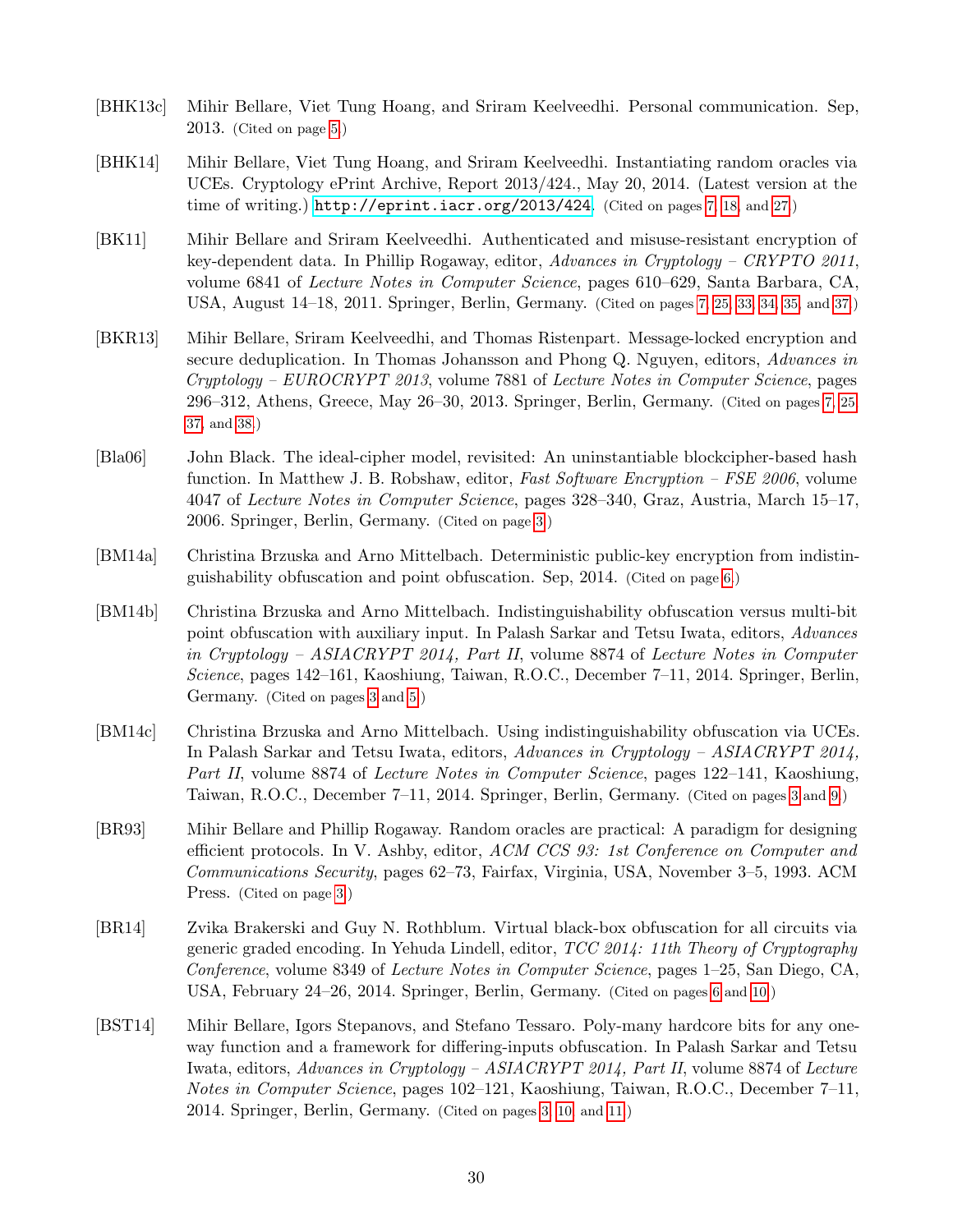[BHK13c] Mihir Bellare, Viet Tung Hoang, and Sriram Keelveedhi. Personal communication. Sep, 2013. (Cited on page 5.)

[BHK14] Mihir Bellare, Viet Tung Hoang, and Sriram Keelveedhi. Instantiating random oracles via UCEs. Cryptology ePrint Archive, Report 2013/424., May 20, 2014. (Latest version at the time of writing.) http://eprint.iacr.org/2013/424. (Cited on pages 7, 18, and 27.)

[BK11] Mihir Bellare and Sriram Keelveedhi. Authenticated and misuse-resistant encryption of key-dependent data. In Phillip Rogaway, editor, *Advances in Cryptology – CRYPTO 2011*, volume 6841 of *Lecture Notes in Computer Science*, pages 610–629, Santa Barbara, CA, USA, August 14–18, 2011. Springer, Berlin, Germany. (Cited on pages 7, 25, 33, 34, 35, and 37.)

[BKR13] Mihir Bellare, Sriram Keelveedhi, and Thomas Ristenpart. Message-locked encryption and secure deduplication. In Thomas Johansson and Phong Q. Nguyen, editors, *Advances in Cryptology – EUROCRYPT 2013*, volume 7881 of *Lecture Notes in Computer Science*, pages 296–312, Athens, Greece, May 26–30, 2013. Springer, Berlin, Germany. (Cited on pages 7, 25, 37, and 38.)

[Bla06] John Black. The ideal-cipher model, revisited: An uninstantiable blockcipher-based hash function. In Matthew J. B. Robshaw, editor, *Fast Software Encryption – FSE 2006*, volume 4047 of *Lecture Notes in Computer Science*, pages 328–340, Graz, Austria, March 15–17, 2006. Springer, Berlin, Germany. (Cited on page 3.)

[BM14a] Christina Brzuska and Arno Mittelbach. Deterministic public-key encryption from indistinguishability obfuscation and point obfuscation. Sep, 2014. (Cited on page 6.)

[BM14b] Christina Brzuska and Arno Mittelbach. Indistinguishability obfuscation versus multi-bit point obfuscation with auxiliary input. In Palash Sarkar and Tetsu Iwata, editors, *Advances in Cryptology – ASIACRYPT 2014, Part II*, volume 8874 of *Lecture Notes in Computer Science*, pages 142–161, Kaoshiung, Taiwan, R.O.C., December 7–11, 2014. Springer, Berlin, Germany. (Cited on pages 3 and 5.)

[BM14c] Christina Brzuska and Arno Mittelbach. Using indistinguishability obfuscation via UCEs. In Palash Sarkar and Tetsu Iwata, editors, *Advances in Cryptology – ASIACRYPT 2014, Part II*, volume 8874 of *Lecture Notes in Computer Science*, pages 122–141, Kaoshiung, Taiwan, R.O.C., December 7–11, 2014. Springer, Berlin, Germany. (Cited on pages 3 and 9.)

[BR93] Mihir Bellare and Phillip Rogaway. Random oracles are practical: A paradigm for designing efficient protocols. In V. Ashby, editor, *ACM CCS 93: 1st Conference on Computer and Communications Security*, pages 62–73, Fairfax, Virginia, USA, November 3–5, 1993. ACM Press. (Cited on page 3.)

[BR14] Zvika Brakerski and Guy N. Rothblum. Virtual black-box obfuscation for all circuits via generic graded encoding. In Yehuda Lindell, editor, *TCC 2014: 11th Theory of Cryptography Conference*, volume 8349 of *Lecture Notes in Computer Science*, pages 1–25, San Diego, CA, USA, February 24–26, 2014. Springer, Berlin, Germany. (Cited on pages 6 and 10.)

[BST14] Mihir Bellare, Igors Stepanovs, and Stefano Tessaro. Poly-many hardcore bits for any one-way function and a framework for differing-inputs obfuscation. In Palash Sarkar and Tetsu Iwata, editors, *Advances in Cryptology – ASIACRYPT 2014, Part II*, volume 8874 of *Lecture Notes in Computer Science*, pages 102–121, Kaoshiung, Taiwan, R.O.C., December 7–11, 2014. Springer, Berlin, Germany. (Cited on pages 3, 10, and 11.)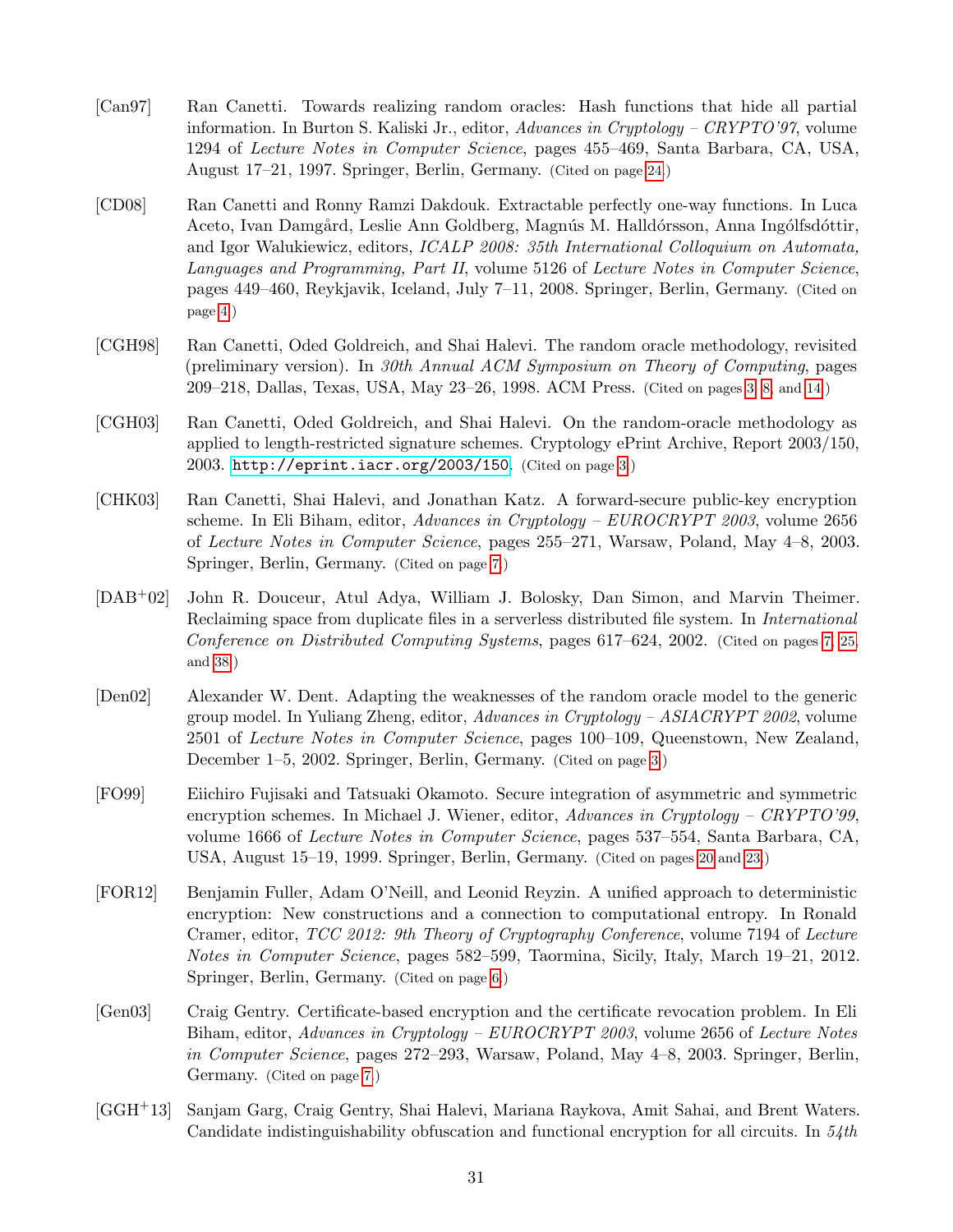[Can97] Ran Canetti. Towards realizing random oracles: Hash functions that hide all partial information. In Burton S. Kaliski Jr., editor, *Advances in Cryptology – CRYPTO'97*, volume 1294 of *Lecture Notes in Computer Science*, pages 455–469, Santa Barbara, CA, USA, August 17–21, 1997. Springer, Berlin, Germany. (Cited on page 24.)

[CD08] Ran Canetti and Ronny Ramzi Dakdouk. Extractable perfectly one-way functions. In Luca Aceto, Ivan Damgård, Leslie Ann Goldberg, Magnús M. Halldórsson, Anna Ingólfsdóttir, and Igor Walukiewicz, editors, *ICALP 2008: 35th International Colloquium on Automata, Languages and Programming, Part II*, volume 5126 of *Lecture Notes in Computer Science*, pages 449–460, Reykjavik, Iceland, July 7–11, 2008. Springer, Berlin, Germany. (Cited on page 4.)

[CGH98] Ran Canetti, Oded Goldreich, and Shai Halevi. The random oracle methodology, revisited (preliminary version). In *30th Annual ACM Symposium on Theory of Computing*, pages 209–218, Dallas, Texas, USA, May 23–26, 1998. ACM Press. (Cited on pages 3, 8, and 14.)

[CGH03] Ran Canetti, Oded Goldreich, and Shai Halevi. On the random-oracle methodology as applied to length-restricted signature schemes. Cryptology ePrint Archive, Report 2003/150, 2003. `http://eprint.iacr.org/2003/150`. (Cited on page 3.)

[CHK03] Ran Canetti, Shai Halevi, and Jonathan Katz. A forward-secure public-key encryption scheme. In Eli Biham, editor, *Advances in Cryptology – EUROCRYPT 2003*, volume 2656 of *Lecture Notes in Computer Science*, pages 255–271, Warsaw, Poland, May 4–8, 2003. Springer, Berlin, Germany. (Cited on page 7.)

[DAB+02] John R. Douceur, Atul Adya, William J. Bolosky, Dan Simon, and Marvin Theimer. Reclaiming space from duplicate files in a serverless distributed file system. In *International Conference on Distributed Computing Systems*, pages 617–624, 2002. (Cited on pages 7, 25, and 38.)

[Den02] Alexander W. Dent. Adapting the weaknesses of the random oracle model to the generic group model. In Yuliang Zheng, editor, *Advances in Cryptology – ASIACRYPT 2002*, volume 2501 of *Lecture Notes in Computer Science*, pages 100–109, Queenstown, New Zealand, December 1–5, 2002. Springer, Berlin, Germany. (Cited on page 3.)

[FO99] Eiichiro Fujisaki and Tatsuaki Okamoto. Secure integration of asymmetric and symmetric encryption schemes. In Michael J. Wiener, editor, *Advances in Cryptology – CRYPTO'99*, volume 1666 of *Lecture Notes in Computer Science*, pages 537–554, Santa Barbara, CA, USA, August 15–19, 1999. Springer, Berlin, Germany. (Cited on pages 20 and 23.)

[FOR12] Benjamin Fuller, Adam O'Neill, and Leonid Reyzin. A unified approach to deterministic encryption: New constructions and a connection to computational entropy. In Ronald Cramer, editor, *TCC 2012: 9th Theory of Cryptography Conference*, volume 7194 of *Lecture Notes in Computer Science*, pages 582–599, Taormina, Sicily, Italy, March 19–21, 2012. Springer, Berlin, Germany. (Cited on page 6.)

[Gen03] Craig Gentry. Certificate-based encryption and the certificate revocation problem. In Eli Biham, editor, *Advances in Cryptology – EUROCRYPT 2003*, volume 2656 of *Lecture Notes in Computer Science*, pages 272–293, Warsaw, Poland, May 4–8, 2003. Springer, Berlin, Germany. (Cited on page 7.)

[GGH+13] Sanjam Garg, Craig Gentry, Shai Halevi, Mariana Raykova, Amit Sahai, and Brent Waters. Candidate indistinguishability obfuscation and functional encryption for all circuits. In *54th*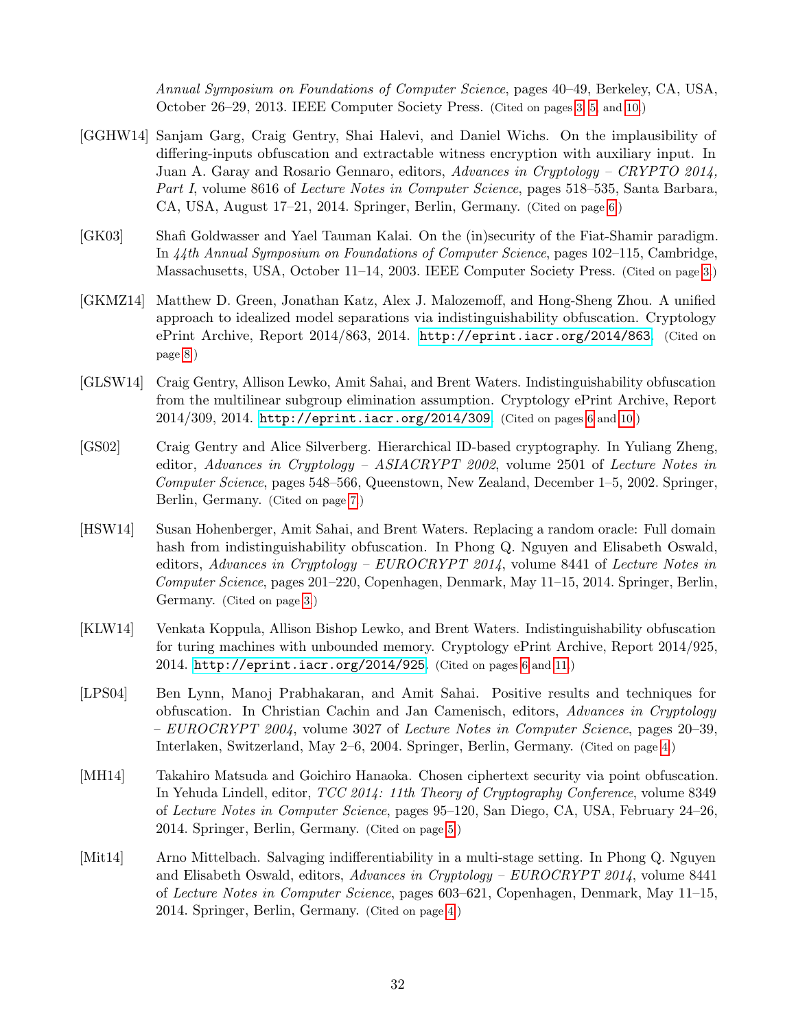*Annual Symposium on Foundations of Computer Science*, pages 40–49, Berkeley, CA, USA, October 26–29, 2013. IEEE Computer Society Press. (Cited on pages 3, 5, and 10.)

[GGHW14] Sanjam Garg, Craig Gentry, Shai Halevi, and Daniel Wichs. On the implausibility of differing-inputs obfuscation and extractable witness encryption with auxiliary input. In Juan A. Garay and Rosario Gennaro, editors, *Advances in Cryptology – CRYPTO 2014, Part I*, volume 8616 of *Lecture Notes in Computer Science*, pages 518–535, Santa Barbara, CA, USA, August 17–21, 2014. Springer, Berlin, Germany. (Cited on page 6.)

[GK03] Shafi Goldwasser and Yael Tauman Kalai. On the (in)security of the Fiat-Shamir paradigm. In *44th Annual Symposium on Foundations of Computer Science*, pages 102–115, Cambridge, Massachusetts, USA, October 11–14, 2003. IEEE Computer Society Press. (Cited on page 3.)

[GKMZ14] Matthew D. Green, Jonathan Katz, Alex J. Malozemoff, and Hong-Sheng Zhou. A unified approach to idealized model separations via indistinguishability obfuscation. Cryptology ePrint Archive, Report 2014/863, 2014. http://eprint.iacr.org/2014/863. (Cited on page 8.)

[GLSW14] Craig Gentry, Allison Lewko, Amit Sahai, and Brent Waters. Indistinguishability obfuscation from the multilinear subgroup elimination assumption. Cryptology ePrint Archive, Report 2014/309, 2014. http://eprint.iacr.org/2014/309. (Cited on pages 6 and 10.)

[GS02] Craig Gentry and Alice Silverberg. Hierarchical ID-based cryptography. In Yuliang Zheng, editor, *Advances in Cryptology – ASIACRYPT 2002*, volume 2501 of *Lecture Notes in Computer Science*, pages 548–566, Queenstown, New Zealand, December 1–5, 2002. Springer, Berlin, Germany. (Cited on page 7.)

[HSW14] Susan Hohenberger, Amit Sahai, and Brent Waters. Replacing a random oracle: Full domain hash from indistinguishability obfuscation. In Phong Q. Nguyen and Elisabeth Oswald, editors, *Advances in Cryptology – EUROCRYPT 2014*, volume 8441 of *Lecture Notes in Computer Science*, pages 201–220, Copenhagen, Denmark, May 11–15, 2014. Springer, Berlin, Germany. (Cited on page 3.)

[KLW14] Venkata Koppula, Allison Bishop Lewko, and Brent Waters. Indistinguishability obfuscation for turing machines with unbounded memory. Cryptology ePrint Archive, Report 2014/925, 2014. http://eprint.iacr.org/2014/925. (Cited on pages 6 and 11.)

[LPS04] Ben Lynn, Manoj Prabhakaran, and Amit Sahai. Positive results and techniques for obfuscation. In Christian Cachin and Jan Camenisch, editors, *Advances in Cryptology – EUROCRYPT 2004*, volume 3027 of *Lecture Notes in Computer Science*, pages 20–39, Interlaken, Switzerland, May 2–6, 2004. Springer, Berlin, Germany. (Cited on page 4.)

[MH14] Takahiro Matsuda and Goichiro Hanaoka. Chosen ciphertext security via point obfuscation. In Yehuda Lindell, editor, *TCC 2014: 11th Theory of Cryptography Conference*, volume 8349 of *Lecture Notes in Computer Science*, pages 95–120, San Diego, CA, USA, February 24–26, 2014. Springer, Berlin, Germany. (Cited on page 5.)

[Mit14] Arno Mittelbach. Salvaging indifferentiability in a multi-stage setting. In Phong Q. Nguyen and Elisabeth Oswald, editors, *Advances in Cryptology – EUROCRYPT 2014*, volume 8441 of *Lecture Notes in Computer Science*, pages 603–621, Copenhagen, Denmark, May 11–15, 2014. Springer, Berlin, Germany. (Cited on page 4.)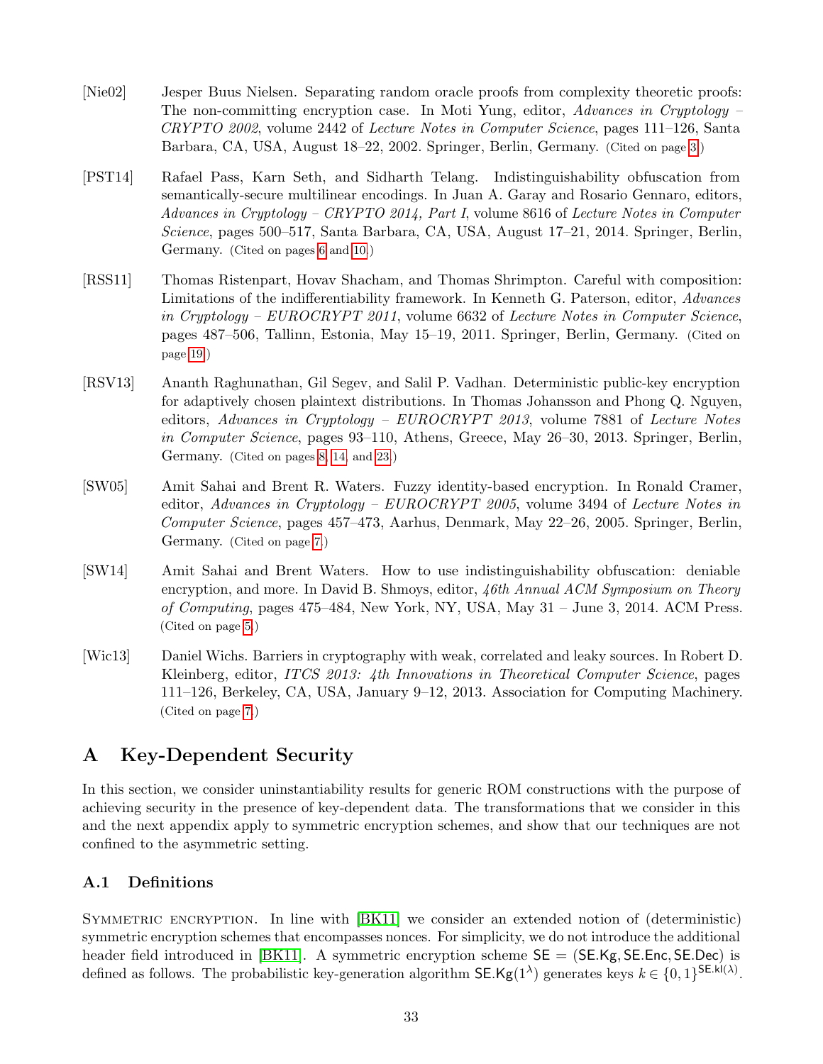[Nie02] Jesper Buus Nielsen. Separating random oracle proofs from complexity theoretic proofs: The non-committing encryption case. In Moti Yung, editor, *Advances in Cryptology – CRYPTO 2002*, volume 2442 of *Lecture Notes in Computer Science*, pages 111–126, Santa Barbara, CA, USA, August 18–22, 2002. Springer, Berlin, Germany. (Cited on page 3.)

[PST14] Rafael Pass, Karn Seth, and Sidharth Telang. Indistinguishability obfuscation from semantically-secure multilinear encodings. In Juan A. Garay and Rosario Gennaro, editors, *Advances in Cryptology – CRYPTO 2014, Part I*, volume 8616 of *Lecture Notes in Computer Science*, pages 500–517, Santa Barbara, CA, USA, August 17–21, 2014. Springer, Berlin, Germany. (Cited on pages 6 and 10.)

[RSS11] Thomas Ristenpart, Hovav Shacham, and Thomas Shrimpton. Careful with composition: Limitations of the indifferentiability framework. In Kenneth G. Paterson, editor, *Advances in Cryptology – EUROCRYPT 2011*, volume 6632 of *Lecture Notes in Computer Science*, pages 487–506, Tallinn, Estonia, May 15–19, 2011. Springer, Berlin, Germany. (Cited on page 19.)

[RSV13] Ananth Raghunathan, Gil Segev, and Salil P. Vadhan. Deterministic public-key encryption for adaptively chosen plaintext distributions. In Thomas Johansson and Phong Q. Nguyen, editors, *Advances in Cryptology – EUROCRYPT 2013*, volume 7881 of *Lecture Notes in Computer Science*, pages 93–110, Athens, Greece, May 26–30, 2013. Springer, Berlin, Germany. (Cited on pages 8, 14, and 23.)

[SW05] Amit Sahai and Brent R. Waters. Fuzzy identity-based encryption. In Ronald Cramer, editor, *Advances in Cryptology – EUROCRYPT 2005*, volume 3494 of *Lecture Notes in Computer Science*, pages 457–473, Aarhus, Denmark, May 22–26, 2005. Springer, Berlin, Germany. (Cited on page 7.)

[SW14] Amit Sahai and Brent Waters. How to use indistinguishability obfuscation: deniable encryption, and more. In David B. Shmoys, editor, *46th Annual ACM Symposium on Theory of Computing*, pages 475–484, New York, NY, USA, May 31 – June 3, 2014. ACM Press. (Cited on page 5.)

[Wic13] Daniel Wichs. Barriers in cryptography with weak, correlated and leaky sources. In Robert D. Kleinberg, editor, *ITCS 2013: 4th Innovations in Theoretical Computer Science*, pages 111–126, Berkeley, CA, USA, January 9–12, 2013. Association for Computing Machinery. (Cited on page 7.)

# A Key-Dependent Security

In this section, we consider uninstantiability results for generic ROM constructions with the purpose of achieving security in the presence of key-dependent data. The transformations that we consider in this and the next appendix apply to symmetric encryption schemes, and show that our techniques are not confined to the asymmetric setting.

## A.1 Definitions

Symmetric encryption. In line with [BK11] we consider an extended notion of (deterministic) symmetric encryption schemes that encompasses nonces. For simplicity, we do not introduce the additional header field introduced in [BK11]. A symmetric encryption scheme $\mathsf{SE} = (\mathsf{SE.Kg}, \mathsf{SE.Enc}, \mathsf{SE.Dec})$ is defined as follows. The probabilistic key-generation algorithm $\mathsf{SE.Kg}(1^\lambda)$ generates keys $k \in \{0,1\}^{\mathsf{SE.kl}(\lambda)}$.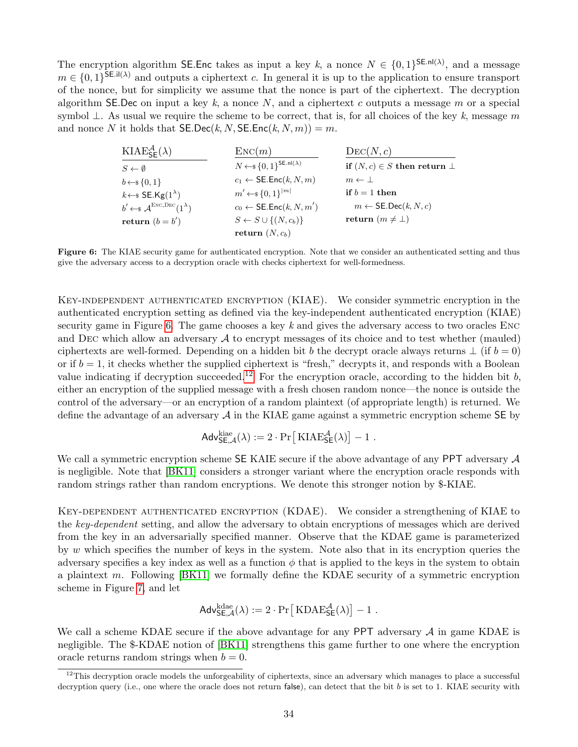The encryption algorithm $\mathsf{SE.Enc}$ takes as input a key $k$, a nonce $N \in \{0,1\}^{\mathsf{SE.nl}(\lambda)}$, and a message $m \in \{0,1\}^{\mathsf{SE.il}(\lambda)}$ and outputs a ciphertext $c$. In general it is up to the application to ensure transport of the nonce, but for simplicity we assume that the nonce is part of the ciphertext. The decryption algorithm $\mathsf{SE.Dec}$ on input a key $k$, a nonce $N$, and a ciphertext $c$ outputs a message $m$ or a special symbol $\perp$. As usual we require the scheme to be correct, that is, for all choices of the key $k$, message $m$ and nonce $N$ it holds that $\mathsf{SE.Dec}(k, N, \mathsf{SE.Enc}(k, N, m)) = m$.

```
KIAE^A_SE(λ)                  Enc(m)                          Dec(N, c)
S ← ∅                         N ←$ {0,1}^SE.nl(λ)             if (N, c) ∈ S then return ⊥
b ←$ {0,1}                    c_1 ← SE.Enc(k, N, m)           m ← ⊥
k ←$ SE.Kg(1^λ)               m' ←$ {0,1}^|m|                 if b = 1 then
b' ←$ A^{Enc,Dec}(1^λ)        c_0 ← SE.Enc(k, N, m')             m ← SE.Dec(k, N, c)
return (b = b')               S ← S ∪ {(N, c_b)}              return (m ≠ ⊥)
                              return (N, c_b)
```

**Figure 6:** The KIAE security game for authenticated encryption. Note that we consider an authenticated setting and thus give the adversary access to a decryption oracle with checks ciphertext for well-formedness.

Key-independent authenticated encryption (KIAE). We consider symmetric encryption in the authenticated encryption setting as defined via the key-independent authenticated encryption (KIAE) security game in Figure 6. The game chooses a key $k$ and gives the adversary access to two oracles Enc and Dec which allow an adversary $\mathcal{A}$ to encrypt messages of its choice and to test whether (mauled) ciphertexts are well-formed. Depending on a hidden bit $b$ the decrypt oracle always returns $\perp$ (if $b = 0$) or if $b = 1$, it checks whether the supplied ciphertext is "fresh," decrypts it, and responds with a Boolean value indicating if decryption succeeded.[12] For the encryption oracle, according to the hidden bit $b$, either an encryption of the supplied message with a fresh chosen random nonce—the nonce is outside the control of the adversary—or an encryption of a random plaintext (of appropriate length) is returned. We define the advantage of an adversary $\mathcal{A}$ in the KIAE game against a symmetric encryption scheme $\mathsf{SE}$ by

$$\mathsf{Adv}^{\mathrm{kiae}}_{\mathsf{SE},\mathcal{A}}(\lambda) := 2 \cdot \Pr\left[\mathrm{KIAE}^{\mathcal{A}}_{\mathsf{SE}}(\lambda)\right] - 1 .$$

We call a symmetric encryption scheme $\mathsf{SE}$ KAIE secure if the above advantage of any $\mathsf{PPT}$ adversary $\mathcal{A}$ is negligible. Note that [BK11] considers a stronger variant where the encryption oracle responds with random strings rather than random encryptions. We denote this stronger notion by \$-KIAE.

Key-dependent authenticated encryption (KDAE). We consider a strengthening of KIAE to the *key-dependent* setting, and allow the adversary to obtain encryptions of messages which are derived from the key in an adversarially specified manner. Observe that the KDAE game is parameterized by $w$ which specifies the number of keys in the system. Note also that in its encryption queries the adversary specifies a key index as well as a function $\phi$ that is applied to the keys in the system to obtain a plaintext $m$. Following [BK11] we formally define the KDAE security of a symmetric encryption scheme in Figure 7, and let

$$\mathsf{Adv}^{\mathrm{kdae}}_{\mathsf{SE},\mathcal{A}}(\lambda) := 2 \cdot \Pr\left[\mathrm{KDAE}^{\mathcal{A}}_{\mathsf{SE}}(\lambda)\right] - 1 .$$

We call a scheme KDAE secure if the above advantage for any $\mathsf{PPT}$ adversary $\mathcal{A}$ in game KDAE is negligible. The \$-KDAE notion of [BK11] strengthens this game further to one where the encryption oracle returns random strings when $b = 0$.

[12] This decryption oracle models the unforgeability of ciphertexts, since an adversary which manages to place a successful decryption query (i.e., one where the oracle does not return false), can detect that the bit $b$ is set to 1. KIAE security with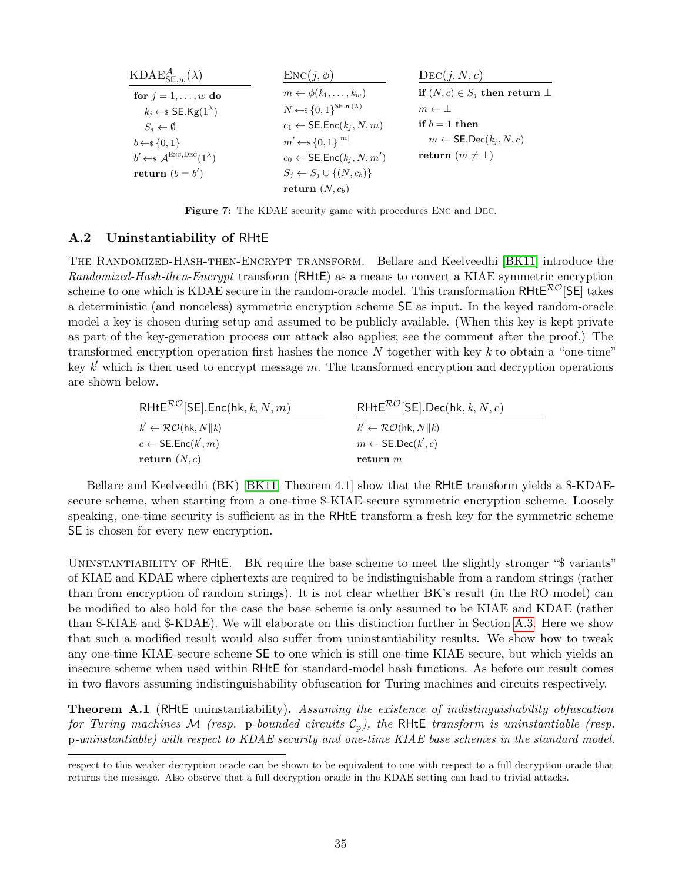```
KDAE^A_{SE,w}(λ)
for j = 1,...,w do
   k_j ←$ SE.Kg(1^λ)
   S_j ← ∅
b ←$ {0,1}
b' ←$ A^{Enc,Dec}(1^λ)
return (b = b')
```

```
Enc(j, φ)
m ← φ(k_1,...,k_w)
N ←$ {0,1}^{SE.nl(λ)}
c_1 ← SE.Enc(k_j, N, m)
m' ←$ {0,1}^{|m|}
c_0 ← SE.Enc(k_j, N, m')
S_j ← S_j ∪ {(N, c_b)}
return (N, c_b)
```

```
Dec(j, N, c)
if (N, c) ∈ S_j then return ⊥
m ← ⊥
if b = 1 then
   m ← SE.Dec(k_j, N, c)
return (m ≠ ⊥)
```

**Figure 7:** The KDAE security game with procedures Enc and Dec.

### A.2 Uninstantiability of RHtE

The Randomized-Hash-then-Encrypt transform. Bellare and Keelveedhi [BK11] introduce the *Randomized-Hash-then-Encrypt* transform (RHtE) as a means to convert a KIAE symmetric encryption scheme to one which is KDAE secure in the random-oracle model. This transformation $\mathsf{RHtE}^{\mathcal{RO}}[\mathsf{SE}]$ takes a deterministic (and nonceless) symmetric encryption scheme SE as input. In the keyed random-oracle model a key is chosen during setup and assumed to be publicly available. (When this key is kept private as part of the key-generation process our attack also applies; see the comment after the proof.) The transformed encryption operation first hashes the nonce $N$ together with key $k$ to obtain a "one-time" key $k'$ which is then used to encrypt message $m$. The transformed encryption and decryption operations are shown below.

```
RHtE^RO[SE].Enc(hk, k, N, m)
k' ← RO(hk, N||k)
c ← SE.Enc(k', m)
return (N, c)
```

```
RHtE^RO[SE].Dec(hk, k, N, c)
k' ← RO(hk, N||k)
m ← SE.Dec(k', c)
return m
```

Bellare and Keelveedhi (BK) [BK11, Theorem 4.1] show that the RHtE transform yields a \$-KDAE-secure scheme, when starting from a one-time \$-KIAE-secure symmetric encryption scheme. Loosely speaking, one-time security is sufficient as in the RHtE transform a fresh key for the symmetric scheme SE is chosen for every new encryption.

Uninstantiability of RHtE. BK require the base scheme to meet the slightly stronger "\$ variants" of KIAE and KDAE where ciphertexts are required to be indistinguishable from a random strings (rather than from encryption of random strings). It is not clear whether BK's result (in the RO model) can be modified to also hold for the case the base scheme is only assumed to be KIAE and KDAE (rather than \$-KIAE and \$-KDAE). We will elaborate on this distinction further in Section A.3. Here we show that such a modified result would also suffer from uninstantiability results. We show how to tweak any one-time KIAE-secure scheme SE to one which is still one-time KIAE secure, but which yields an insecure scheme when used within RHtE for standard-model hash functions. As before our result comes in two flavors assuming indistinguishability obfuscation for Turing machines and circuits respectively.

**Theorem A.1** (RHtE uninstantiability). *Assuming the existence of indistinguishability obfuscation for Turing machines $\mathcal{M}$ (resp. p-bounded circuits $\mathcal{C}_\mathrm{p}$), the RHtE transform is uninstantiable (resp. p-uninstantiable) with respect to KDAE security and one-time KIAE base schemes in the standard model.*

respect to this weaker decryption oracle can be shown to be equivalent to one with respect to a full decryption oracle that returns the message. Also observe that a full decryption oracle in the KDAE setting can lead to trivial attacks.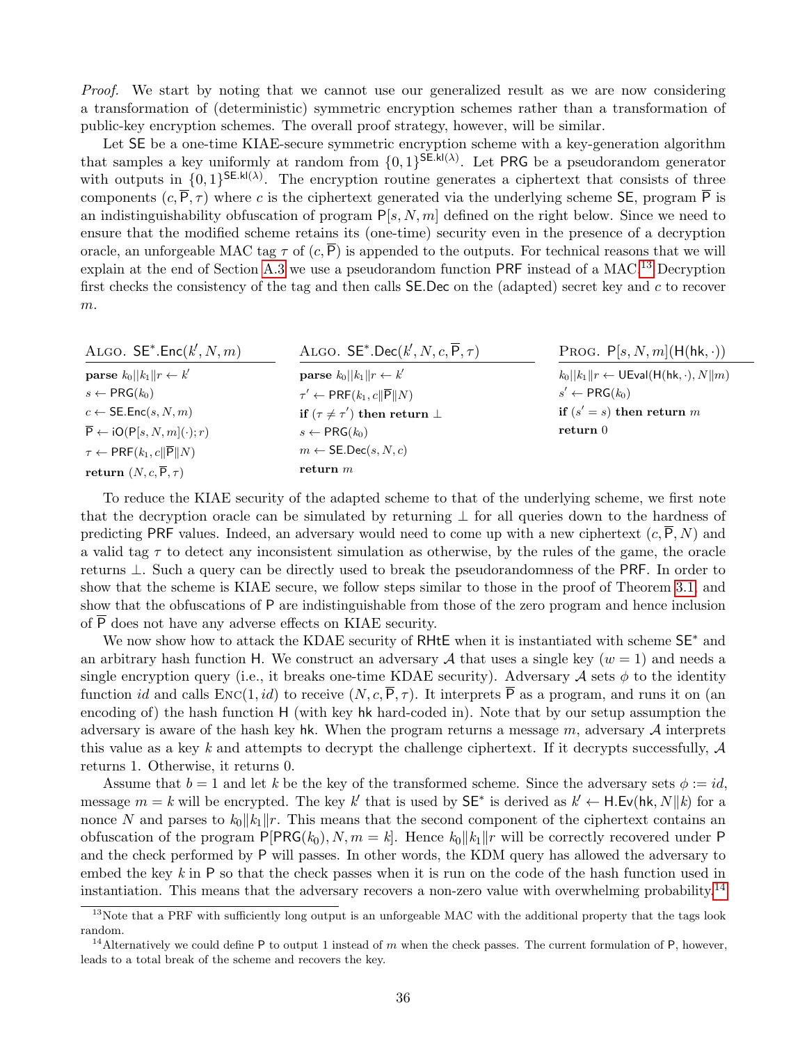*Proof.* We start by noting that we cannot use our generalized result as we are now considering a transformation of (deterministic) symmetric encryption schemes rather than a transformation of public-key encryption schemes. The overall proof strategy, however, will be similar.

Let $\mathsf{SE}$ be a one-time KIAE-secure symmetric encryption scheme with a key-generation algorithm that samples a key uniformly at random from $\{0,1\}^{\mathsf{SE.kl}(\lambda)}$. Let $\mathsf{PRG}$ be a pseudorandom generator with outputs in $\{0,1\}^{\mathsf{SE.kl}(\lambda)}$. The encryption routine generates a ciphertext that consists of three components $(c, \overline{\mathsf{P}}, \tau)$ where $c$ is the ciphertext generated via the underlying scheme $\mathsf{SE}$, program $\overline{\mathsf{P}}$ is an indistinguishability obfuscation of program $\mathsf{P}[s, N, m]$ defined on the right below. Since we need to ensure that the modified scheme retains its (one-time) security even in the presence of a decryption oracle, an unforgeable MAC tag $\tau$ of $(c, \overline{\mathsf{P}})$ is appended to the outputs. For technical reasons that we will explain at the end of Section A.3 we use a pseudorandom function $\mathsf{PRF}$ instead of a MAC.[13] Decryption first checks the consistency of the tag and then calls $\mathsf{SE.Dec}$ on the (adapted) secret key and $c$ to recover $m$.

```
ALGO. SE*.Enc(k', N, m)
  parse k0||k1||r ← k'
  s ← PRG(k0)
  c ← SE.Enc(s, N, m)
  P̄ ← iO(P[s, N, m](·); r)
  τ ← PRF(k1, c||P̄||N)
  return (N, c, P̄, τ)
```

```
ALGO. SE*.Dec(k', N, c, P̄, τ)
  parse k0||k1||r ← k'
  τ' ← PRF(k1, c||P̄||N)
  if (τ ≠ τ') then return ⊥
  s ← PRG(k0)
  m ← SE.Dec(s, N, c)
  return m
```

```
PROG. P[s, N, m](H(hk, ·))
  k0||k1||r ← UEval(H(hk, ·), N||m)
  s' ← PRG(k0)
  if (s' = s) then return m
  return 0
```

To reduce the KIAE security of the adapted scheme to that of the underlying scheme, we first note that the decryption oracle can be simulated by returning $\perp$ for all queries down to the hardness of predicting $\mathsf{PRF}$ values. Indeed, an adversary would need to come up with a new ciphertext $(c, \overline{\mathsf{P}}, N)$ and a valid tag $\tau$ to detect any inconsistent simulation as otherwise, by the rules of the game, the oracle returns $\perp$. Such a query can be directly used to break the pseudorandomness of the $\mathsf{PRF}$. In order to show that the scheme is KIAE secure, we follow steps similar to those in the proof of Theorem 3.1, and show that the obfuscations of $\mathsf{P}$ are indistinguishable from those of the zero program and hence inclusion of $\overline{\mathsf{P}}$ does not have any adverse effects on KIAE security.

We now show how to attack the KDAE security of $\mathsf{RHtE}$ when it is instantiated with scheme $\mathsf{SE}^*$ and an arbitrary hash function $\mathsf{H}$. We construct an adversary $\mathcal{A}$ that uses a single key ($w = 1$) and needs a single encryption query (i.e., it breaks one-time KDAE security). Adversary $\mathcal{A}$ sets $\phi$ to the identity function $id$ and calls $\textsc{Enc}(1, id)$ to receive $(N, c, \overline{\mathsf{P}}, \tau)$. It interprets $\overline{\mathsf{P}}$ as a program, and runs it on (an encoding of) the hash function $\mathsf{H}$ (with key $\mathsf{hk}$ hard-coded in). Note that by our setup assumption the adversary is aware of the hash key $\mathsf{hk}$. When the program returns a message $m$, adversary $\mathcal{A}$ interprets this value as a key $k$ and attempts to decrypt the challenge ciphertext. If it decrypts successfully, $\mathcal{A}$ returns 1. Otherwise, it returns 0.

Assume that $b = 1$ and let $k$ be the key of the transformed scheme. Since the adversary sets $\phi := id$, message $m = k$ will be encrypted. The key $k'$ that is used by $\mathsf{SE}^*$ is derived as $k' \leftarrow \mathsf{H.Ev}(\mathsf{hk}, N\|k)$ for a nonce $N$ and parses to $k_0\|k_1\|r$. This means that the second component of the ciphertext contains an obfuscation of the program $\mathsf{P}[\mathsf{PRG}(k_0), N, m = k]$. Hence $k_0\|k_1\|r$ will be correctly recovered under $\mathsf{P}$ and the check performed by $\mathsf{P}$ will passes. In other words, the KDM query has allowed the adversary to embed the key $k$ in $\mathsf{P}$ so that the check passes when it is run on the code of the hash function used in instantiation. This means that the adversary recovers a non-zero value with overwhelming probability.[14]

[13] Note that a PRF with sufficiently long output is an unforgeable MAC with the additional property that the tags look random.

[14] Alternatively we could define $\mathsf{P}$ to output 1 instead of $m$ when the check passes. The current formulation of $\mathsf{P}$, however, leads to a total break of the scheme and recovers the key.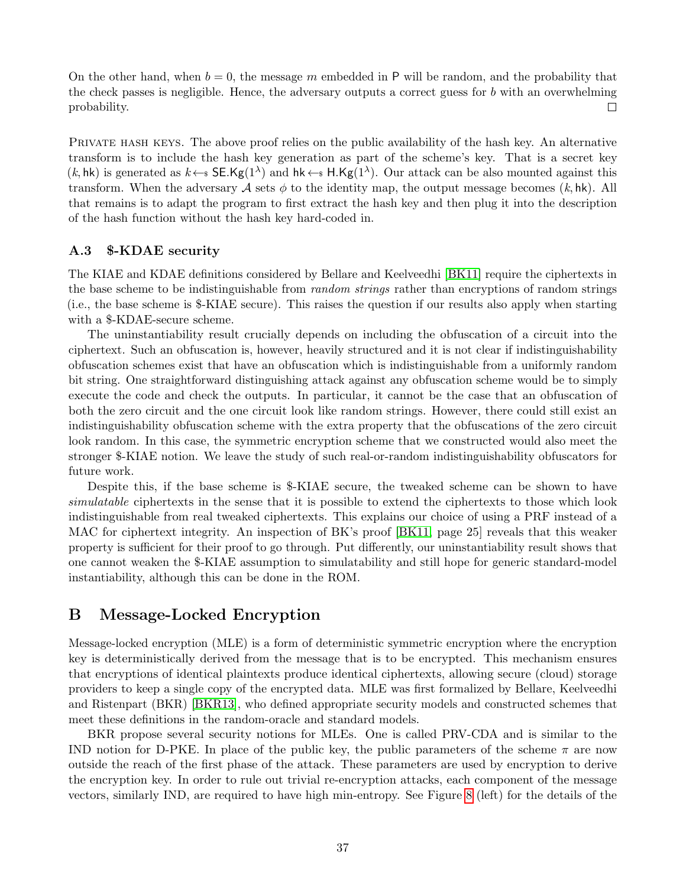On the other hand, when $b = 0$, the message $m$ embedded in $\mathsf{P}$ will be random, and the probability that the check passes is negligible. Hence, the adversary outputs a correct guess for $b$ with an overwhelming probability. □

Private hash keys. The above proof relies on the public availability of the hash key. An alternative transform is to include the hash key generation as part of the scheme's key. That is a secret key $(k, \mathsf{hk})$ is generated as $k \leftarrow_{\$} \mathsf{SE.Kg}(1^\lambda)$ and $\mathsf{hk} \leftarrow_{\$} \mathsf{H.Kg}(1^\lambda)$. Our attack can be also mounted against this transform. When the adversary $\mathcal{A}$ sets $\phi$ to the identity map, the output message becomes $(k, \mathsf{hk})$. All that remains is to adapt the program to first extract the hash key and then plug it into the description of the hash function without the hash key hard-coded in.

### A.3 $-KDAE security

The KIAE and KDAE definitions considered by Bellare and Keelveedhi [BK11] require the ciphertexts in the base scheme to be indistinguishable from *random strings* rather than encryptions of random strings (i.e., the base scheme is $-KIAE secure). This raises the question if our results also apply when starting with a $-KDAE-secure scheme.

The uninstantiability result crucially depends on including the obfuscation of a circuit into the ciphertext. Such an obfuscation is, however, heavily structured and it is not clear if indistinguishability obfuscation schemes exist that have an obfuscation which is indistinguishable from a uniformly random bit string. One straightforward distinguishing attack against any obfuscation scheme would be to simply execute the code and check the outputs. In particular, it cannot be the case that an obfuscation of both the zero circuit and the one circuit look like random strings. However, there could still exist an indistinguishability obfuscation scheme with the extra property that the obfuscations of the zero circuit look random. In this case, the symmetric encryption scheme that we constructed would also meet the stronger $-KIAE notion. We leave the study of such real-or-random indistinguishability obfuscators for future work.

Despite this, if the base scheme is $-KIAE secure, the tweaked scheme can be shown to have *simulatable* ciphertexts in the sense that it is possible to extend the ciphertexts to those which look indistinguishable from real tweaked ciphertexts. This explains our choice of using a PRF instead of a MAC for ciphertext integrity. An inspection of BK's proof [BK11, page 25] reveals that this weaker property is sufficient for their proof to go through. Put differently, our uninstantiability result shows that one cannot weaken the $-KIAE assumption to simulatability and still hope for generic standard-model instantiability, although this can be done in the ROM.

## B Message-Locked Encryption

Message-locked encryption (MLE) is a form of deterministic symmetric encryption where the encryption key is deterministically derived from the message that is to be encrypted. This mechanism ensures that encryptions of identical plaintexts produce identical ciphertexts, allowing secure (cloud) storage providers to keep a single copy of the encrypted data. MLE was first formalized by Bellare, Keelveedhi and Ristenpart (BKR) [BKR13], who defined appropriate security models and constructed schemes that meet these definitions in the random-oracle and standard models.

BKR propose several security notions for MLEs. One is called PRV-CDA and is similar to the IND notion for D-PKE. In place of the public key, the public parameters of the scheme $\pi$ are now outside the reach of the first phase of the attack. These parameters are used by encryption to derive the encryption key. In order to rule out trivial re-encryption attacks, each component of the message vectors, similarly IND, are required to have high min-entropy. See Figure 8 (left) for the details of the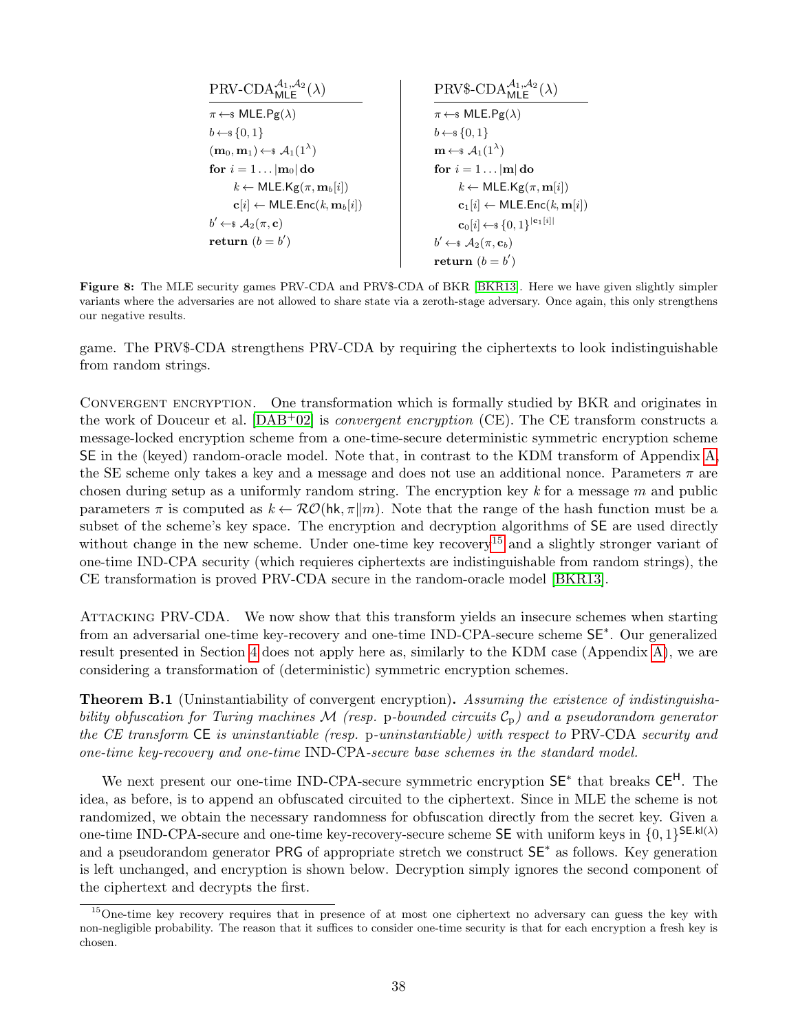| $\text{PRV-CDA}_{\mathsf{MLE}}^{\mathcal{A}_1,\mathcal{A}_2}(\lambda)$ | $\text{PRV\$-CDA}_{\mathsf{MLE}}^{\mathcal{A}_1,\mathcal{A}_2}(\lambda)$ |
|---|---|
| $\pi \leftarrow\!\!\$\ \mathsf{MLE.Pg}(\lambda)$ | $\pi \leftarrow\!\!\$\ \mathsf{MLE.Pg}(\lambda)$ |
| $b \leftarrow\!\!\$\ \{0,1\}$ | $b \leftarrow\!\!\$\ \{0,1\}$ |
| $(\mathbf{m}_0, \mathbf{m}_1) \leftarrow\!\!\$\ \mathcal{A}_1(1^\lambda)$ | $\mathbf{m} \leftarrow\!\!\$\ \mathcal{A}_1(1^\lambda)$ |
| **for** $i = 1 \ldots |\mathbf{m}_0|$ **do** | **for** $i = 1 \ldots |\mathbf{m}|$ **do** |
| $\quad k \leftarrow \mathsf{MLE.Kg}(\pi, \mathbf{m}_b[i])$ | $\quad k \leftarrow \mathsf{MLE.Kg}(\pi, \mathbf{m}[i])$ |
| $\quad \mathbf{c}[i] \leftarrow \mathsf{MLE.Enc}(k, \mathbf{m}_b[i])$ | $\quad \mathbf{c}_1[i] \leftarrow \mathsf{MLE.Enc}(k, \mathbf{m}[i])$ |
| $b' \leftarrow\!\!\$\ \mathcal{A}_2(\pi, \mathbf{c})$ | $\quad \mathbf{c}_0[i] \leftarrow\!\!\$\ \{0,1\}^{|\mathbf{c}_1[i]|}$ |
| **return** $(b = b')$ | $b' \leftarrow\!\!\$\ \mathcal{A}_2(\pi, \mathbf{c}_b)$ |
| | **return** $(b = b')$ |

**Figure 8:** The MLE security games PRV-CDA and PRV\$-CDA of BKR [BKR13]. Here we have given slightly simpler variants where the adversaries are not allowed to share state via a zeroth-stage adversary. Once again, this only strengthens our negative results.

game. The PRV\$-CDA strengthens PRV-CDA by requiring the ciphertexts to look indistinguishable from random strings.

**Convergent encryption.** One transformation which is formally studied by BKR and originates in the work of Douceur et al. [DAB+02] is *convergent encryption* (CE). The CE transform constructs a message-locked encryption scheme from a one-time-secure deterministic symmetric encryption scheme $\mathsf{SE}$ in the (keyed) random-oracle model. Note that, in contrast to the KDM transform of Appendix A, the SE scheme only takes a key and a message and does not use an additional nonce. Parameters $\pi$ are chosen during setup as a uniformly random string. The encryption key $k$ for a message $m$ and public parameters $\pi$ is computed as $k \leftarrow \mathcal{RO}(\mathsf{hk}, \pi \| m)$. Note that the range of the hash function must be a subset of the scheme's key space. The encryption and decryption algorithms of $\mathsf{SE}$ are used directly without change in the new scheme. Under one-time key recovery[15] and a slightly stronger variant of one-time IND-CPA security (which requieres ciphertexts are indistinguishable from random strings), the CE transformation is proved PRV-CDA secure in the random-oracle model [BKR13].

**Attacking PRV-CDA.** We now show that this transform yields an insecure schemes when starting from an adversarial one-time key-recovery and one-time IND-CPA-secure scheme $\mathsf{SE}^*$. Our generalized result presented in Section 4 does not apply here as, similarly to the KDM case (Appendix A), we are considering a transformation of (deterministic) symmetric encryption schemes.

**Theorem B.1** (Uninstantiability of convergent encryption)**.** *Assuming the existence of indistinguishability obfuscation for Turing machines $\mathcal{M}$ (resp.* p*-bounded circuits $\mathcal{C}_\mathrm{p}$) and a pseudorandom generator the CE transform* $\mathsf{CE}$ *is uninstantiable (resp.* p*-uninstantiable) with respect to* PRV-CDA *security and one-time key-recovery and one-time* IND-CPA*-secure base schemes in the standard model.*

We next present our one-time IND-CPA-secure symmetric encryption $\mathsf{SE}^*$ that breaks $\mathsf{CE}^\mathsf{H}$. The idea, as before, is to append an obfuscated circuited to the ciphertext. Since in MLE the scheme is not randomized, we obtain the necessary randomness for obfuscation directly from the secret key. Given a one-time IND-CPA-secure and one-time key-recovery-secure scheme $\mathsf{SE}$ with uniform keys in $\{0,1\}^{\mathsf{SE.kl}(\lambda)}$ and a pseudorandom generator $\mathsf{PRG}$ of appropriate stretch we construct $\mathsf{SE}^*$ as follows. Key generation is left unchanged, and encryption is shown below. Decryption simply ignores the second component of the ciphertext and decrypts the first.

[15] One-time key recovery requires that in presence of at most one ciphertext no adversary can guess the key with non-negligible probability. The reason that it suffices to consider one-time security is that for each encryption a fresh key is chosen.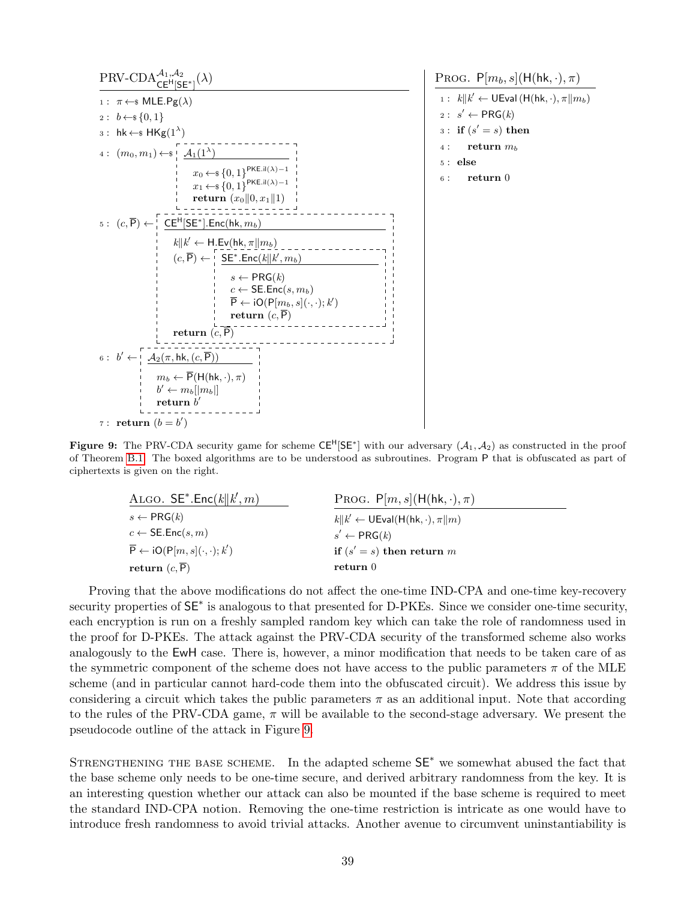```
PRV-CDA^{A1,A2}_{CE^H[SE*]}(λ)
1 : π ←$ MLE.Pg(λ)
2 : b ←$ {0,1}
3 : hk ←$ HKg(1^λ)
4 : (m0, m1) ←$  | A1(1^λ)
                 |   x0 ←$ {0,1}^{PKE.il(λ)−1}
                 |   x1 ←$ {0,1}^{PKE.il(λ)−1}
                 |   return (x0‖0, x1‖1)
5 : (c, P̄) ←  | CE^H[SE*].Enc(hk, mb)
               |   k‖k' ← H.Ev(hk, π‖mb)
               |   (c, P̄) ← | SE*.Enc(k‖k', mb)
               |              |   s ← PRG(k)
               |              |   c ← SE.Enc(s, mb)
               |              |   P̄ ← iO(P[mb, s](·,·); k')
               |              |   return (c, P̄)
               |   return (c, P̄)
6 : b' ← | A2(π, hk, (c, P̄))
         |   mb ← P̄(H(hk,·), π)
         |   b' ← mb[|mb|]
         |   return b'
7 : return (b = b')
```

```
PROG. P[mb, s](H(hk,·), π)
1 : k‖k' ← UEval(H(hk,·), π‖mb)
2 : s' ← PRG(k)
3 : if (s' = s) then
4 :     return mb
5 : else
6 :     return 0
```

**Figure 9:** The PRV-CDA security game for scheme $\mathsf{CE}^{\mathsf{H}}[\mathsf{SE}^*]$ with our adversary $(\mathcal{A}_1, \mathcal{A}_2)$ as constructed in the proof of Theorem B.1. The boxed algorithms are to be understood as subroutines. Program $\mathsf{P}$ that is obfuscated as part of ciphertexts is given on the right.

```
ALGO. SE*.Enc(k‖k', m)
s ← PRG(k)
c ← SE.Enc(s, m)
P̄ ← iO(P[m, s](·,·); k')
return (c, P̄)
```

```
PROG. P[m, s](H(hk,·), π)
k‖k' ← UEval(H(hk,·), π‖m)
s' ← PRG(k)
if (s' = s) then return m
return 0
```

Proving that the above modifications do not affect the one-time IND-CPA and one-time key-recovery security properties of $\mathsf{SE}^*$ is analogous to that presented for D-PKEs. Since we consider one-time security, each encryption is run on a freshly sampled random key which can take the role of randomness used in the proof for D-PKEs. The attack against the PRV-CDA security of the transformed scheme also works analogously to the $\mathsf{EwH}$ case. There is, however, a minor modification that needs to be taken care of as the symmetric component of the scheme does not have access to the public parameters $\pi$ of the MLE scheme (and in particular cannot hard-code them into the obfuscated circuit). We address this issue by considering a circuit which takes the public parameters $\pi$ as an additional input. Note that according to the rules of the PRV-CDA game, $\pi$ will be available to the second-stage adversary. We present the pseudocode outline of the attack in Figure 9.

STRENGTHENING THE BASE SCHEME. In the adapted scheme $\mathsf{SE}^*$ we somewhat abused the fact that the base scheme only needs to be one-time secure, and derived arbitrary randomness from the key. It is an interesting question whether our attack can also be mounted if the base scheme is required to meet the standard IND-CPA notion. Removing the one-time restriction is intricate as one would have to introduce fresh randomness to avoid trivial attacks. Another avenue to circumvent uninstantiability is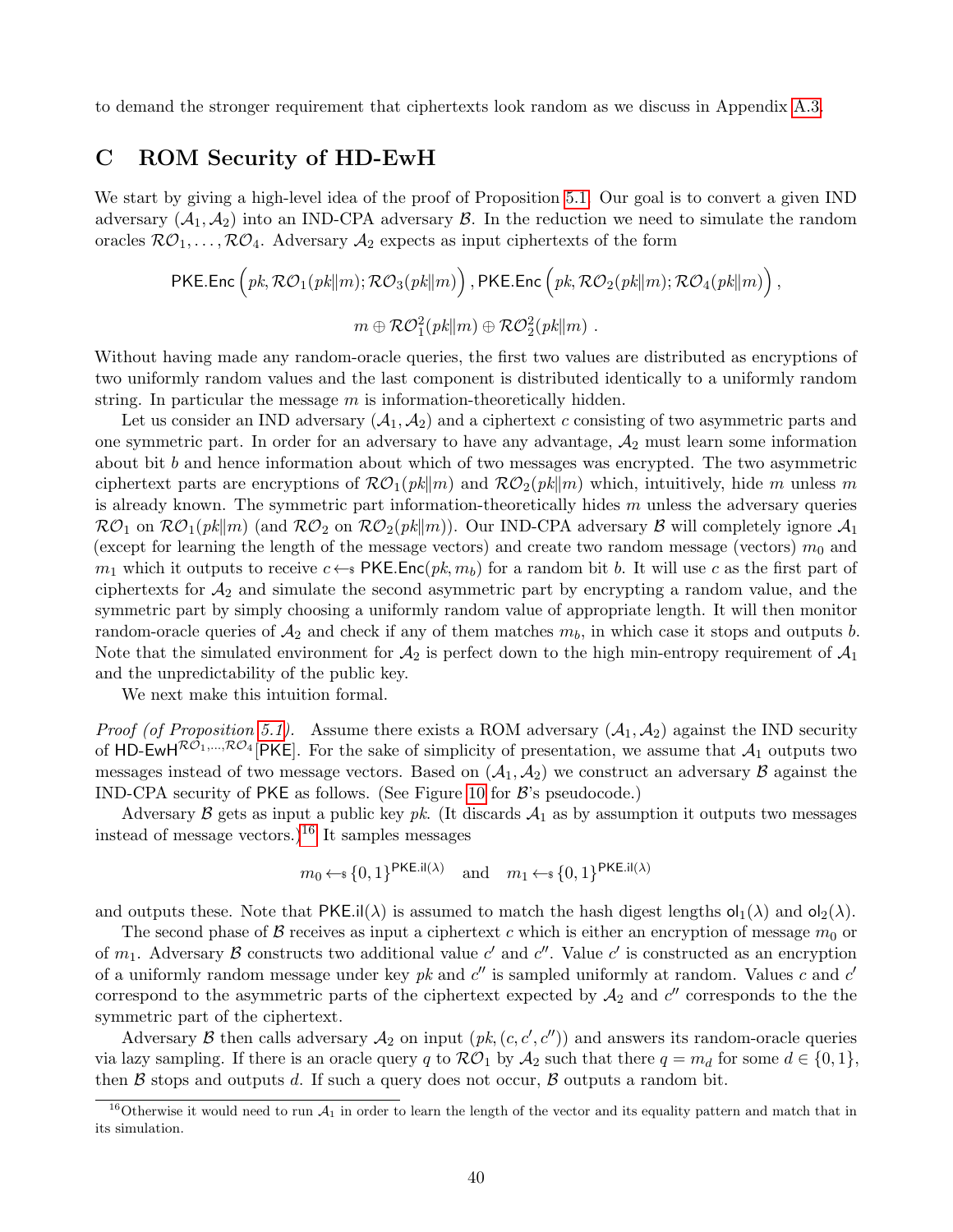to demand the stronger requirement that ciphertexts look random as we discuss in Appendix A.3.

# C ROM Security of HD-EwH

We start by giving a high-level idea of the proof of Proposition 5.1. Our goal is to convert a given IND adversary $(\mathcal{A}_1, \mathcal{A}_2)$ into an IND-CPA adversary $\mathcal{B}$. In the reduction we need to simulate the random oracles $\mathcal{RO}_1, \ldots, \mathcal{RO}_4$. Adversary $\mathcal{A}_2$ expects as input ciphertexts of the form

$$\mathsf{PKE.Enc}\left(pk, \mathcal{RO}_1(pk\|m); \mathcal{RO}_3(pk\|m)\right), \mathsf{PKE.Enc}\left(pk, \mathcal{RO}_2(pk\|m); \mathcal{RO}_4(pk\|m)\right),$$

$$m \oplus \mathcal{RO}_1^2(pk\|m) \oplus \mathcal{RO}_2^2(pk\|m)\ .$$

Without having made any random-oracle queries, the first two values are distributed as encryptions of two uniformly random values and the last component is distributed identically to a uniformly random string. In particular the message $m$ is information-theoretically hidden.

Let us consider an IND adversary $(\mathcal{A}_1, \mathcal{A}_2)$ and a ciphertext $c$ consisting of two asymmetric parts and one symmetric part. In order for an adversary to have any advantage, $\mathcal{A}_2$ must learn some information about bit $b$ and hence information about which of two messages was encrypted. The two asymmetric ciphertext parts are encryptions of $\mathcal{RO}_1(pk\|m)$ and $\mathcal{RO}_2(pk\|m)$ which, intuitively, hide $m$ unless $m$ is already known. The symmetric part information-theoretically hides $m$ unless the adversary queries $\mathcal{RO}_1$ on $\mathcal{RO}_1(pk\|m)$ (and $\mathcal{RO}_2$ on $\mathcal{RO}_2(pk\|m)$). Our IND-CPA adversary $\mathcal{B}$ will completely ignore $\mathcal{A}_1$ (except for learning the length of the message vectors) and create two random message (vectors) $m_0$ and $m_1$ which it outputs to receive $c \leftarrow\!\!\$\ \mathsf{PKE.Enc}(pk, m_b)$ for a random bit $b$. It will use $c$ as the first part of ciphertexts for $\mathcal{A}_2$ and simulate the second asymmetric part by encrypting a random value, and the symmetric part by simply choosing a uniformly random value of appropriate length. It will then monitor random-oracle queries of $\mathcal{A}_2$ and check if any of them matches $m_b$, in which case it stops and outputs $b$. Note that the simulated environment for $\mathcal{A}_2$ is perfect down to the high min-entropy requirement of $\mathcal{A}_1$ and the unpredictability of the public key.

We next make this intuition formal.

*Proof (of Proposition 5.1).* Assume there exists a ROM adversary $(\mathcal{A}_1, \mathcal{A}_2)$ against the IND security of $\mathsf{HD\text{-}EwH}^{\mathcal{RO}_1,\ldots,\mathcal{RO}_4}[\mathsf{PKE}]$. For the sake of simplicity of presentation, we assume that $\mathcal{A}_1$ outputs two messages instead of two message vectors. Based on $(\mathcal{A}_1, \mathcal{A}_2)$ we construct an adversary $\mathcal{B}$ against the IND-CPA security of $\mathsf{PKE}$ as follows. (See Figure 10 for $\mathcal{B}$'s pseudocode.)

Adversary $\mathcal{B}$ gets as input a public key $pk$. (It discards $\mathcal{A}_1$ as by assumption it outputs two messages instead of message vectors.)[16] It samples messages

$$m_0 \leftarrow\!\!\$\ \{0,1\}^{\mathsf{PKE.il}(\lambda)} \quad \text{and} \quad m_1 \leftarrow\!\!\$\ \{0,1\}^{\mathsf{PKE.il}(\lambda)}$$

and outputs these. Note that $\mathsf{PKE.il}(\lambda)$ is assumed to match the hash digest lengths $\mathsf{ol}_1(\lambda)$ and $\mathsf{ol}_2(\lambda)$.

The second phase of $\mathcal{B}$ receives as input a ciphertext $c$ which is either an encryption of message $m_0$ or of $m_1$. Adversary $\mathcal{B}$ constructs two additional value $c'$ and $c''$. Value $c'$ is constructed as an encryption of a uniformly random message under key $pk$ and $c''$ is sampled uniformly at random. Values $c$ and $c'$ correspond to the asymmetric parts of the ciphertext expected by $\mathcal{A}_2$ and $c''$ corresponds to the the symmetric part of the ciphertext.

Adversary $\mathcal{B}$ then calls adversary $\mathcal{A}_2$ on input $(pk, (c, c', c''))$ and answers its random-oracle queries via lazy sampling. If there is an oracle query $q$ to $\mathcal{RO}_1$ by $\mathcal{A}_2$ such that there $q = m_d$ for some $d \in \{0, 1\}$, then $\mathcal{B}$ stops and outputs $d$. If such a query does not occur, $\mathcal{B}$ outputs a random bit.

[16] Otherwise it would need to run $\mathcal{A}_1$ in order to learn the length of the vector and its equality pattern and match that in its simulation.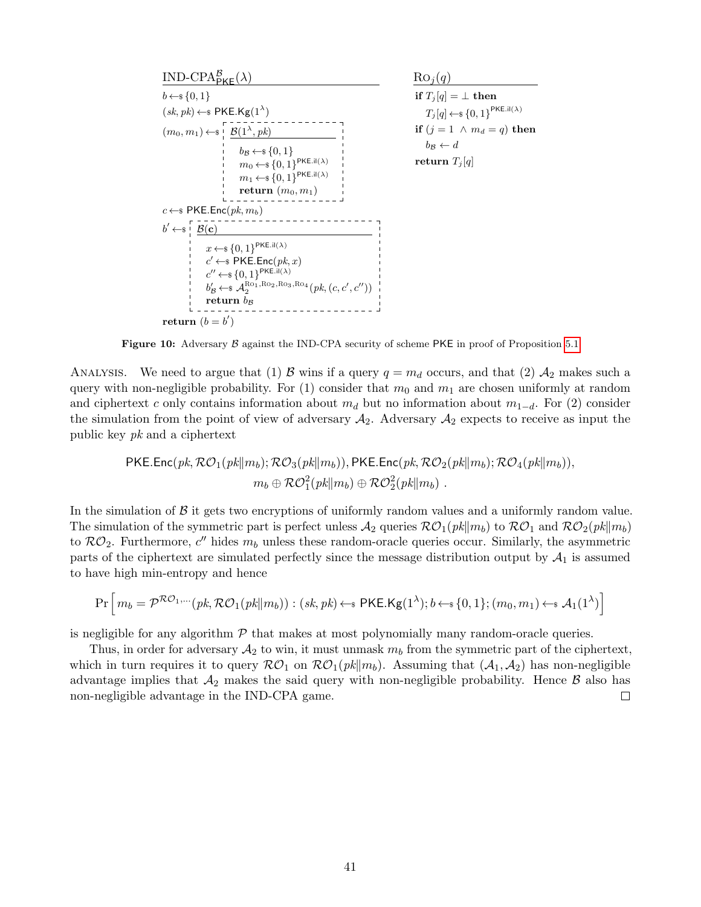```
IND-CPA^B_PKE(λ)
b ←$ {0,1}
(sk, pk) ←$ PKE.Kg(1^λ)
(m0, m1) ←$ B(1^λ, pk)
    b_B ←$ {0,1}
    m0 ←$ {0,1}^PKE.il(λ)
    m1 ←$ {0,1}^PKE.il(λ)
    return (m0, m1)
c ←$ PKE.Enc(pk, m_b)
b' ←$ B(c)
    x ←$ {0,1}^PKE.il(λ)
    c' ←$ PKE.Enc(pk, x)
    c'' ←$ {0,1}^PKE.il(λ)
    b'_B ←$ A_2^{Ro1,Ro2,Ro3,Ro4}(pk, (c, c', c''))
    return b_B
return (b = b')

Ro_j(q)
if T_j[q] = ⊥ then
    T_j[q] ←$ {0,1}^PKE.il(λ)
if (j = 1 ∧ m_d = q) then
    b_B ← d
return T_j[q]
```

**Figure 10:** Adversary $\mathcal{B}$ against the IND-CPA security of scheme PKE in proof of Proposition 5.1

Analysis. We need to argue that (1) $\mathcal{B}$ wins if a query $q = m_d$ occurs, and that (2) $\mathcal{A}_2$ makes such a query with non-negligible probability. For (1) consider that $m_0$ and $m_1$ are chosen uniformly at random and ciphertext $c$ only contains information about $m_d$ but no information about $m_{1-d}$. For (2) consider the simulation from the point of view of adversary $\mathcal{A}_2$. Adversary $\mathcal{A}_2$ expects to receive as input the public key $pk$ and a ciphertext

$$\mathsf{PKE.Enc}(pk, \mathcal{RO}_1(pk\|m_b); \mathcal{RO}_3(pk\|m_b)), \mathsf{PKE.Enc}(pk, \mathcal{RO}_2(pk\|m_b); \mathcal{RO}_4(pk\|m_b)), \\ m_b \oplus \mathcal{RO}_1^2(pk\|m_b) \oplus \mathcal{RO}_2^2(pk\|m_b)\ .$$

In the simulation of $\mathcal{B}$ it gets two encryptions of uniformly random values and a uniformly random value. The simulation of the symmetric part is perfect unless $\mathcal{A}_2$ queries $\mathcal{RO}_1(pk\|m_b)$ to $\mathcal{RO}_1$ and $\mathcal{RO}_2(pk\|m_b)$ to $\mathcal{RO}_2$. Furthermore, $c''$ hides $m_b$ unless these random-oracle queries occur. Similarly, the asymmetric parts of the ciphertext are simulated perfectly since the message distribution output by $\mathcal{A}_1$ is assumed to have high min-entropy and hence

$$\Pr\Big[\, m_b = \mathcal{P}^{\mathcal{RO}_1,\cdots}(pk, \mathcal{RO}_1(pk\|m_b)) : (sk, pk) \leftarrow_\$ \mathsf{PKE.Kg}(1^\lambda); b \leftarrow_\$ \{0,1\}; (m_0, m_1) \leftarrow_\$ \mathcal{A}_1(1^\lambda)\Big]$$

is negligible for any algorithm $\mathcal{P}$ that makes at most polynomially many random-oracle queries.

Thus, in order for adversary $\mathcal{A}_2$ to win, it must unmask $m_b$ from the symmetric part of the ciphertext, which in turn requires it to query $\mathcal{RO}_1$ on $\mathcal{RO}_1(pk\|m_b)$. Assuming that $(\mathcal{A}_1, \mathcal{A}_2)$ has non-negligible advantage implies that $\mathcal{A}_2$ makes the said query with non-negligible probability. Hence $\mathcal{B}$ also has non-negligible advantage in the IND-CPA game. □